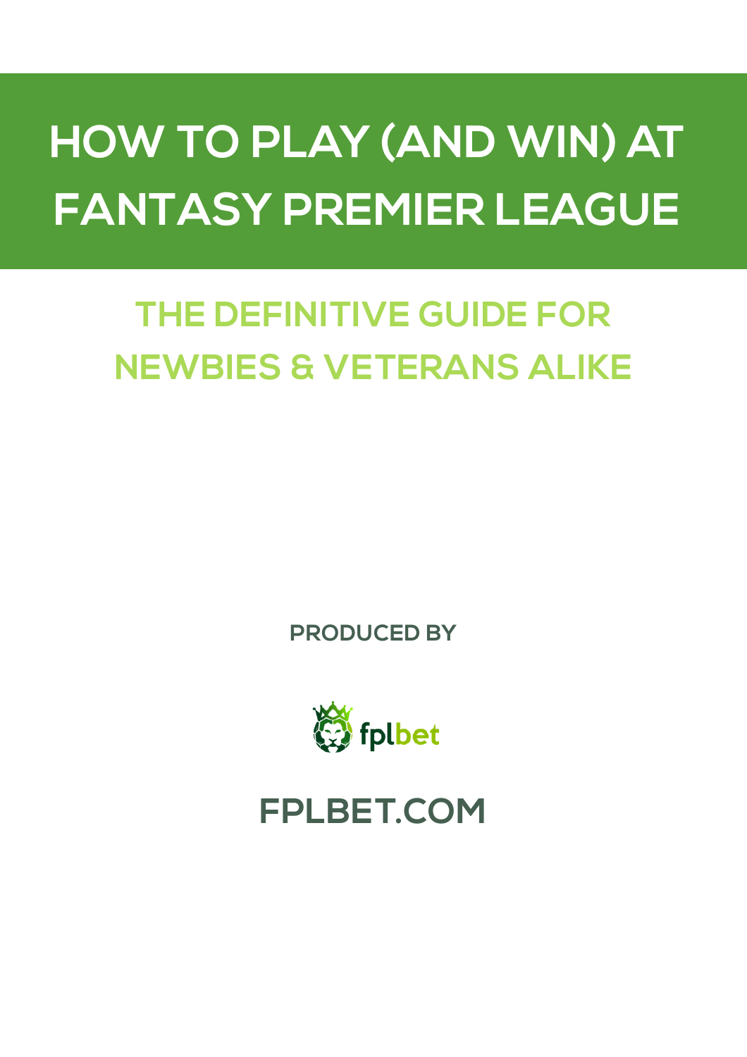# HOW TO PLAY (AND WIN) AT FANTASY PREMIER LEAGUE

## THE DEFINITIVE GUIDE FOR NEWBIES & VETERANS ALIKE

PRODUCED BY

fplbet

FPLBET.COM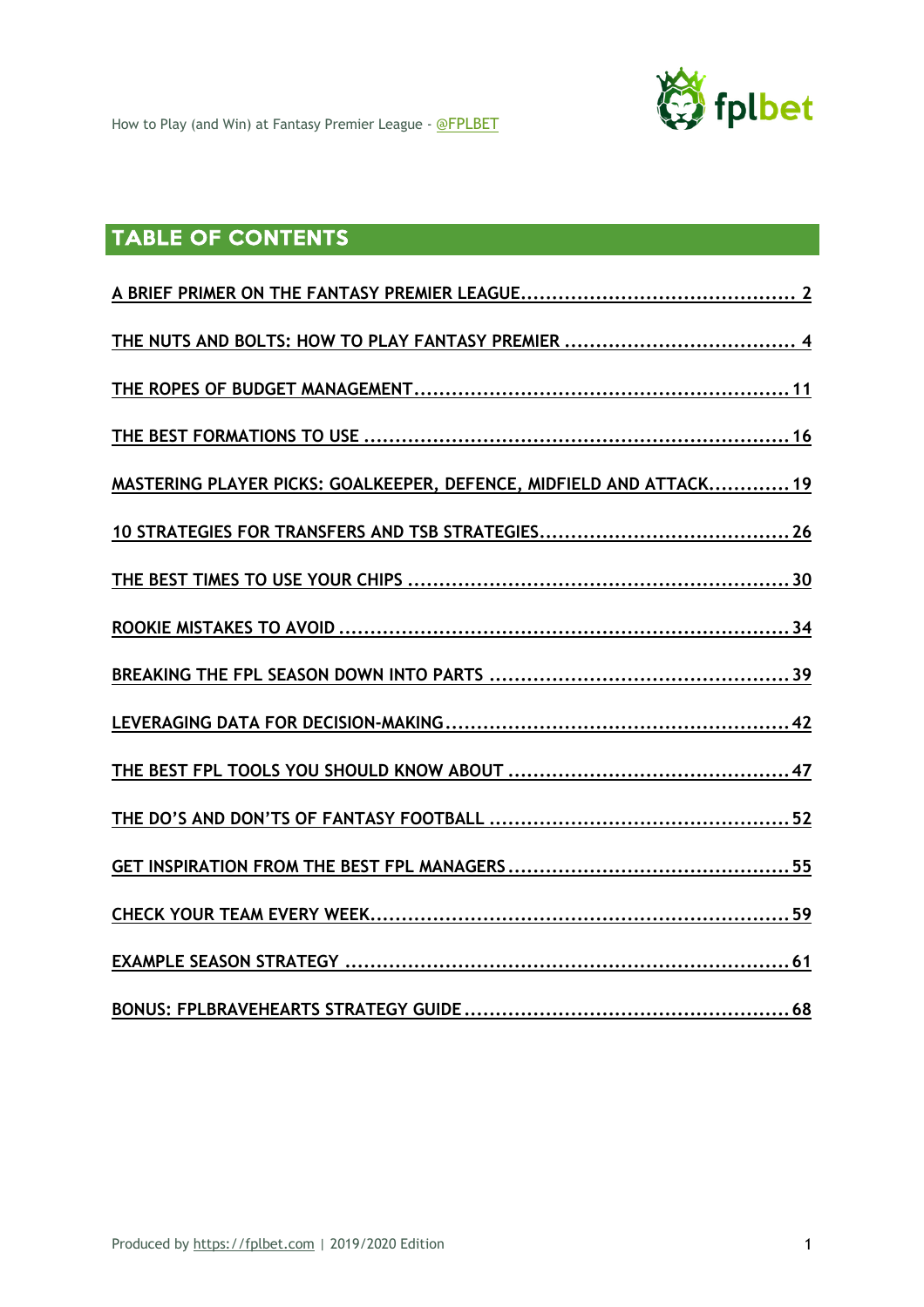# TABLE OF CONTENTS

A BRIEF PRIMER ON THE FANTASY PREMIER LEAGUE ........................................... 2

THE NUTS AND BOLTS: HOW TO PLAY FANTASY PREMIER ..................................... 4

THE ROPES OF BUDGET MANAGEMENT ........................................................... 11

THE BEST FORMATIONS TO USE .................................................................... 16

MASTERING PLAYER PICKS: GOALKEEPER, DEFENCE, MIDFIELD AND ATTACK............. 19

10 STRATEGIES FOR TRANSFERS AND TSB STRATEGIES........................................ 26

THE BEST TIMES TO USE YOUR CHIPS ............................................................ 30

ROOKIE MISTAKES TO AVOID ....................................................................... 34

BREAKING THE FPL SEASON DOWN INTO PARTS ................................................ 39

LEVERAGING DATA FOR DECISION-MAKING...................................................... 42

THE BEST FPL TOOLS YOU SHOULD KNOW ABOUT ............................................ 47

THE DO'S AND DON'TS OF FANTASY FOOTBALL ................................................ 52

GET INSPIRATION FROM THE BEST FPL MANAGERS ............................................ 55

CHECK YOUR TEAM EVERY WEEK................................................................... 59

EXAMPLE SEASON STRATEGY ....................................................................... 61

BONUS: FPLBRAVEHEARTS STRATEGY GUIDE .................................................... 68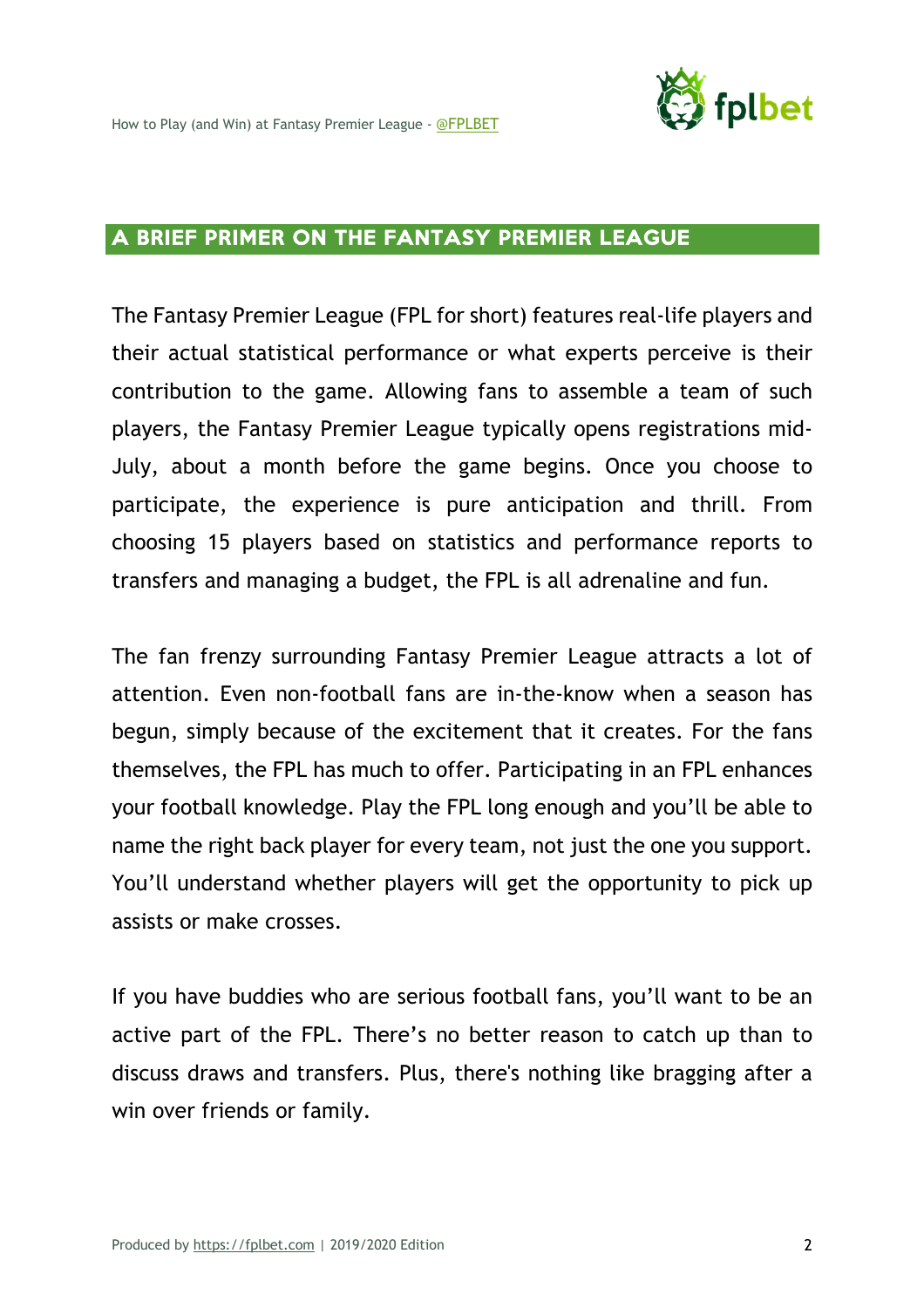## A BRIEF PRIMER ON THE FANTASY PREMIER LEAGUE

The Fantasy Premier League (FPL for short) features real-life players and their actual statistical performance or what experts perceive is their contribution to the game. Allowing fans to assemble a team of such players, the Fantasy Premier League typically opens registrations mid-July, about a month before the game begins. Once you choose to participate, the experience is pure anticipation and thrill. From choosing 15 players based on statistics and performance reports to transfers and managing a budget, the FPL is all adrenaline and fun.

The fan frenzy surrounding Fantasy Premier League attracts a lot of attention. Even non-football fans are in-the-know when a season has begun, simply because of the excitement that it creates. For the fans themselves, the FPL has much to offer. Participating in an FPL enhances your football knowledge. Play the FPL long enough and you'll be able to name the right back player for every team, not just the one you support. You'll understand whether players will get the opportunity to pick up assists or make crosses.

If you have buddies who are serious football fans, you'll want to be an active part of the FPL. There's no better reason to catch up than to discuss draws and transfers. Plus, there's nothing like bragging after a win over friends or family.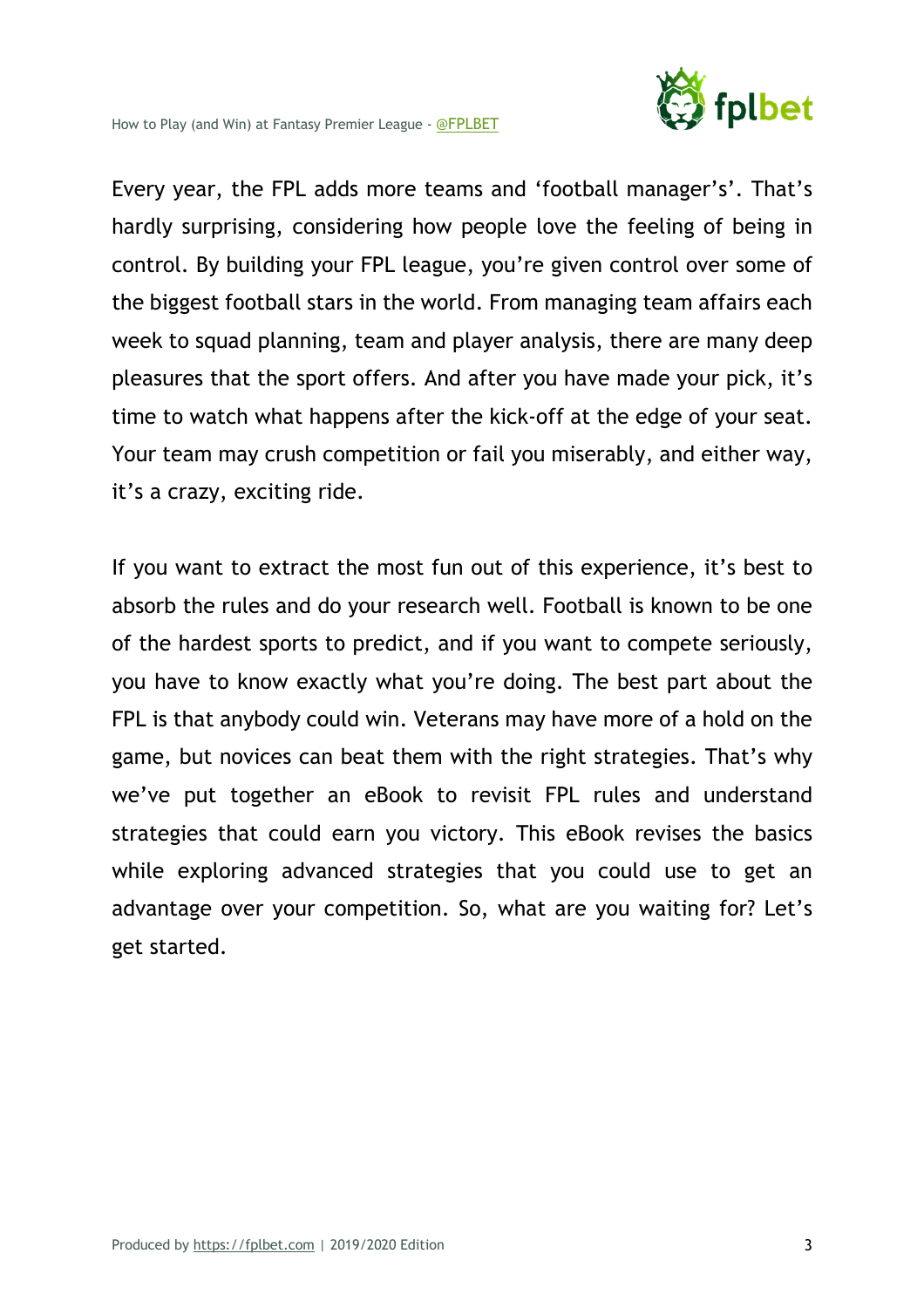Every year, the FPL adds more teams and 'football manager's'. That's hardly surprising, considering how people love the feeling of being in control. By building your FPL league, you're given control over some of the biggest football stars in the world. From managing team affairs each week to squad planning, team and player analysis, there are many deep pleasures that the sport offers. And after you have made your pick, it's time to watch what happens after the kick-off at the edge of your seat. Your team may crush competition or fail you miserably, and either way, it's a crazy, exciting ride.

If you want to extract the most fun out of this experience, it's best to absorb the rules and do your research well. Football is known to be one of the hardest sports to predict, and if you want to compete seriously, you have to know exactly what you're doing. The best part about the FPL is that anybody could win. Veterans may have more of a hold on the game, but novices can beat them with the right strategies. That's why we've put together an eBook to revisit FPL rules and understand strategies that could earn you victory. This eBook revises the basics while exploring advanced strategies that you could use to get an advantage over your competition. So, what are you waiting for? Let's get started.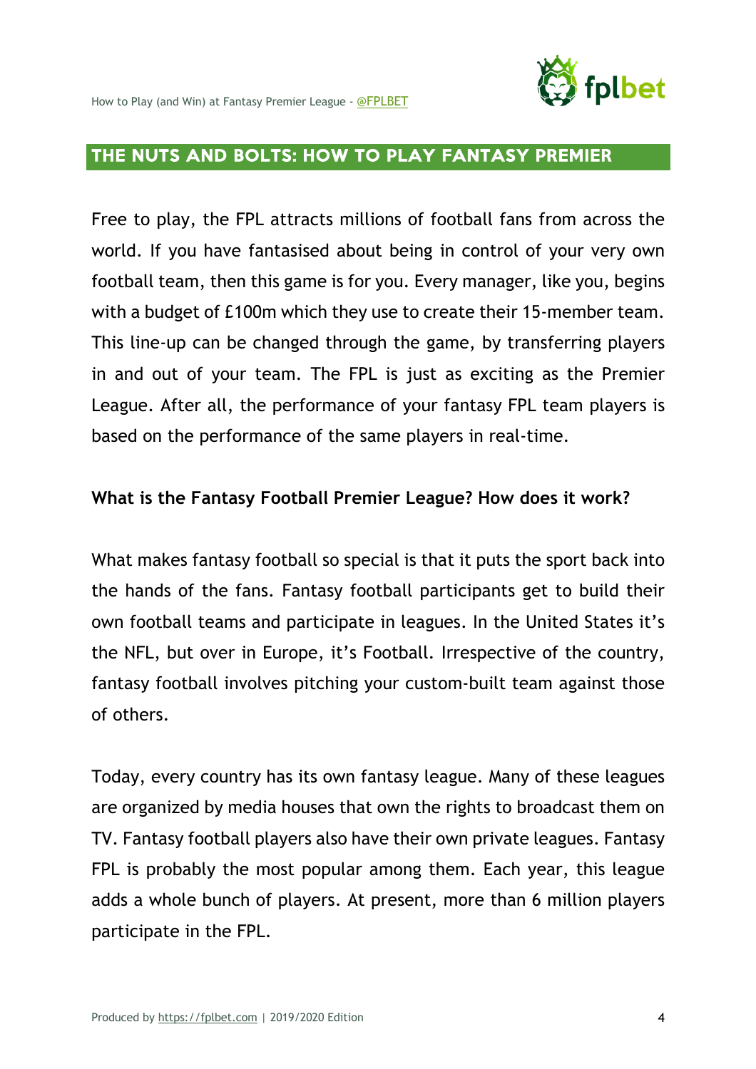## THE NUTS AND BOLTS: HOW TO PLAY FANTASY PREMIER

Free to play, the FPL attracts millions of football fans from across the world. If you have fantasised about being in control of your very own football team, then this game is for you. Every manager, like you, begins with a budget of £100m which they use to create their 15-member team. This line-up can be changed through the game, by transferring players in and out of your team. The FPL is just as exciting as the Premier League. After all, the performance of your fantasy FPL team players is based on the performance of the same players in real-time.

**What is the Fantasy Football Premier League? How does it work?**

What makes fantasy football so special is that it puts the sport back into the hands of the fans. Fantasy football participants get to build their own football teams and participate in leagues. In the United States it's the NFL, but over in Europe, it's Football. Irrespective of the country, fantasy football involves pitching your custom-built team against those of others.

Today, every country has its own fantasy league. Many of these leagues are organized by media houses that own the rights to broadcast them on TV. Fantasy football players also have their own private leagues. Fantasy FPL is probably the most popular among them. Each year, this league adds a whole bunch of players. At present, more than 6 million players participate in the FPL.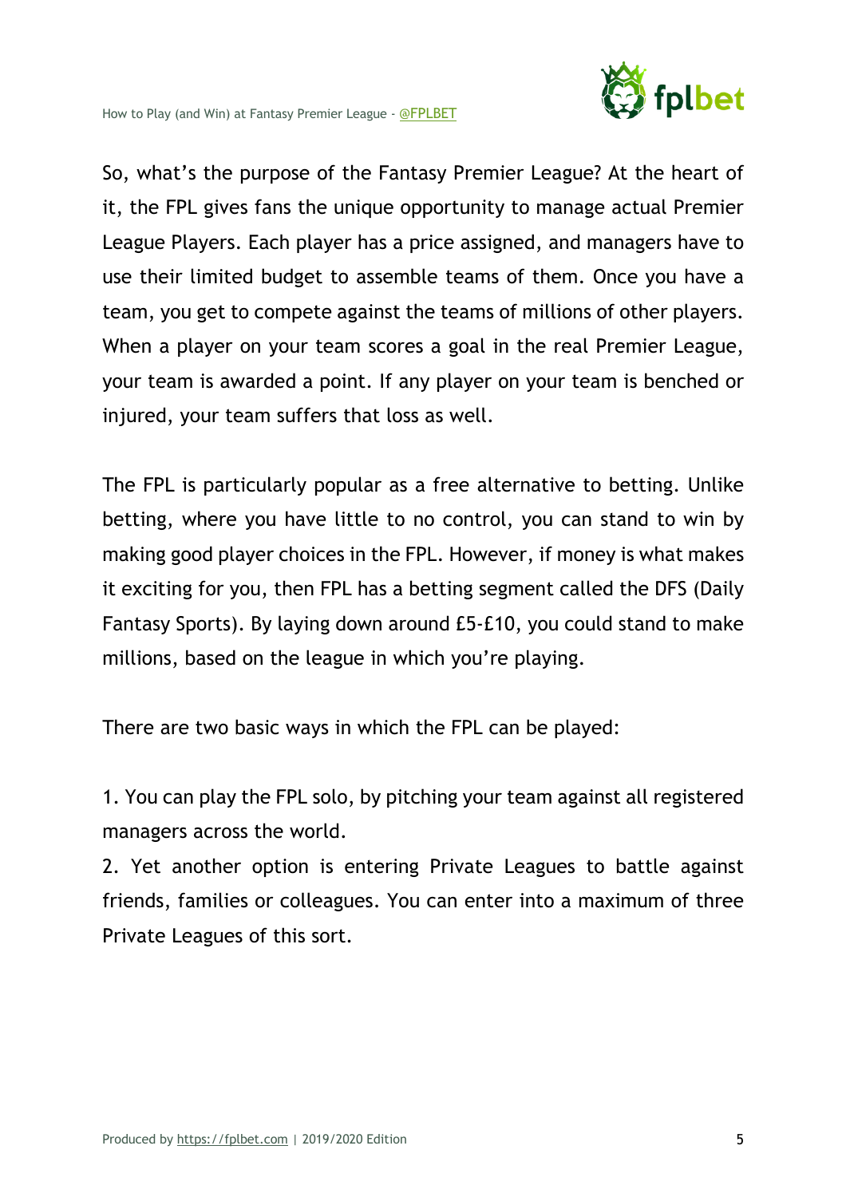So, what's the purpose of the Fantasy Premier League? At the heart of it, the FPL gives fans the unique opportunity to manage actual Premier League Players. Each player has a price assigned, and managers have to use their limited budget to assemble teams of them. Once you have a team, you get to compete against the teams of millions of other players. When a player on your team scores a goal in the real Premier League, your team is awarded a point. If any player on your team is benched or injured, your team suffers that loss as well.

The FPL is particularly popular as a free alternative to betting. Unlike betting, where you have little to no control, you can stand to win by making good player choices in the FPL. However, if money is what makes it exciting for you, then FPL has a betting segment called the DFS (Daily Fantasy Sports). By laying down around £5-£10, you could stand to make millions, based on the league in which you're playing.

There are two basic ways in which the FPL can be played:

1. You can play the FPL solo, by pitching your team against all registered managers across the world.
2. Yet another option is entering Private Leagues to battle against friends, families or colleagues. You can enter into a maximum of three Private Leagues of this sort.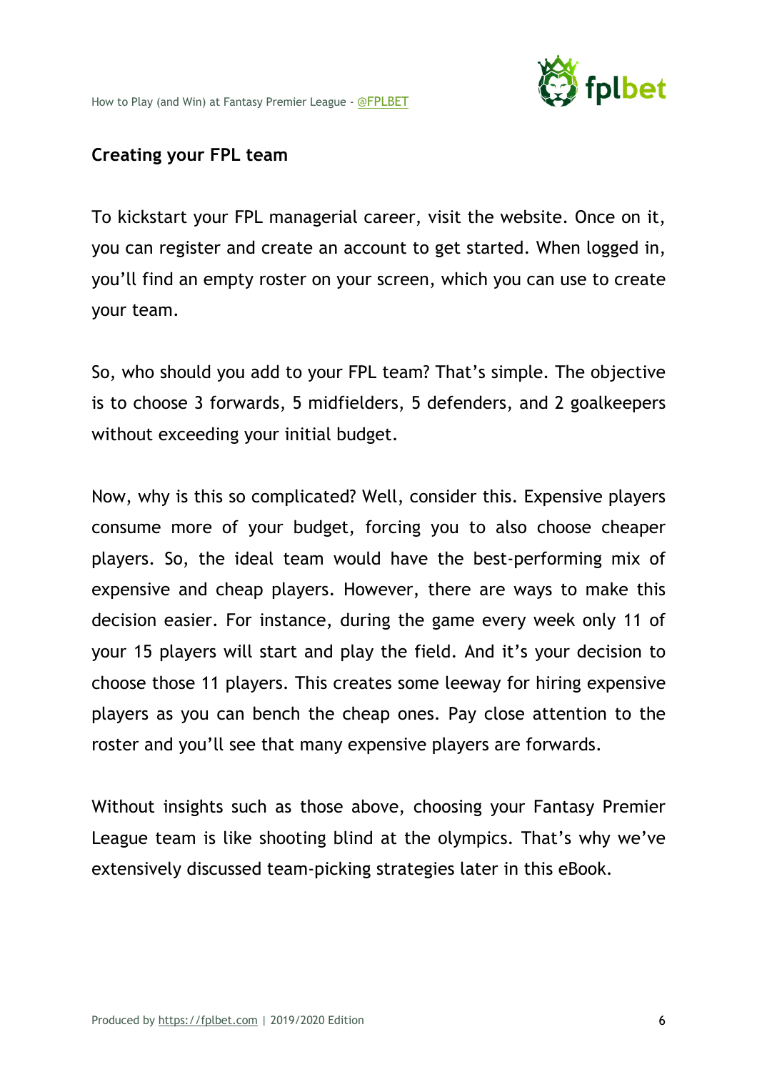### Creating your FPL team

To kickstart your FPL managerial career, visit the website. Once on it, you can register and create an account to get started. When logged in, you'll find an empty roster on your screen, which you can use to create your team.

So, who should you add to your FPL team? That's simple. The objective is to choose 3 forwards, 5 midfielders, 5 defenders, and 2 goalkeepers without exceeding your initial budget.

Now, why is this so complicated? Well, consider this. Expensive players consume more of your budget, forcing you to also choose cheaper players. So, the ideal team would have the best-performing mix of expensive and cheap players. However, there are ways to make this decision easier. For instance, during the game every week only 11 of your 15 players will start and play the field. And it's your decision to choose those 11 players. This creates some leeway for hiring expensive players as you can bench the cheap ones. Pay close attention to the roster and you'll see that many expensive players are forwards.

Without insights such as those above, choosing your Fantasy Premier League team is like shooting blind at the olympics. That's why we've extensively discussed team-picking strategies later in this eBook.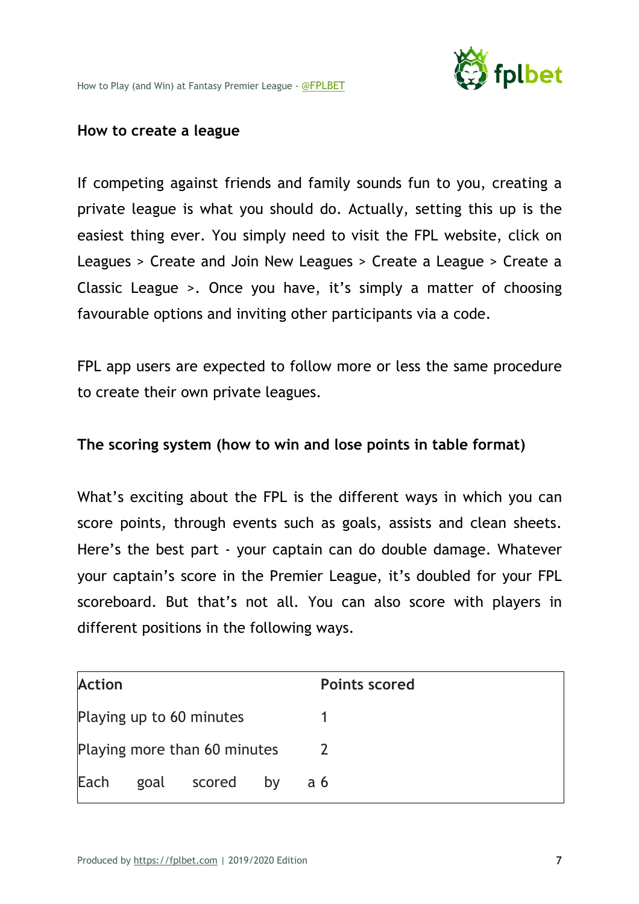## How to create a league

If competing against friends and family sounds fun to you, creating a private league is what you should do. Actually, setting this up is the easiest thing ever. You simply need to visit the FPL website, click on Leagues > Create and Join New Leagues > Create a League > Create a Classic League >. Once you have, it's simply a matter of choosing favourable options and inviting other participants via a code.

FPL app users are expected to follow more or less the same procedure to create their own private leagues.

## The scoring system (how to win and lose points in table format)

What's exciting about the FPL is the different ways in which you can score points, through events such as goals, assists and clean sheets. Here's the best part - your captain can do double damage. Whatever your captain's score in the Premier League, it's doubled for your FPL scoreboard. But that's not all. You can also score with players in different positions in the following ways.

| Action | Points scored |
|---|---|
| Playing up to 60 minutes | 1 |
| Playing more than 60 minutes | 2 |
| Each goal scored by a | 6 |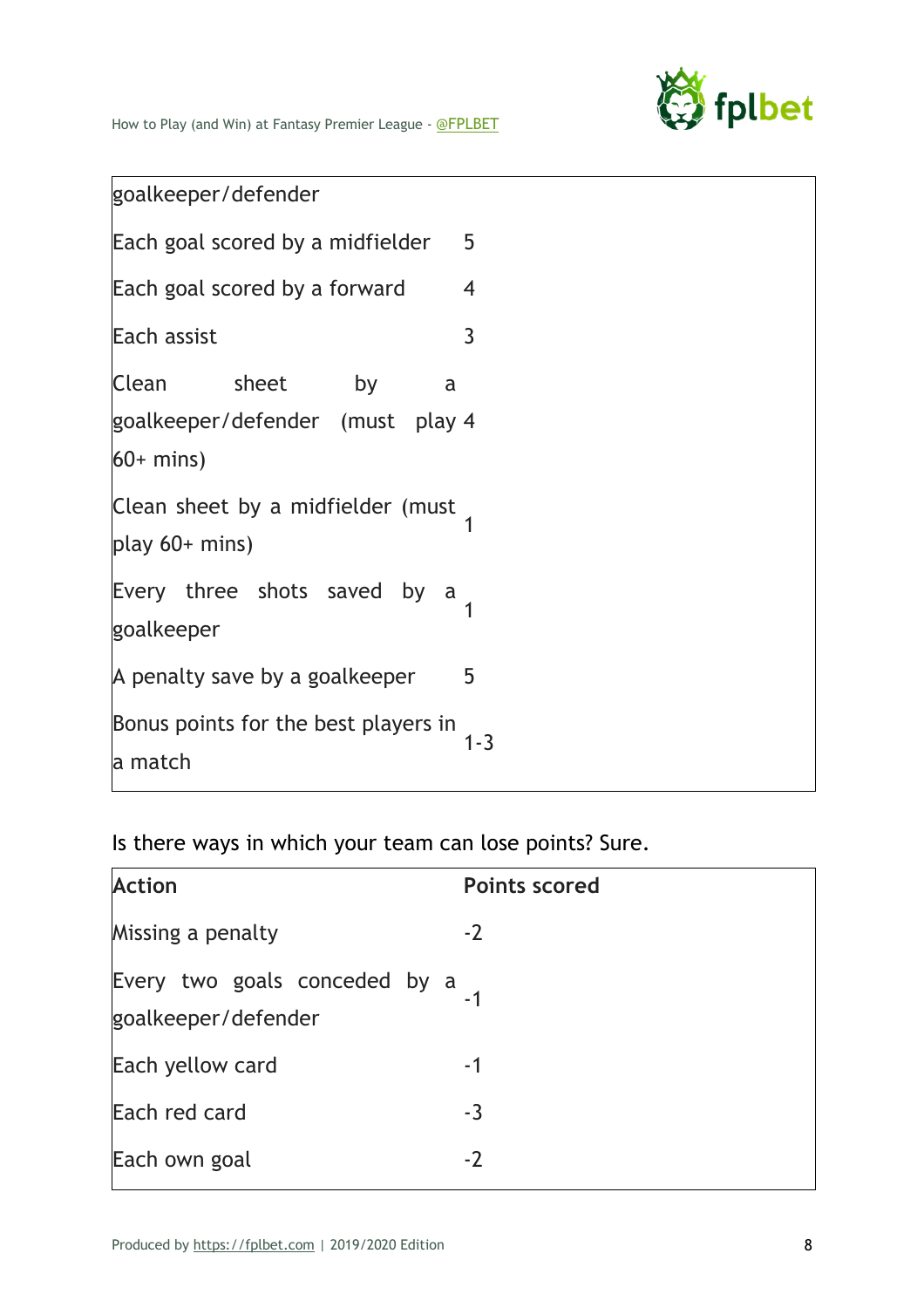| | |
|---|---|
| goalkeeper/defender | |
| Each goal scored by a midfielder | 5 |
| Each goal scored by a forward | 4 |
| Each assist | 3 |
| Clean sheet by a goalkeeper/defender (must play 60+ mins) | 4 |
| Clean sheet by a midfielder (must play 60+ mins) | 1 |
| Every three shots saved by a goalkeeper | 1 |
| A penalty save by a goalkeeper | 5 |
| Bonus points for the best players in a match | 1-3 |

Is there ways in which your team can lose points? Sure.

| Action | Points scored |
|---|---|
| Missing a penalty | -2 |
| Every two goals conceded by a goalkeeper/defender | -1 |
| Each yellow card | -1 |
| Each red card | -3 |
| Each own goal | -2 |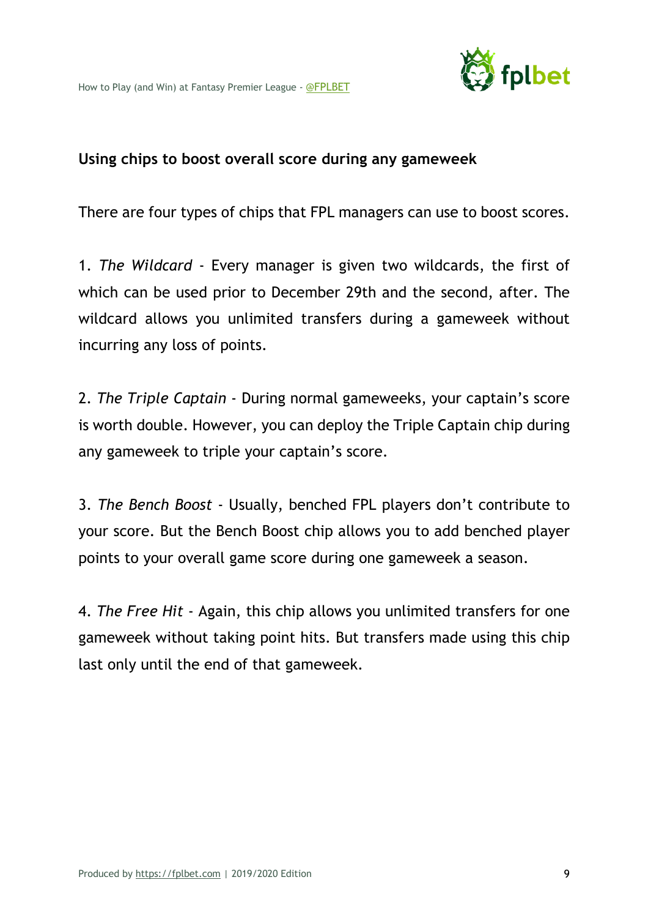**Using chips to boost overall score during any gameweek**

There are four types of chips that FPL managers can use to boost scores.

1. *The Wildcard* - Every manager is given two wildcards, the first of which can be used prior to December 29th and the second, after. The wildcard allows you unlimited transfers during a gameweek without incurring any loss of points.

2. *The Triple Captain* - During normal gameweeks, your captain's score is worth double. However, you can deploy the Triple Captain chip during any gameweek to triple your captain's score.

3. *The Bench Boost* - Usually, benched FPL players don't contribute to your score. But the Bench Boost chip allows you to add benched player points to your overall game score during one gameweek a season.

4. *The Free Hit* - Again, this chip allows you unlimited transfers for one gameweek without taking point hits. But transfers made using this chip last only until the end of that gameweek.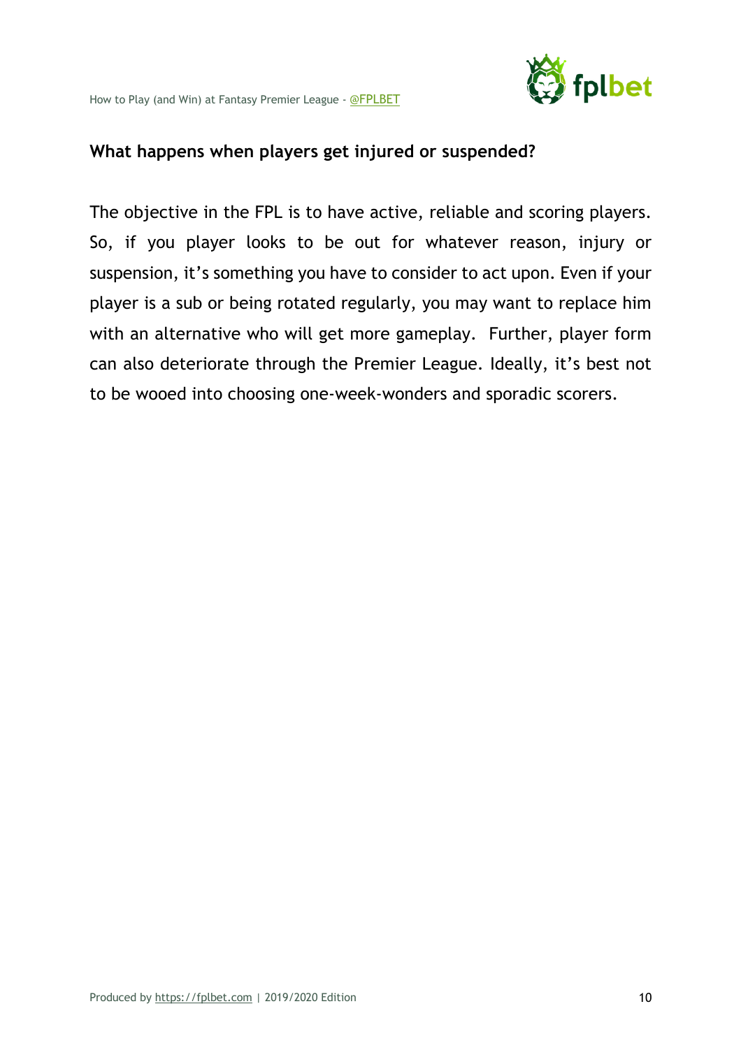### What happens when players get injured or suspended?

The objective in the FPL is to have active, reliable and scoring players. So, if you player looks to be out for whatever reason, injury or suspension, it's something you have to consider to act upon. Even if your player is a sub or being rotated regularly, you may want to replace him with an alternative who will get more gameplay. Further, player form can also deteriorate through the Premier League. Ideally, it's best not to be wooed into choosing one-week-wonders and sporadic scorers.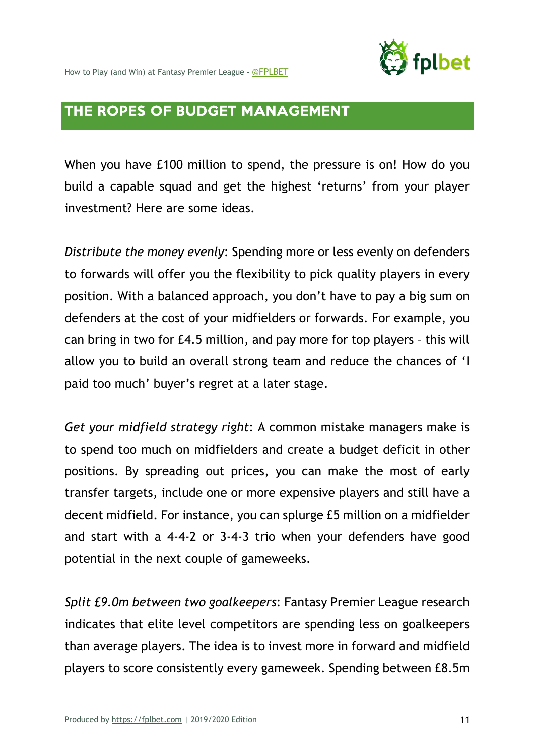## THE ROPES OF BUDGET MANAGEMENT

When you have £100 million to spend, the pressure is on! How do you build a capable squad and get the highest 'returns' from your player investment? Here are some ideas.

*Distribute the money evenly*: Spending more or less evenly on defenders to forwards will offer you the flexibility to pick quality players in every position. With a balanced approach, you don't have to pay a big sum on defenders at the cost of your midfielders or forwards. For example, you can bring in two for £4.5 million, and pay more for top players – this will allow you to build an overall strong team and reduce the chances of 'I paid too much' buyer's regret at a later stage.

*Get your midfield strategy right*: A common mistake managers make is to spend too much on midfielders and create a budget deficit in other positions. By spreading out prices, you can make the most of early transfer targets, include one or more expensive players and still have a decent midfield. For instance, you can splurge £5 million on a midfielder and start with a 4-4-2 or 3-4-3 trio when your defenders have good potential in the next couple of gameweeks.

*Split £9.0m between two goalkeepers*: Fantasy Premier League research indicates that elite level competitors are spending less on goalkeepers than average players. The idea is to invest more in forward and midfield players to score consistently every gameweek. Spending between £8.5m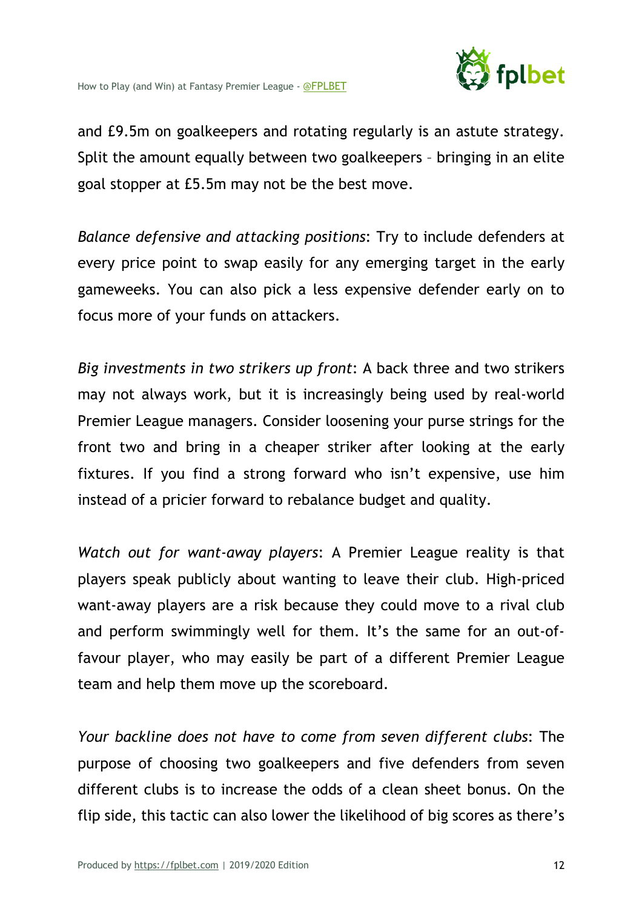and £9.5m on goalkeepers and rotating regularly is an astute strategy. Split the amount equally between two goalkeepers – bringing in an elite goal stopper at £5.5m may not be the best move.

*Balance defensive and attacking positions*: Try to include defenders at every price point to swap easily for any emerging target in the early gameweeks. You can also pick a less expensive defender early on to focus more of your funds on attackers.

*Big investments in two strikers up front*: A back three and two strikers may not always work, but it is increasingly being used by real-world Premier League managers. Consider loosening your purse strings for the front two and bring in a cheaper striker after looking at the early fixtures. If you find a strong forward who isn't expensive, use him instead of a pricier forward to rebalance budget and quality.

*Watch out for want-away players*: A Premier League reality is that players speak publicly about wanting to leave their club. High-priced want-away players are a risk because they could move to a rival club and perform swimmingly well for them. It's the same for an out-of-favour player, who may easily be part of a different Premier League team and help them move up the scoreboard.

*Your backline does not have to come from seven different clubs*: The purpose of choosing two goalkeepers and five defenders from seven different clubs is to increase the odds of a clean sheet bonus. On the flip side, this tactic can also lower the likelihood of big scores as there's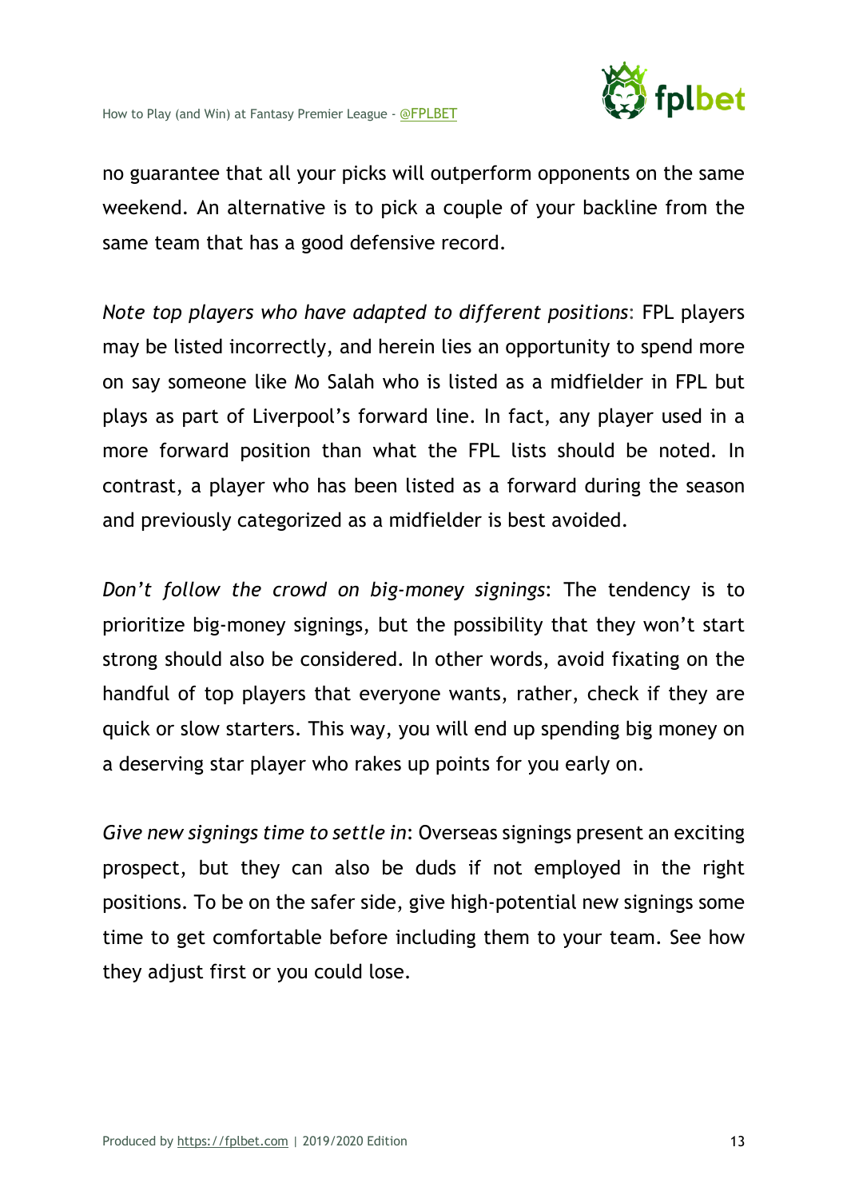no guarantee that all your picks will outperform opponents on the same weekend. An alternative is to pick a couple of your backline from the same team that has a good defensive record.

*Note top players who have adapted to different positions*: FPL players may be listed incorrectly, and herein lies an opportunity to spend more on say someone like Mo Salah who is listed as a midfielder in FPL but plays as part of Liverpool's forward line. In fact, any player used in a more forward position than what the FPL lists should be noted. In contrast, a player who has been listed as a forward during the season and previously categorized as a midfielder is best avoided.

*Don't follow the crowd on big-money signings*: The tendency is to prioritize big-money signings, but the possibility that they won't start strong should also be considered. In other words, avoid fixating on the handful of top players that everyone wants, rather, check if they are quick or slow starters. This way, you will end up spending big money on a deserving star player who rakes up points for you early on.

*Give new signings time to settle in*: Overseas signings present an exciting prospect, but they can also be duds if not employed in the right positions. To be on the safer side, give high-potential new signings some time to get comfortable before including them to your team. See how they adjust first or you could lose.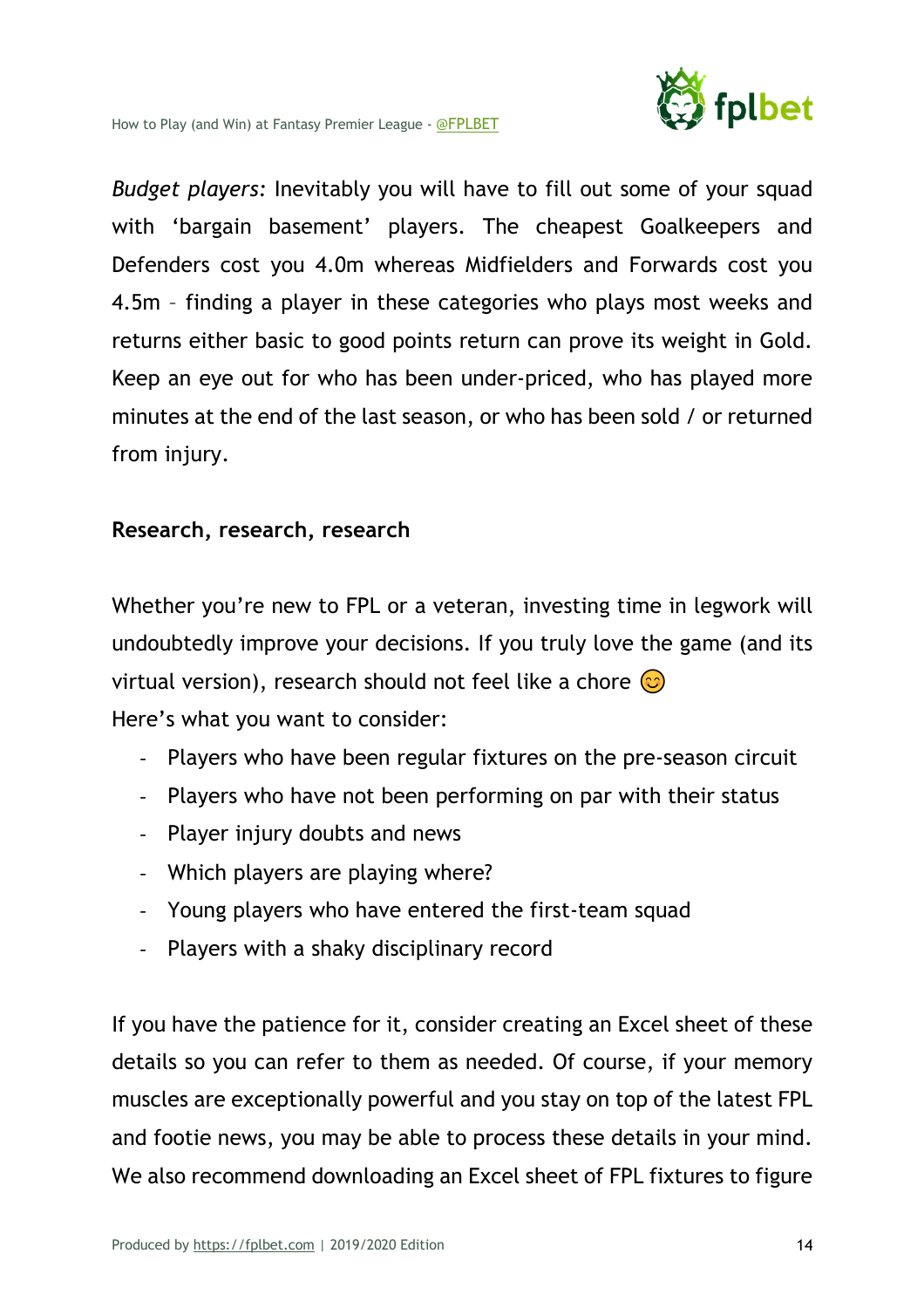*Budget players:* Inevitably you will have to fill out some of your squad with 'bargain basement' players. The cheapest Goalkeepers and Defenders cost you 4.0m whereas Midfielders and Forwards cost you 4.5m – finding a player in these categories who plays most weeks and returns either basic to good points return can prove its weight in Gold. Keep an eye out for who has been under-priced, who has played more minutes at the end of the last season, or who has been sold / or returned from injury.

**Research, research, research**

Whether you're new to FPL or a veteran, investing time in legwork will undoubtedly improve your decisions. If you truly love the game (and its virtual version), research should not feel like a chore 😊

Here's what you want to consider:

- Players who have been regular fixtures on the pre-season circuit
- Players who have not been performing on par with their status
- Player injury doubts and news
- Which players are playing where?
- Young players who have entered the first-team squad
- Players with a shaky disciplinary record

If you have the patience for it, consider creating an Excel sheet of these details so you can refer to them as needed. Of course, if your memory muscles are exceptionally powerful and you stay on top of the latest FPL and footie news, you may be able to process these details in your mind. We also recommend downloading an Excel sheet of FPL fixtures to figure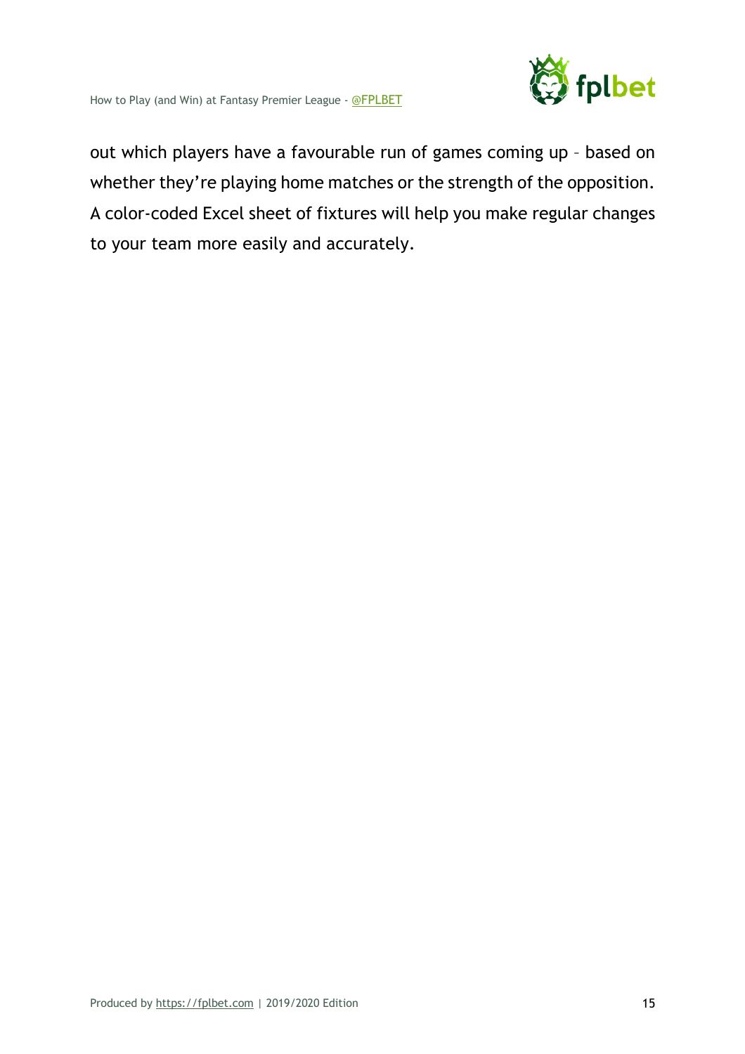out which players have a favourable run of games coming up – based on whether they're playing home matches or the strength of the opposition. A color-coded Excel sheet of fixtures will help you make regular changes to your team more easily and accurately.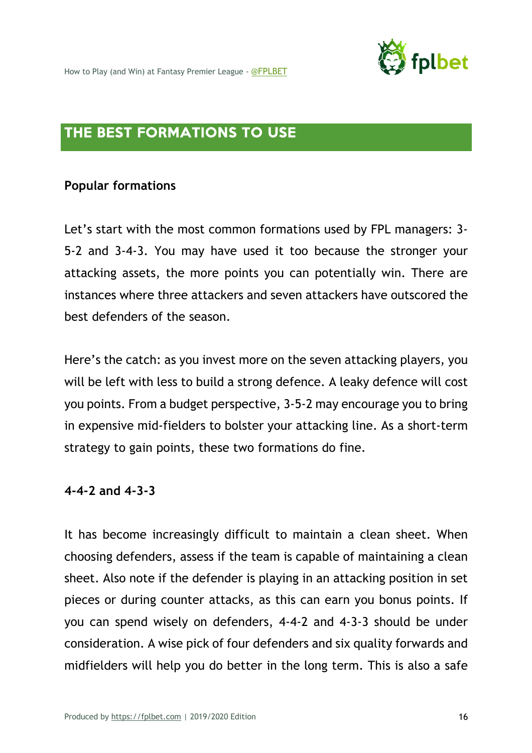## THE BEST FORMATIONS TO USE

### Popular formations

Let's start with the most common formations used by FPL managers: 3-5-2 and 3-4-3. You may have used it too because the stronger your attacking assets, the more points you can potentially win. There are instances where three attackers and seven attackers have outscored the best defenders of the season.

Here's the catch: as you invest more on the seven attacking players, you will be left with less to build a strong defence. A leaky defence will cost you points. From a budget perspective, 3-5-2 may encourage you to bring in expensive mid-fielders to bolster your attacking line. As a short-term strategy to gain points, these two formations do fine.

### 4-4-2 and 4-3-3

It has become increasingly difficult to maintain a clean sheet. When choosing defenders, assess if the team is capable of maintaining a clean sheet. Also note if the defender is playing in an attacking position in set pieces or during counter attacks, as this can earn you bonus points. If you can spend wisely on defenders, 4-4-2 and 4-3-3 should be under consideration. A wise pick of four defenders and six quality forwards and midfielders will help you do better in the long term. This is also a safe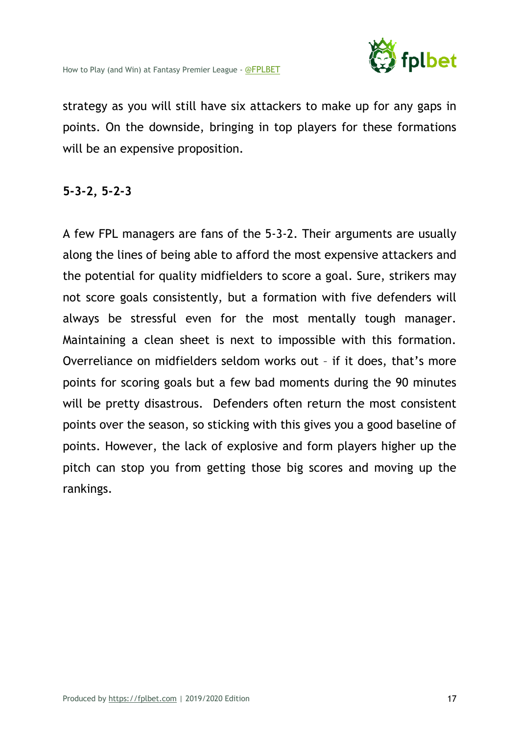strategy as you will still have six attackers to make up for any gaps in points. On the downside, bringing in top players for these formations will be an expensive proposition.

**5-3-2, 5-2-3**

A few FPL managers are fans of the 5-3-2. Their arguments are usually along the lines of being able to afford the most expensive attackers and the potential for quality midfielders to score a goal. Sure, strikers may not score goals consistently, but a formation with five defenders will always be stressful even for the most mentally tough manager. Maintaining a clean sheet is next to impossible with this formation. Overreliance on midfielders seldom works out – if it does, that's more points for scoring goals but a few bad moments during the 90 minutes will be pretty disastrous. Defenders often return the most consistent points over the season, so sticking with this gives you a good baseline of points. However, the lack of explosive and form players higher up the pitch can stop you from getting those big scores and moving up the rankings.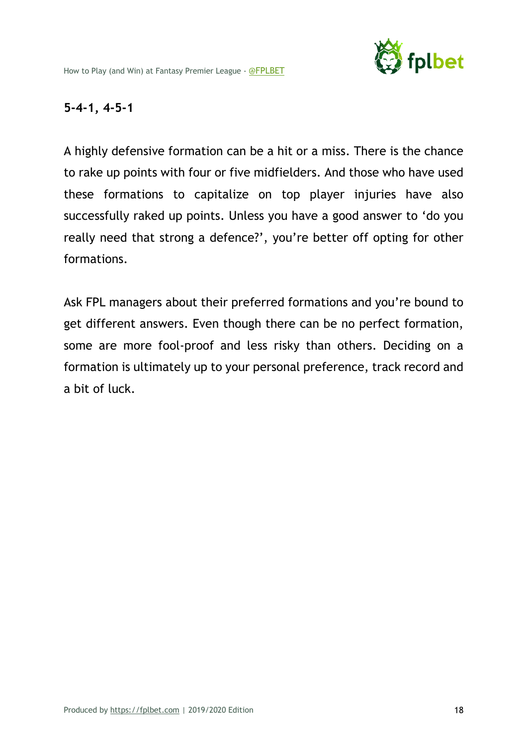### 5-4-1, 4-5-1

A highly defensive formation can be a hit or a miss. There is the chance to rake up points with four or five midfielders. And those who have used these formations to capitalize on top player injuries have also successfully raked up points. Unless you have a good answer to 'do you really need that strong a defence?', you're better off opting for other formations.

Ask FPL managers about their preferred formations and you're bound to get different answers. Even though there can be no perfect formation, some are more fool-proof and less risky than others. Deciding on a formation is ultimately up to your personal preference, track record and a bit of luck.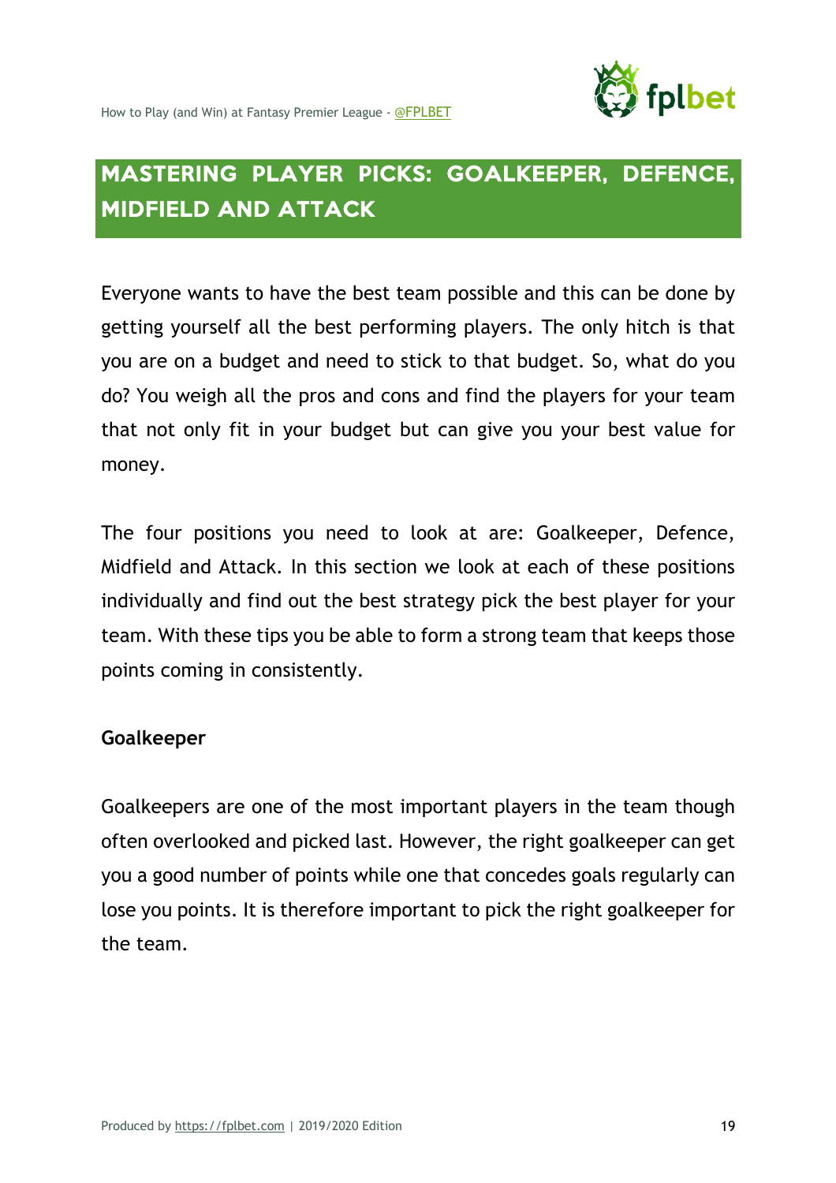## MASTERING PLAYER PICKS: GOALKEEPER, DEFENCE, MIDFIELD AND ATTACK

Everyone wants to have the best team possible and this can be done by getting yourself all the best performing players. The only hitch is that you are on a budget and need to stick to that budget. So, what do you do? You weigh all the pros and cons and find the players for your team that not only fit in your budget but can give you your best value for money.

The four positions you need to look at are: Goalkeeper, Defence, Midfield and Attack. In this section we look at each of these positions individually and find out the best strategy pick the best player for your team. With these tips you be able to form a strong team that keeps those points coming in consistently.

**Goalkeeper**

Goalkeepers are one of the most important players in the team though often overlooked and picked last. However, the right goalkeeper can get you a good number of points while one that concedes goals regularly can lose you points. It is therefore important to pick the right goalkeeper for the team.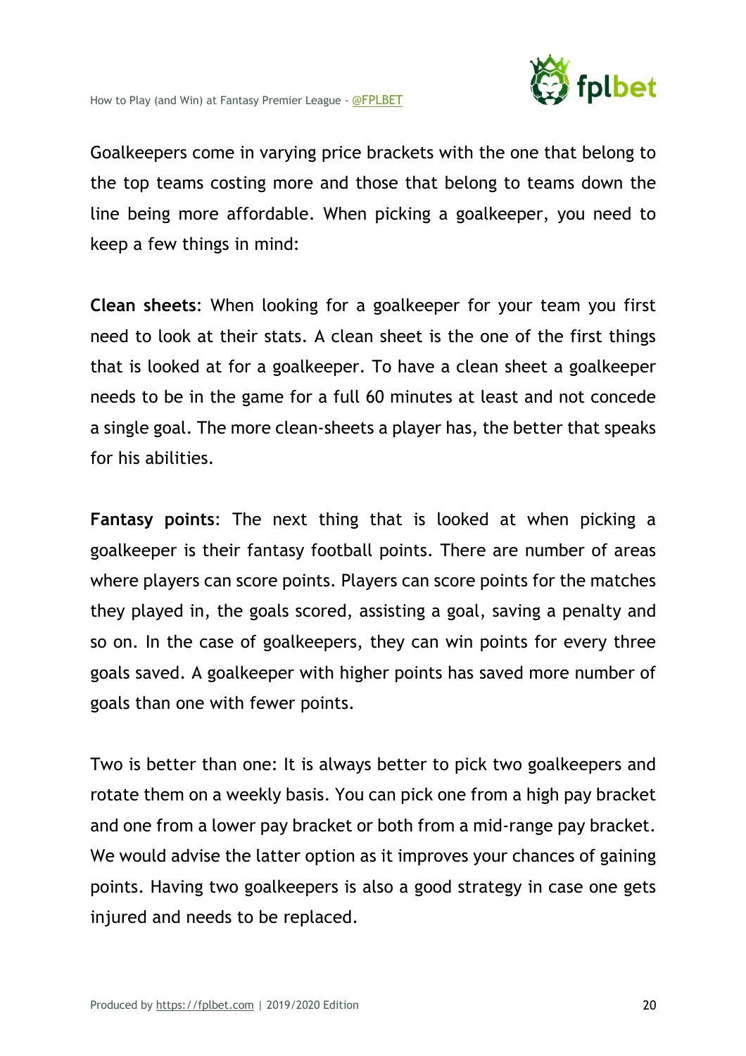Goalkeepers come in varying price brackets with the one that belong to the top teams costing more and those that belong to teams down the line being more affordable. When picking a goalkeeper, you need to keep a few things in mind:

**Clean sheets**: When looking for a goalkeeper for your team you first need to look at their stats. A clean sheet is the one of the first things that is looked at for a goalkeeper. To have a clean sheet a goalkeeper needs to be in the game for a full 60 minutes at least and not concede a single goal. The more clean-sheets a player has, the better that speaks for his abilities.

**Fantasy points**: The next thing that is looked at when picking a goalkeeper is their fantasy football points. There are number of areas where players can score points. Players can score points for the matches they played in, the goals scored, assisting a goal, saving a penalty and so on. In the case of goalkeepers, they can win points for every three goals saved. A goalkeeper with higher points has saved more number of goals than one with fewer points.

Two is better than one: It is always better to pick two goalkeepers and rotate them on a weekly basis. You can pick one from a high pay bracket and one from a lower pay bracket or both from a mid-range pay bracket. We would advise the latter option as it improves your chances of gaining points. Having two goalkeepers is also a good strategy in case one gets injured and needs to be replaced.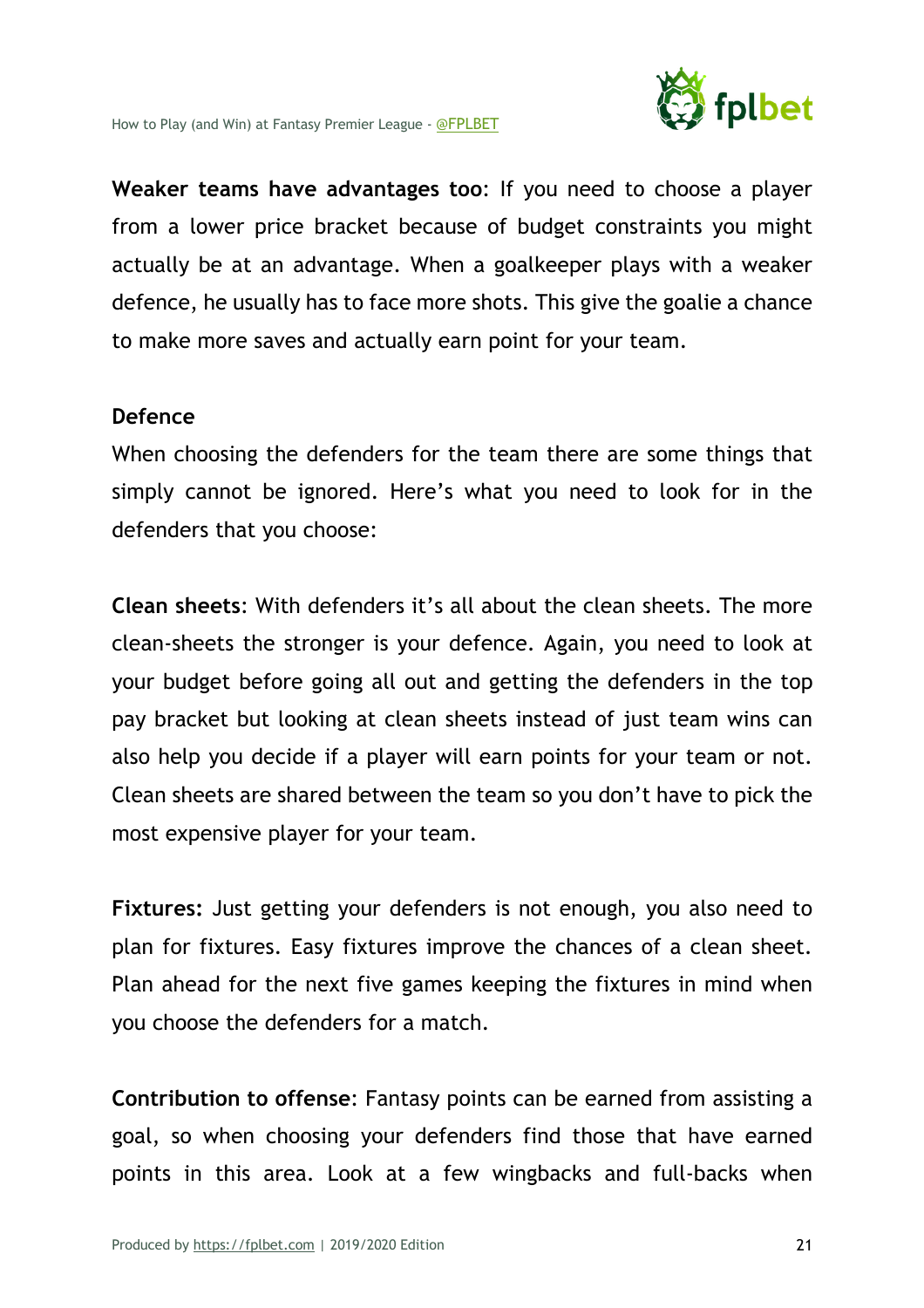**Weaker teams have advantages too**: If you need to choose a player from a lower price bracket because of budget constraints you might actually be at an advantage. When a goalkeeper plays with a weaker defence, he usually has to face more shots. This give the goalie a chance to make more saves and actually earn point for your team.

**Defence**

When choosing the defenders for the team there are some things that simply cannot be ignored. Here's what you need to look for in the defenders that you choose:

**Clean sheets**: With defenders it's all about the clean sheets. The more clean-sheets the stronger is your defence. Again, you need to look at your budget before going all out and getting the defenders in the top pay bracket but looking at clean sheets instead of just team wins can also help you decide if a player will earn points for your team or not. Clean sheets are shared between the team so you don't have to pick the most expensive player for your team.

**Fixtures:** Just getting your defenders is not enough, you also need to plan for fixtures. Easy fixtures improve the chances of a clean sheet. Plan ahead for the next five games keeping the fixtures in mind when you choose the defenders for a match.

**Contribution to offense**: Fantasy points can be earned from assisting a goal, so when choosing your defenders find those that have earned points in this area. Look at a few wingbacks and full-backs when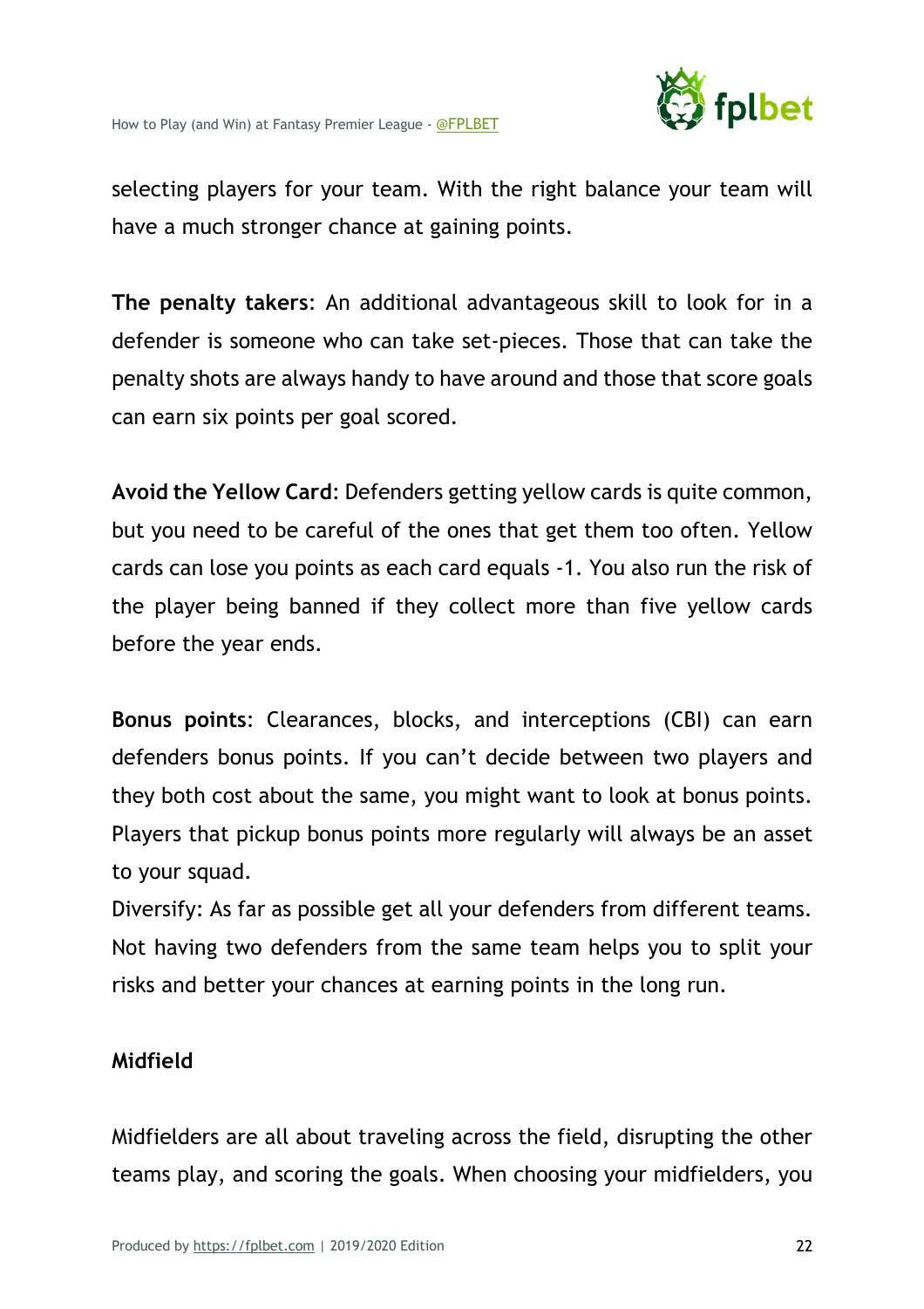selecting players for your team. With the right balance your team will have a much stronger chance at gaining points.

**The penalty takers**: An additional advantageous skill to look for in a defender is someone who can take set-pieces. Those that can take the penalty shots are always handy to have around and those that score goals can earn six points per goal scored.

**Avoid the Yellow Card**: Defenders getting yellow cards is quite common, but you need to be careful of the ones that get them too often. Yellow cards can lose you points as each card equals -1. You also run the risk of the player being banned if they collect more than five yellow cards before the year ends.

**Bonus points**: Clearances, blocks, and interceptions (CBI) can earn defenders bonus points. If you can't decide between two players and they both cost about the same, you might want to look at bonus points. Players that pickup bonus points more regularly will always be an asset to your squad.
Diversify: As far as possible get all your defenders from different teams. Not having two defenders from the same team helps you to split your risks and better your chances at earning points in the long run.

**Midfield**

Midfielders are all about traveling across the field, disrupting the other teams play, and scoring the goals. When choosing your midfielders, you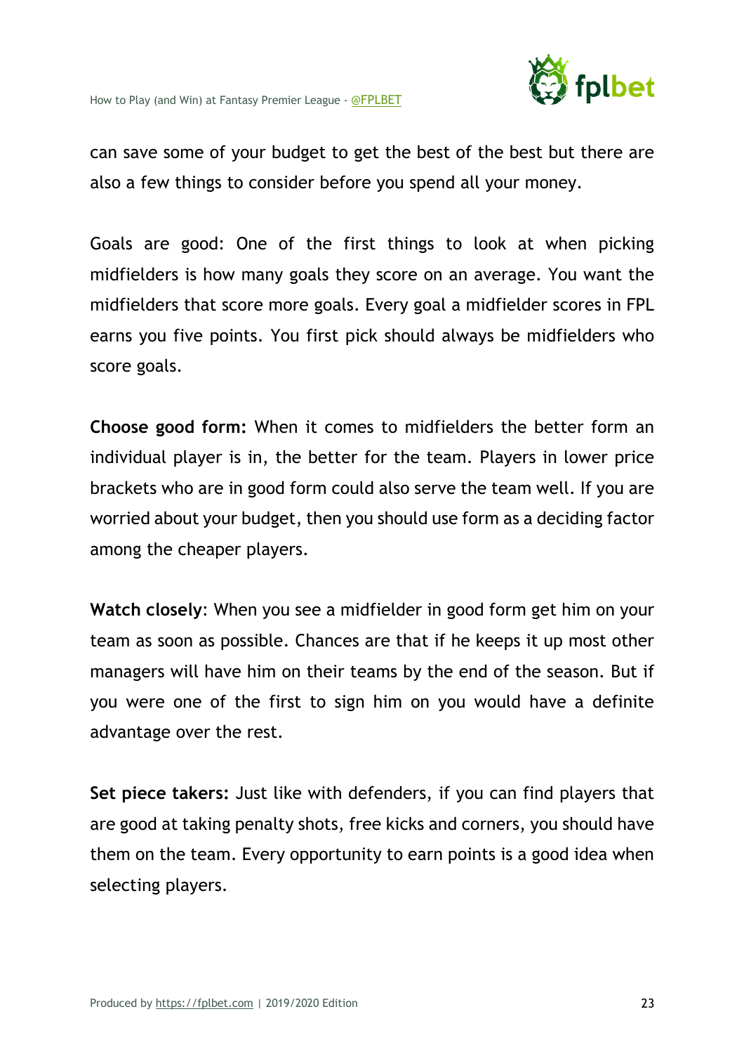can save some of your budget to get the best of the best but there are also a few things to consider before you spend all your money.

Goals are good: One of the first things to look at when picking midfielders is how many goals they score on an average. You want the midfielders that score more goals. Every goal a midfielder scores in FPL earns you five points. You first pick should always be midfielders who score goals.

**Choose good form:** When it comes to midfielders the better form an individual player is in, the better for the team. Players in lower price brackets who are in good form could also serve the team well. If you are worried about your budget, then you should use form as a deciding factor among the cheaper players.

**Watch closely**: When you see a midfielder in good form get him on your team as soon as possible. Chances are that if he keeps it up most other managers will have him on their teams by the end of the season. But if you were one of the first to sign him on you would have a definite advantage over the rest.

**Set piece takers:** Just like with defenders, if you can find players that are good at taking penalty shots, free kicks and corners, you should have them on the team. Every opportunity to earn points is a good idea when selecting players.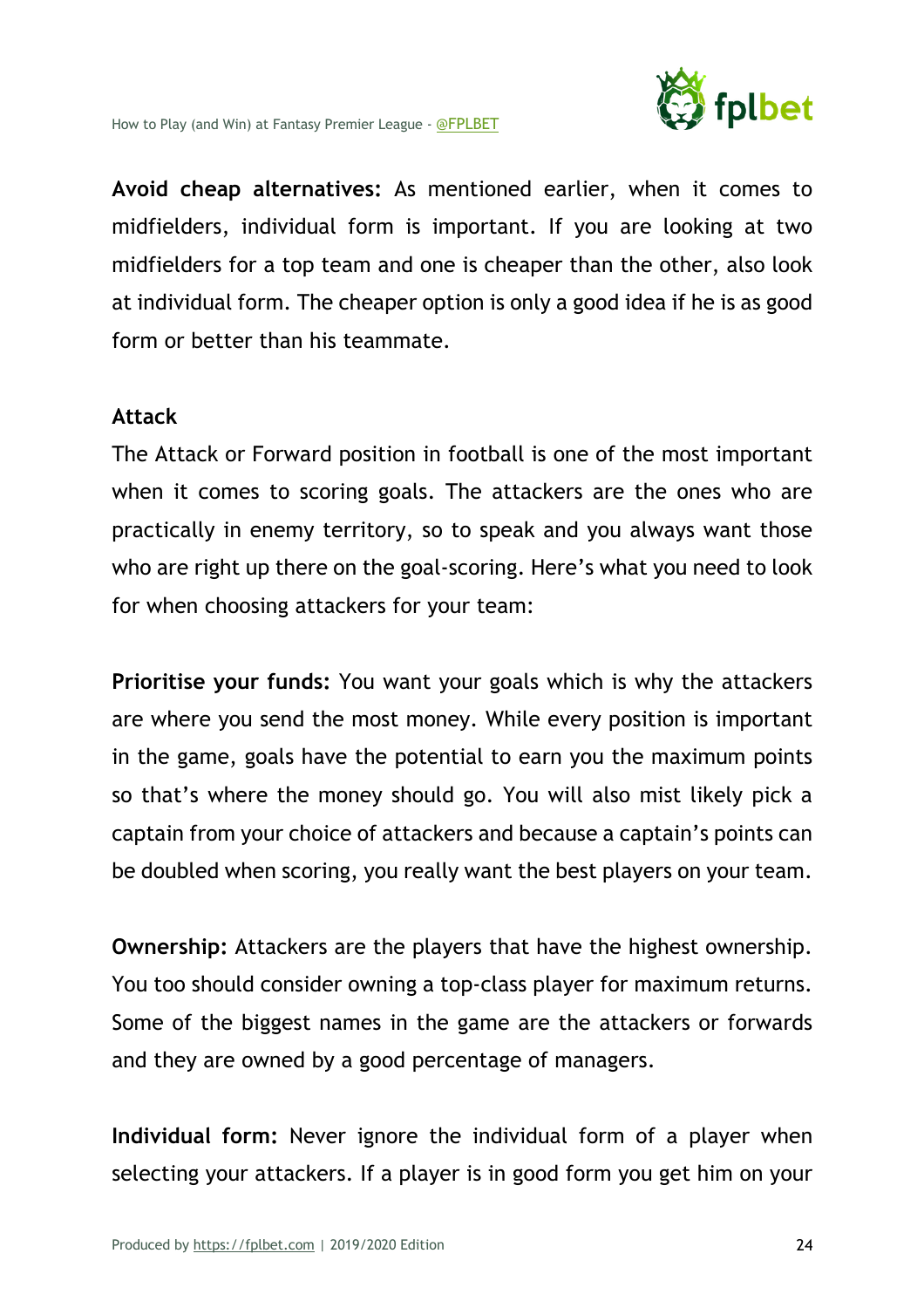**Avoid cheap alternatives:** As mentioned earlier, when it comes to midfielders, individual form is important. If you are looking at two midfielders for a top team and one is cheaper than the other, also look at individual form. The cheaper option is only a good idea if he is as good form or better than his teammate.

### Attack

The Attack or Forward position in football is one of the most important when it comes to scoring goals. The attackers are the ones who are practically in enemy territory, so to speak and you always want those who are right up there on the goal-scoring. Here's what you need to look for when choosing attackers for your team:

**Prioritise your funds:** You want your goals which is why the attackers are where you send the most money. While every position is important in the game, goals have the potential to earn you the maximum points so that's where the money should go. You will also mist likely pick a captain from your choice of attackers and because a captain's points can be doubled when scoring, you really want the best players on your team.

**Ownership:** Attackers are the players that have the highest ownership. You too should consider owning a top-class player for maximum returns. Some of the biggest names in the game are the attackers or forwards and they are owned by a good percentage of managers.

**Individual form:** Never ignore the individual form of a player when selecting your attackers. If a player is in good form you get him on your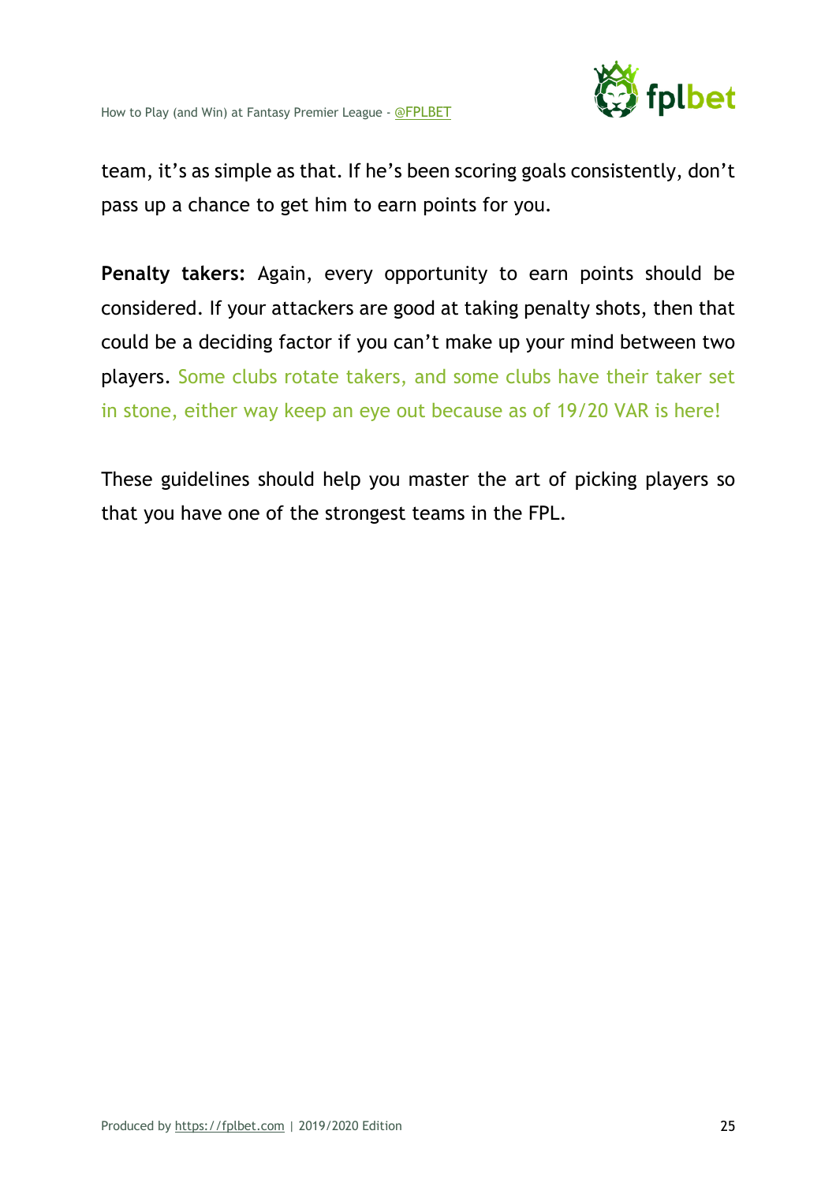team, it’s as simple as that. If he’s been scoring goals consistently, don’t pass up a chance to get him to earn points for you.

**Penalty takers:** Again, every opportunity to earn points should be considered. If your attackers are good at taking penalty shots, then that could be a deciding factor if you can’t make up your mind between two players. Some clubs rotate takers, and some clubs have their taker set in stone, either way keep an eye out because as of 19/20 VAR is here!

These guidelines should help you master the art of picking players so that you have one of the strongest teams in the FPL.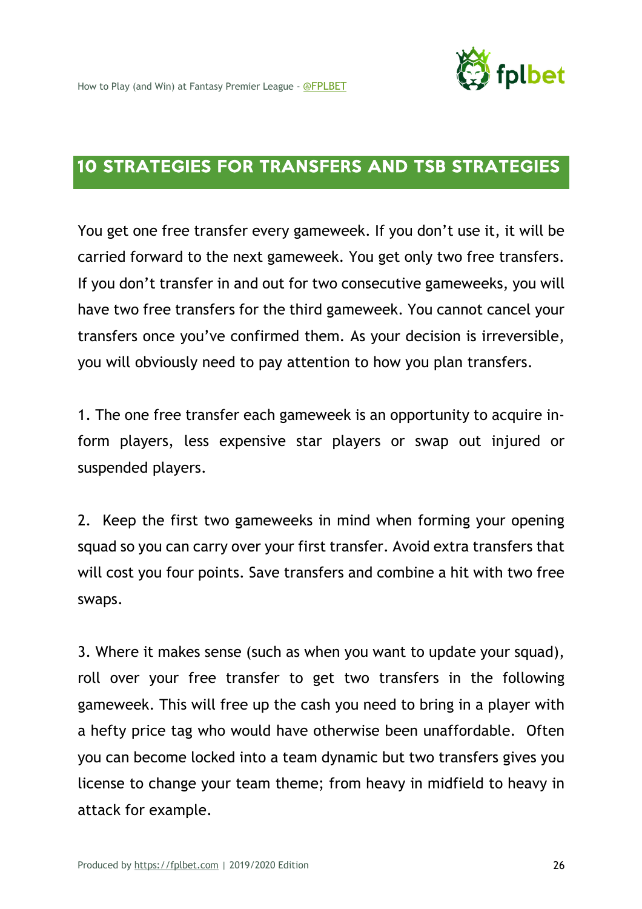## 10 STRATEGIES FOR TRANSFERS AND TSB STRATEGIES

You get one free transfer every gameweek. If you don't use it, it will be carried forward to the next gameweek. You get only two free transfers. If you don't transfer in and out for two consecutive gameweeks, you will have two free transfers for the third gameweek. You cannot cancel your transfers once you've confirmed them. As your decision is irreversible, you will obviously need to pay attention to how you plan transfers.

1. The one free transfer each gameweek is an opportunity to acquire in-form players, less expensive star players or swap out injured or suspended players.

2. Keep the first two gameweeks in mind when forming your opening squad so you can carry over your first transfer. Avoid extra transfers that will cost you four points. Save transfers and combine a hit with two free swaps.

3. Where it makes sense (such as when you want to update your squad), roll over your free transfer to get two transfers in the following gameweek. This will free up the cash you need to bring in a player with a hefty price tag who would have otherwise been unaffordable. Often you can become locked into a team dynamic but two transfers gives you license to change your team theme; from heavy in midfield to heavy in attack for example.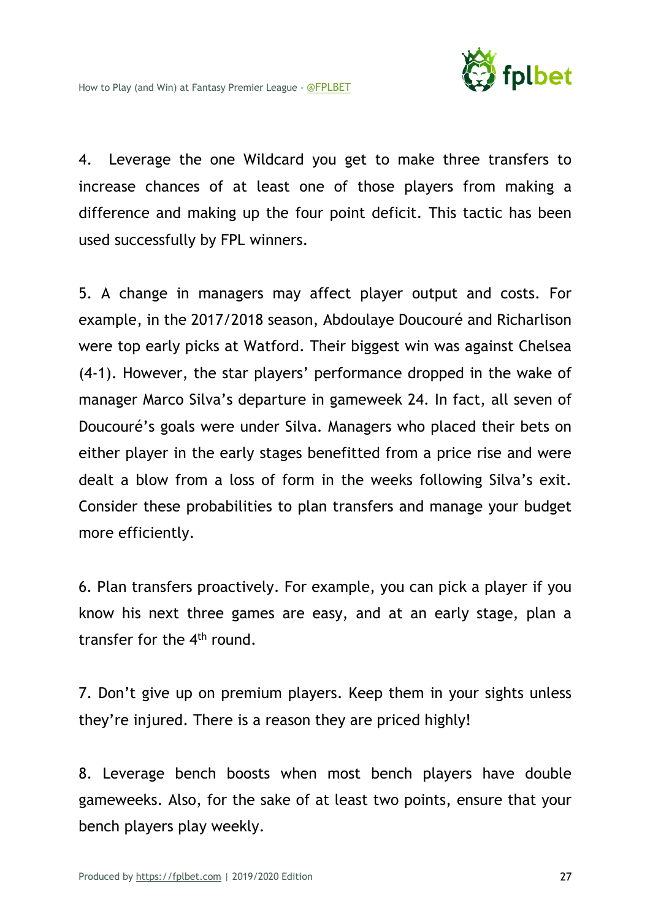4. Leverage the one Wildcard you get to make three transfers to increase chances of at least one of those players from making a difference and making up the four point deficit. This tactic has been used successfully by FPL winners.

5. A change in managers may affect player output and costs. For example, in the 2017/2018 season, Abdoulaye Doucouré and Richarlison were top early picks at Watford. Their biggest win was against Chelsea (4-1). However, the star players' performance dropped in the wake of manager Marco Silva's departure in gameweek 24. In fact, all seven of Doucouré's goals were under Silva. Managers who placed their bets on either player in the early stages benefitted from a price rise and were dealt a blow from a loss of form in the weeks following Silva's exit. Consider these probabilities to plan transfers and manage your budget more efficiently.

6. Plan transfers proactively. For example, you can pick a player if you know his next three games are easy, and at an early stage, plan a transfer for the 4th round.

7. Don't give up on premium players. Keep them in your sights unless they're injured. There is a reason they are priced highly!

8. Leverage bench boosts when most bench players have double gameweeks. Also, for the sake of at least two points, ensure that your bench players play weekly.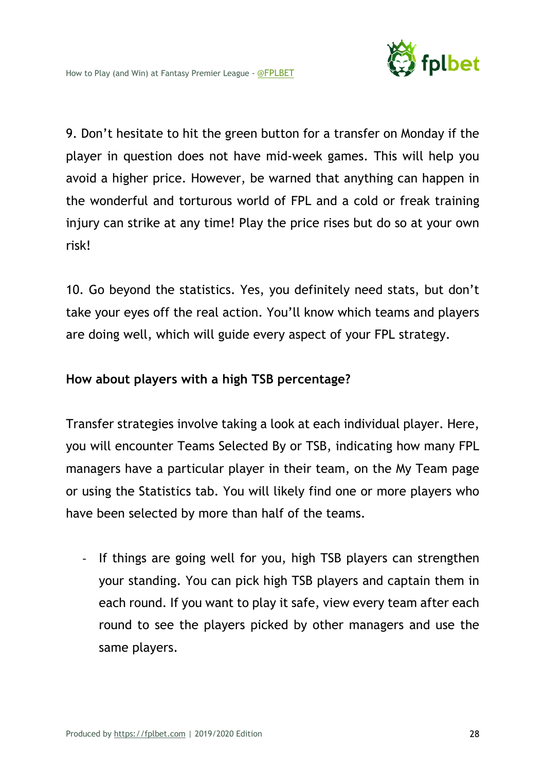9. Don't hesitate to hit the green button for a transfer on Monday if the player in question does not have mid-week games. This will help you avoid a higher price. However, be warned that anything can happen in the wonderful and torturous world of FPL and a cold or freak training injury can strike at any time! Play the price rises but do so at your own risk!

10. Go beyond the statistics. Yes, you definitely need stats, but don't take your eyes off the real action. You'll know which teams and players are doing well, which will guide every aspect of your FPL strategy.

**How about players with a high TSB percentage?**

Transfer strategies involve taking a look at each individual player. Here, you will encounter Teams Selected By or TSB, indicating how many FPL managers have a particular player in their team, on the My Team page or using the Statistics tab. You will likely find one or more players who have been selected by more than half of the teams.

- If things are going well for you, high TSB players can strengthen your standing. You can pick high TSB players and captain them in each round. If you want to play it safe, view every team after each round to see the players picked by other managers and use the same players.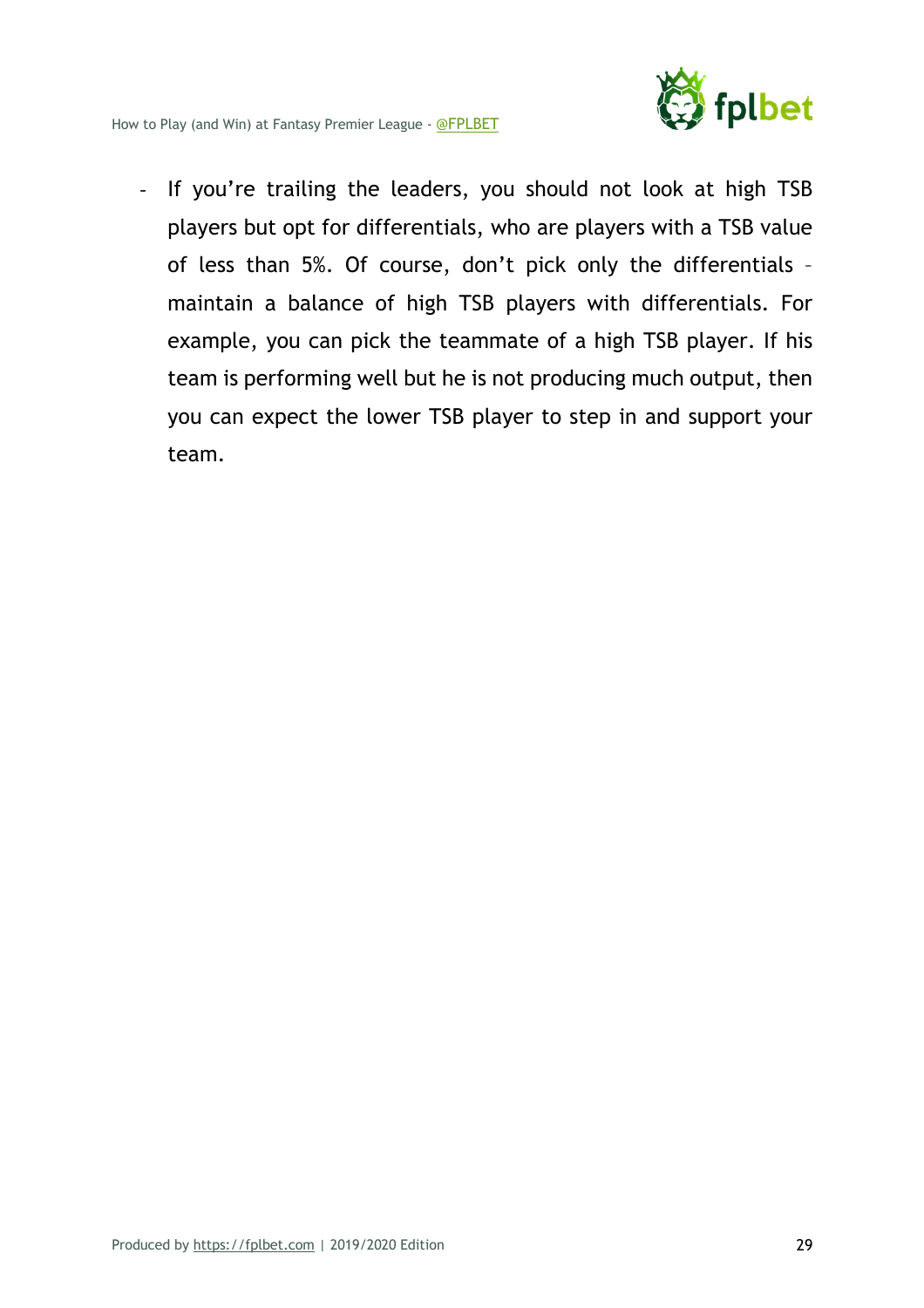- If you're trailing the leaders, you should not look at high TSB players but opt for differentials, who are players with a TSB value of less than 5%. Of course, don't pick only the differentials – maintain a balance of high TSB players with differentials. For example, you can pick the teammate of a high TSB player. If his team is performing well but he is not producing much output, then you can expect the lower TSB player to step in and support your team.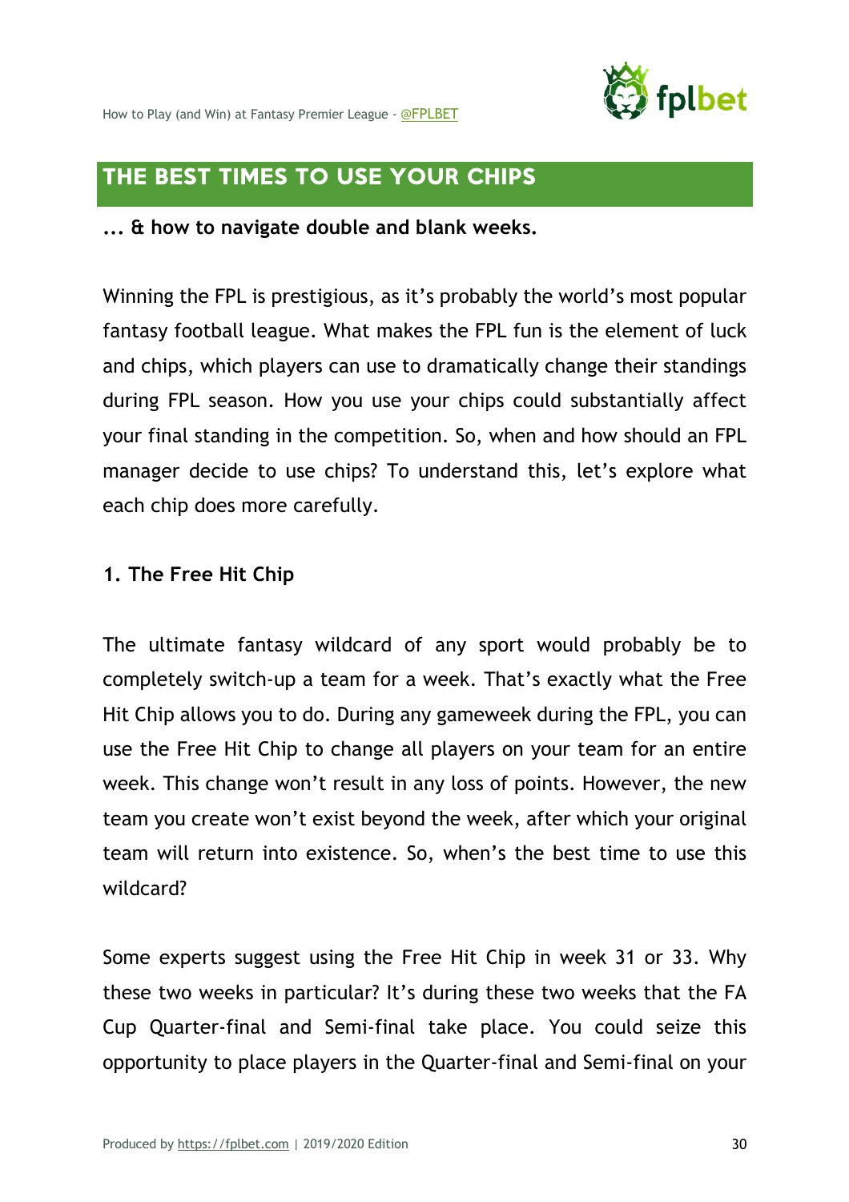## THE BEST TIMES TO USE YOUR CHIPS

**... & how to navigate double and blank weeks.**

Winning the FPL is prestigious, as it's probably the world's most popular fantasy football league. What makes the FPL fun is the element of luck and chips, which players can use to dramatically change their standings during FPL season. How you use your chips could substantially affect your final standing in the competition. So, when and how should an FPL manager decide to use chips? To understand this, let's explore what each chip does more carefully.

### 1. The Free Hit Chip

The ultimate fantasy wildcard of any sport would probably be to completely switch-up a team for a week. That's exactly what the Free Hit Chip allows you to do. During any gameweek during the FPL, you can use the Free Hit Chip to change all players on your team for an entire week. This change won't result in any loss of points. However, the new team you create won't exist beyond the week, after which your original team will return into existence. So, when's the best time to use this wildcard?

Some experts suggest using the Free Hit Chip in week 31 or 33. Why these two weeks in particular? It's during these two weeks that the FA Cup Quarter-final and Semi-final take place. You could seize this opportunity to place players in the Quarter-final and Semi-final on your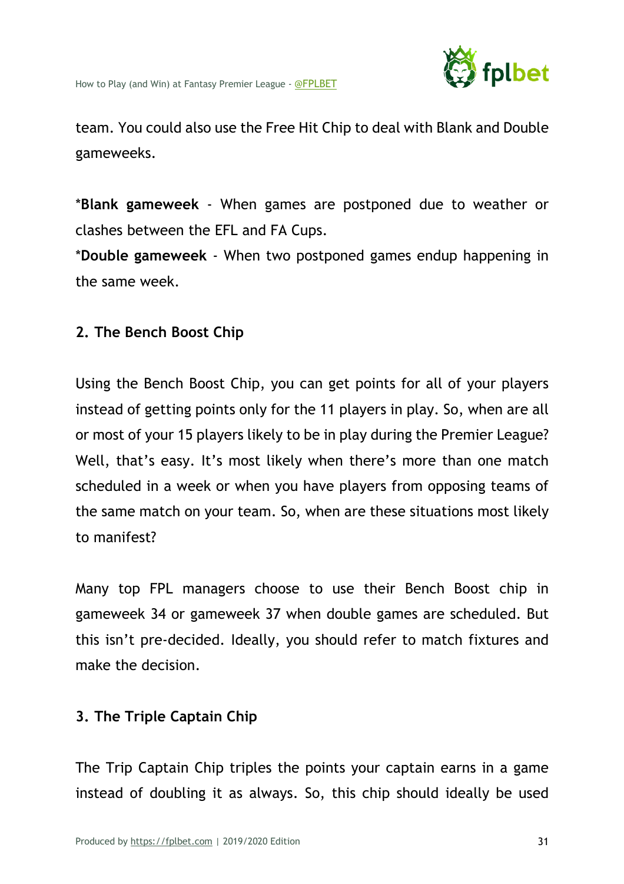team. You could also use the Free Hit Chip to deal with Blank and Double gameweeks.

***Blank gameweek** - When games are postponed due to weather or clashes between the EFL and FA Cups.
***Double gameweek** - When two postponed games endup happening in the same week.

### 2. The Bench Boost Chip

Using the Bench Boost Chip, you can get points for all of your players instead of getting points only for the 11 players in play. So, when are all or most of your 15 players likely to be in play during the Premier League? Well, that's easy. It's most likely when there's more than one match scheduled in a week or when you have players from opposing teams of the same match on your team. So, when are these situations most likely to manifest?

Many top FPL managers choose to use their Bench Boost chip in gameweek 34 or gameweek 37 when double games are scheduled. But this isn't pre-decided. Ideally, you should refer to match fixtures and make the decision.

### 3. The Triple Captain Chip

The Trip Captain Chip triples the points your captain earns in a game instead of doubling it as always. So, this chip should ideally be used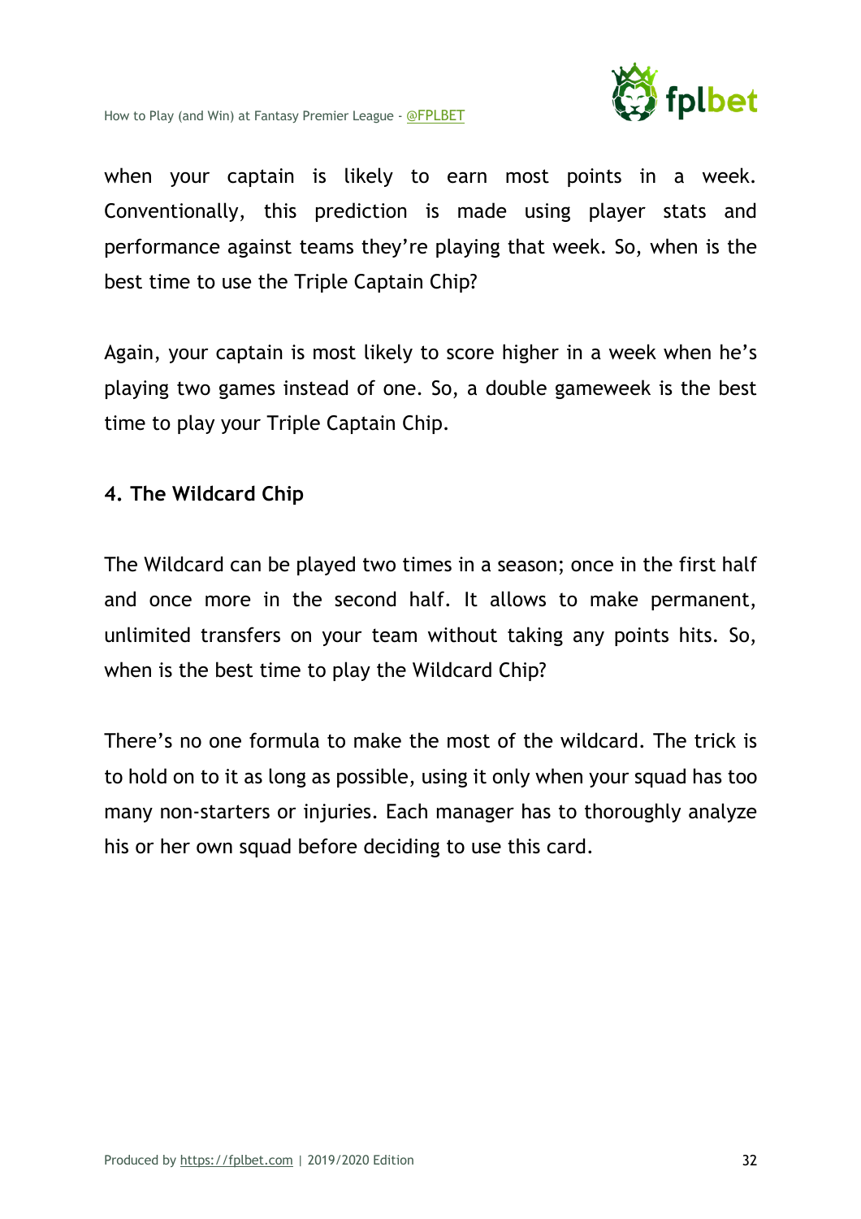when your captain is likely to earn most points in a week. Conventionally, this prediction is made using player stats and performance against teams they're playing that week. So, when is the best time to use the Triple Captain Chip?

Again, your captain is most likely to score higher in a week when he's playing two games instead of one. So, a double gameweek is the best time to play your Triple Captain Chip.

### 4. The Wildcard Chip

The Wildcard can be played two times in a season; once in the first half and once more in the second half. It allows to make permanent, unlimited transfers on your team without taking any points hits. So, when is the best time to play the Wildcard Chip?

There's no one formula to make the most of the wildcard. The trick is to hold on to it as long as possible, using it only when your squad has too many non-starters or injuries. Each manager has to thoroughly analyze his or her own squad before deciding to use this card.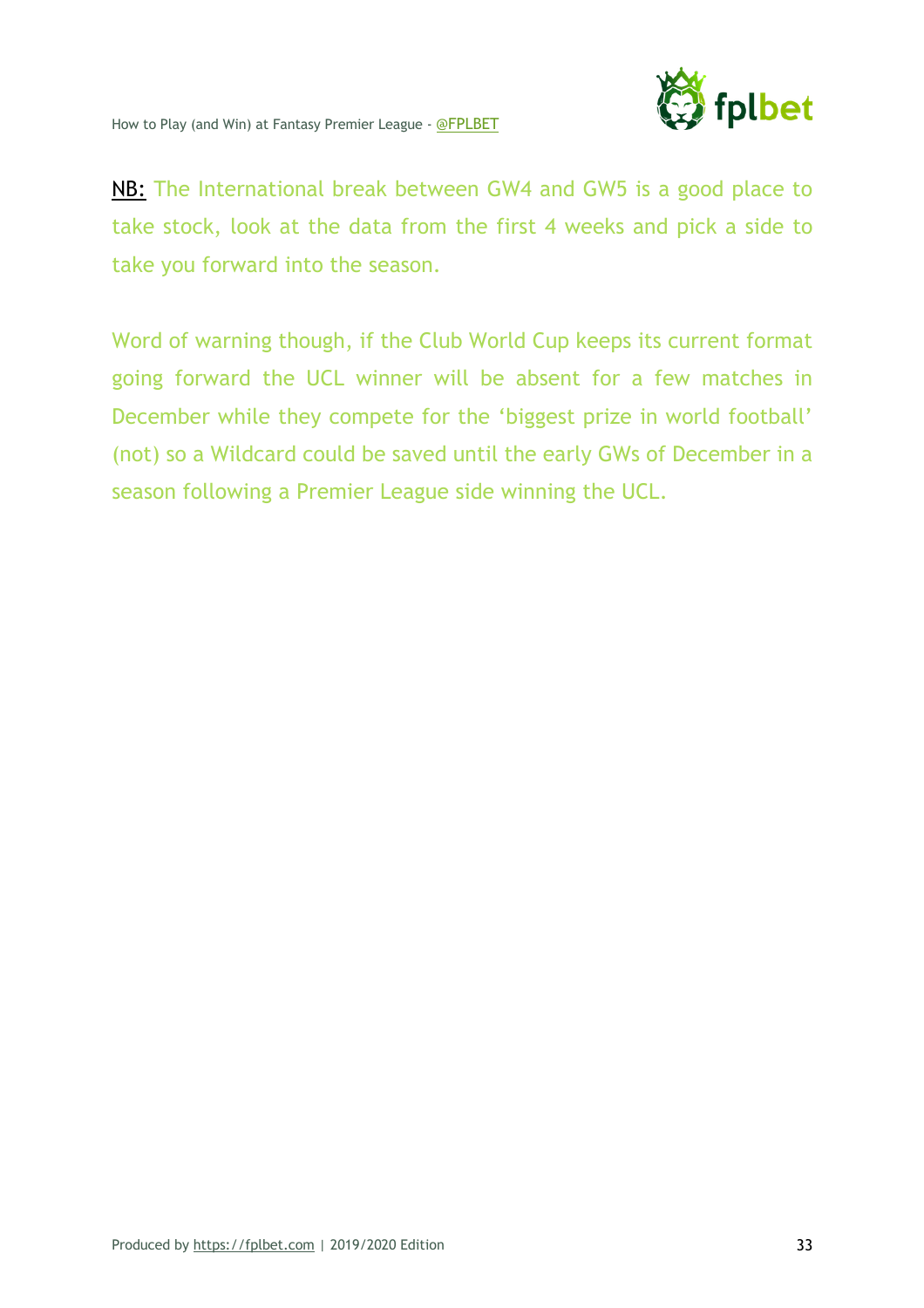NB: The International break between GW4 and GW5 is a good place to take stock, look at the data from the first 4 weeks and pick a side to take you forward into the season.

Word of warning though, if the Club World Cup keeps its current format going forward the UCL winner will be absent for a few matches in December while they compete for the 'biggest prize in world football' (not) so a Wildcard could be saved until the early GWs of December in a season following a Premier League side winning the UCL.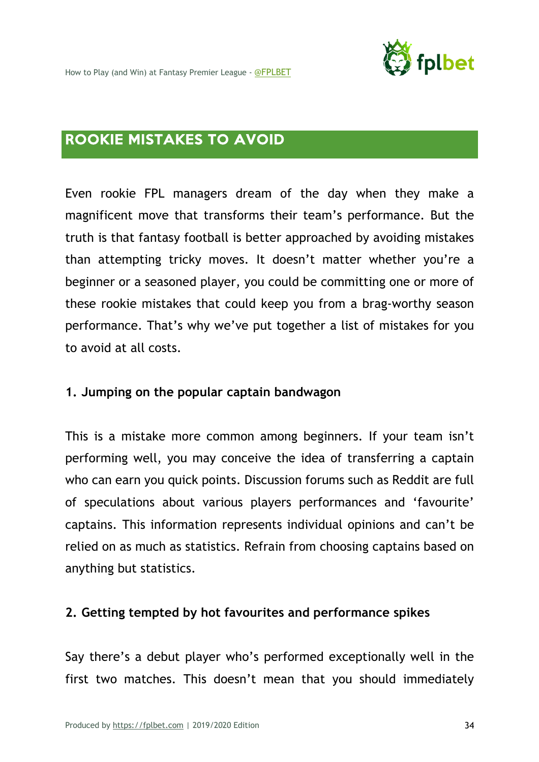## ROOKIE MISTAKES TO AVOID

Even rookie FPL managers dream of the day when they make a magnificent move that transforms their team's performance. But the truth is that fantasy football is better approached by avoiding mistakes than attempting tricky moves. It doesn't matter whether you're a beginner or a seasoned player, you could be committing one or more of these rookie mistakes that could keep you from a brag-worthy season performance. That's why we've put together a list of mistakes for you to avoid at all costs.

### 1. Jumping on the popular captain bandwagon

This is a mistake more common among beginners. If your team isn't performing well, you may conceive the idea of transferring a captain who can earn you quick points. Discussion forums such as Reddit are full of speculations about various players performances and 'favourite' captains. This information represents individual opinions and can't be relied on as much as statistics. Refrain from choosing captains based on anything but statistics.

### 2. Getting tempted by hot favourites and performance spikes

Say there's a debut player who's performed exceptionally well in the first two matches. This doesn't mean that you should immediately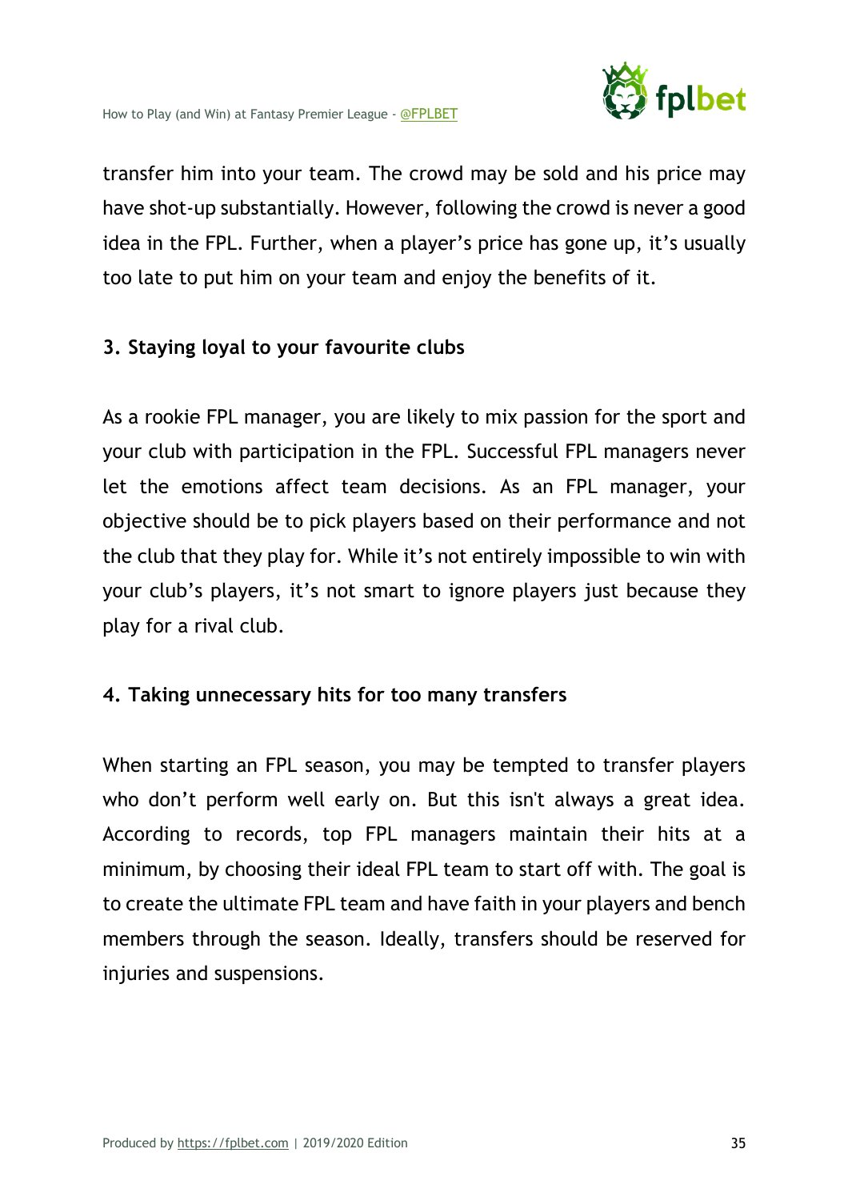transfer him into your team. The crowd may be sold and his price may have shot-up substantially. However, following the crowd is never a good idea in the FPL. Further, when a player's price has gone up, it's usually too late to put him on your team and enjoy the benefits of it.

### 3. Staying loyal to your favourite clubs

As a rookie FPL manager, you are likely to mix passion for the sport and your club with participation in the FPL. Successful FPL managers never let the emotions affect team decisions. As an FPL manager, your objective should be to pick players based on their performance and not the club that they play for. While it's not entirely impossible to win with your club's players, it's not smart to ignore players just because they play for a rival club.

### 4. Taking unnecessary hits for too many transfers

When starting an FPL season, you may be tempted to transfer players who don't perform well early on. But this isn't always a great idea. According to records, top FPL managers maintain their hits at a minimum, by choosing their ideal FPL team to start off with. The goal is to create the ultimate FPL team and have faith in your players and bench members through the season. Ideally, transfers should be reserved for injuries and suspensions.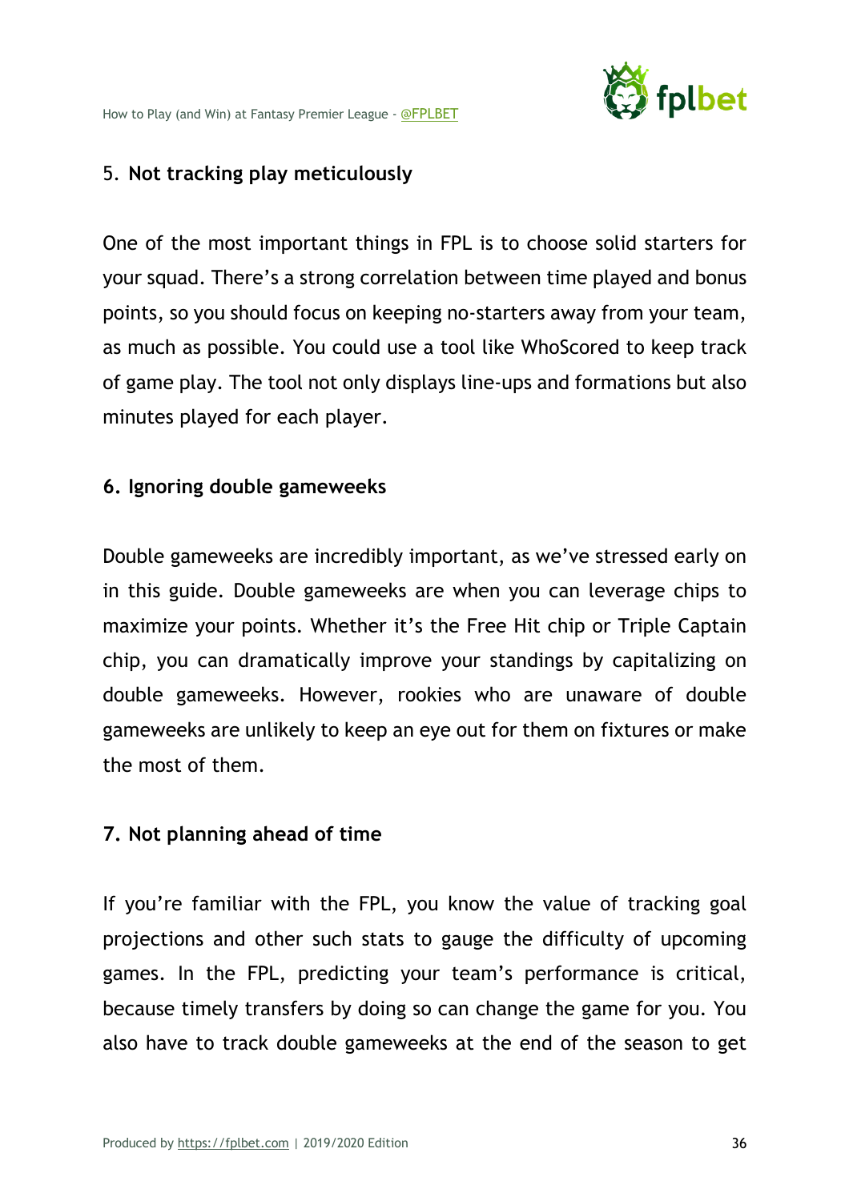### 5. **Not tracking play meticulously**

One of the most important things in FPL is to choose solid starters for your squad. There's a strong correlation between time played and bonus points, so you should focus on keeping no-starters away from your team, as much as possible. You could use a tool like WhoScored to keep track of game play. The tool not only displays line-ups and formations but also minutes played for each player.

### 6. Ignoring double gameweeks

Double gameweeks are incredibly important, as we've stressed early on in this guide. Double gameweeks are when you can leverage chips to maximize your points. Whether it's the Free Hit chip or Triple Captain chip, you can dramatically improve your standings by capitalizing on double gameweeks. However, rookies who are unaware of double gameweeks are unlikely to keep an eye out for them on fixtures or make the most of them.

### 7. Not planning ahead of time

If you're familiar with the FPL, you know the value of tracking goal projections and other such stats to gauge the difficulty of upcoming games. In the FPL, predicting your team's performance is critical, because timely transfers by doing so can change the game for you. You also have to track double gameweeks at the end of the season to get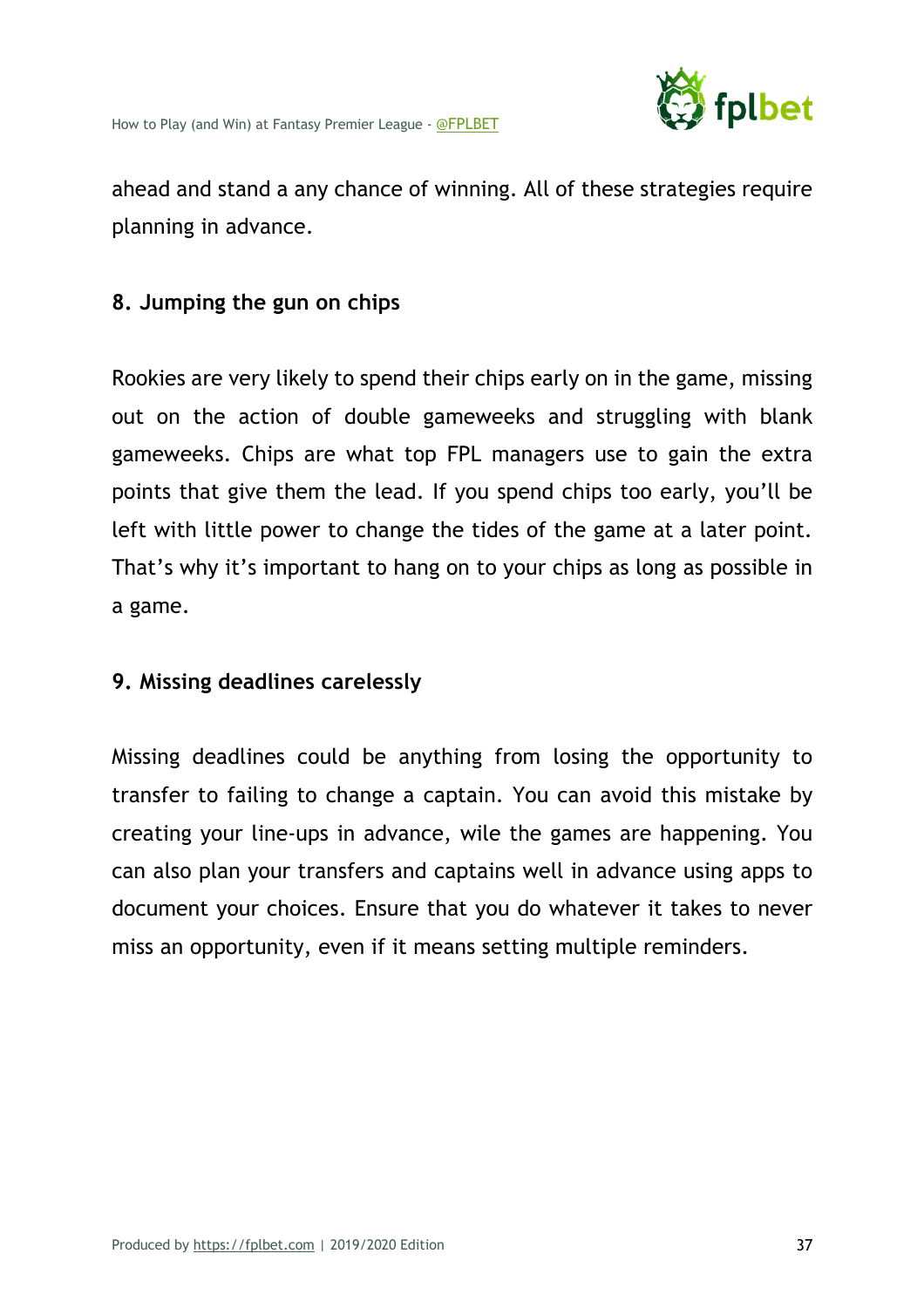ahead and stand a any chance of winning. All of these strategies require planning in advance.

**8. Jumping the gun on chips**

Rookies are very likely to spend their chips early on in the game, missing out on the action of double gameweeks and struggling with blank gameweeks. Chips are what top FPL managers use to gain the extra points that give them the lead. If you spend chips too early, you'll be left with little power to change the tides of the game at a later point. That's why it's important to hang on to your chips as long as possible in a game.

**9. Missing deadlines carelessly**

Missing deadlines could be anything from losing the opportunity to transfer to failing to change a captain. You can avoid this mistake by creating your line-ups in advance, wile the games are happening. You can also plan your transfers and captains well in advance using apps to document your choices. Ensure that you do whatever it takes to never miss an opportunity, even if it means setting multiple reminders.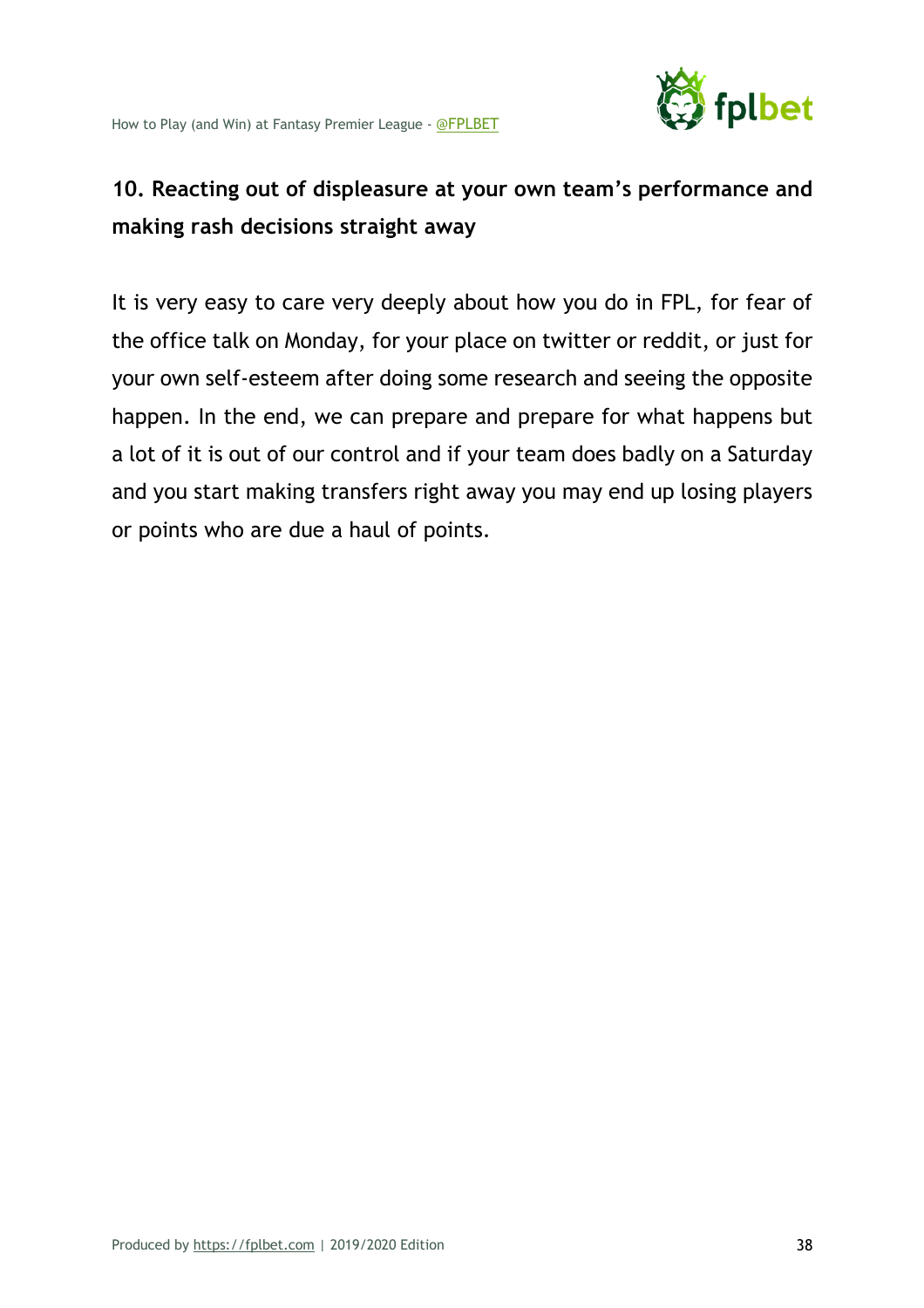### 10. Reacting out of displeasure at your own team's performance and making rash decisions straight away

It is very easy to care very deeply about how you do in FPL, for fear of the office talk on Monday, for your place on twitter or reddit, or just for your own self-esteem after doing some research and seeing the opposite happen. In the end, we can prepare and prepare for what happens but a lot of it is out of our control and if your team does badly on a Saturday and you start making transfers right away you may end up losing players or points who are due a haul of points.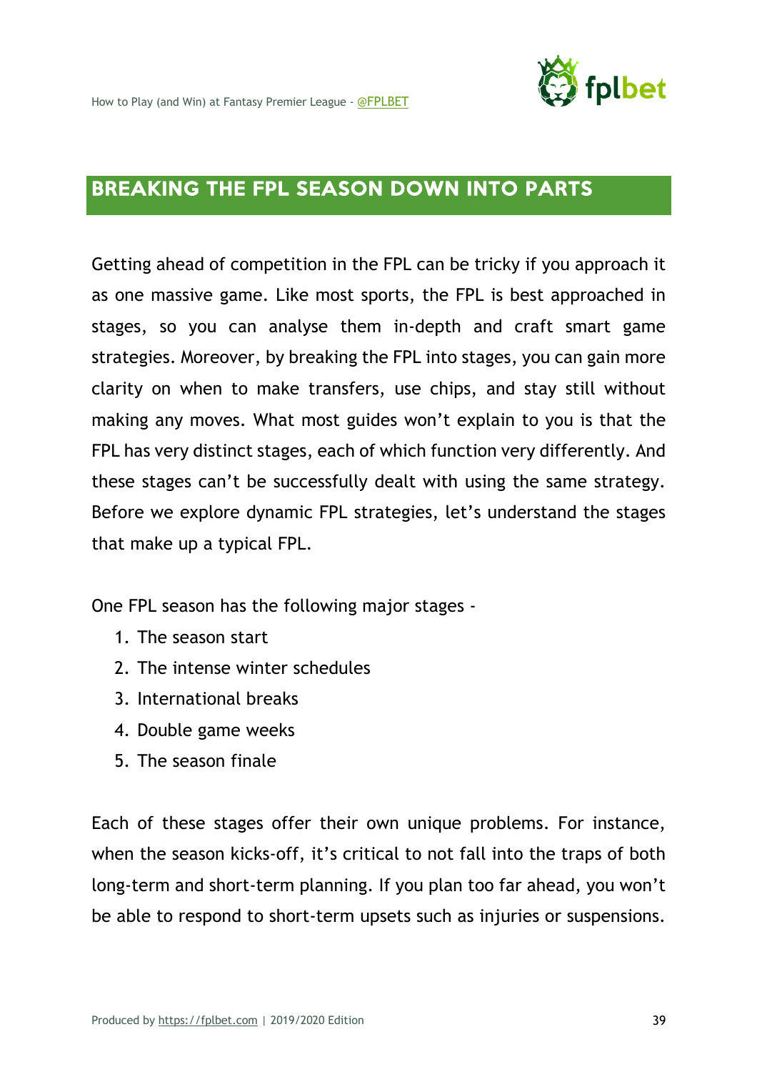## BREAKING THE FPL SEASON DOWN INTO PARTS

Getting ahead of competition in the FPL can be tricky if you approach it as one massive game. Like most sports, the FPL is best approached in stages, so you can analyse them in-depth and craft smart game strategies. Moreover, by breaking the FPL into stages, you can gain more clarity on when to make transfers, use chips, and stay still without making any moves. What most guides won't explain to you is that the FPL has very distinct stages, each of which function very differently. And these stages can't be successfully dealt with using the same strategy. Before we explore dynamic FPL strategies, let's understand the stages that make up a typical FPL.

One FPL season has the following major stages -

1. The season start
2. The intense winter schedules
3. International breaks
4. Double game weeks
5. The season finale

Each of these stages offer their own unique problems. For instance, when the season kicks-off, it's critical to not fall into the traps of both long-term and short-term planning. If you plan too far ahead, you won't be able to respond to short-term upsets such as injuries or suspensions.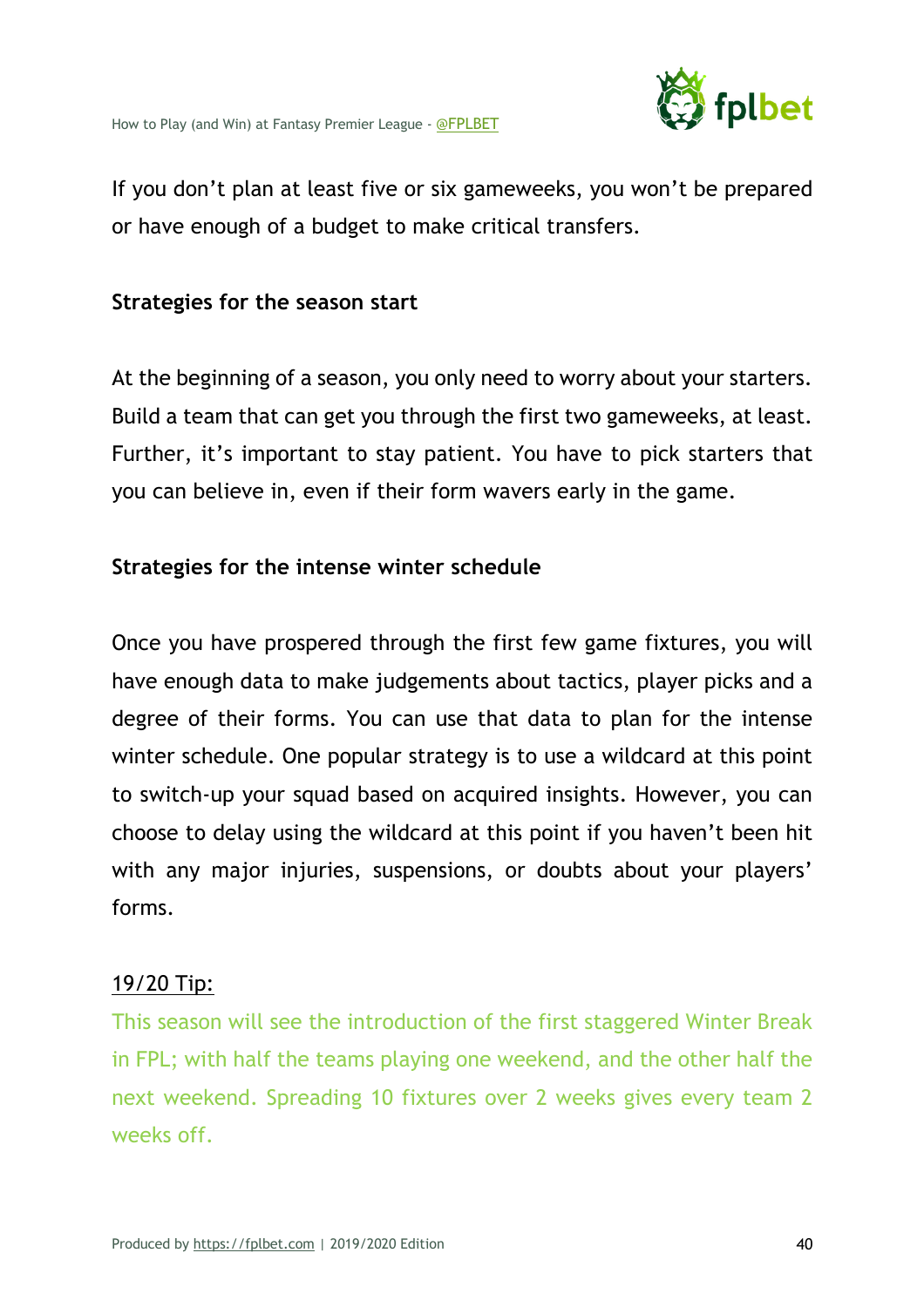If you don't plan at least five or six gameweeks, you won't be prepared or have enough of a budget to make critical transfers.

**Strategies for the season start**

At the beginning of a season, you only need to worry about your starters. Build a team that can get you through the first two gameweeks, at least. Further, it's important to stay patient. You have to pick starters that you can believe in, even if their form wavers early in the game.

**Strategies for the intense winter schedule**

Once you have prospered through the first few game fixtures, you will have enough data to make judgements about tactics, player picks and a degree of their forms. You can use that data to plan for the intense winter schedule. One popular strategy is to use a wildcard at this point to switch-up your squad based on acquired insights. However, you can choose to delay using the wildcard at this point if you haven't been hit with any major injuries, suspensions, or doubts about your players' forms.

19/20 Tip:

This season will see the introduction of the first staggered Winter Break in FPL; with half the teams playing one weekend, and the other half the next weekend. Spreading 10 fixtures over 2 weeks gives every team 2 weeks off.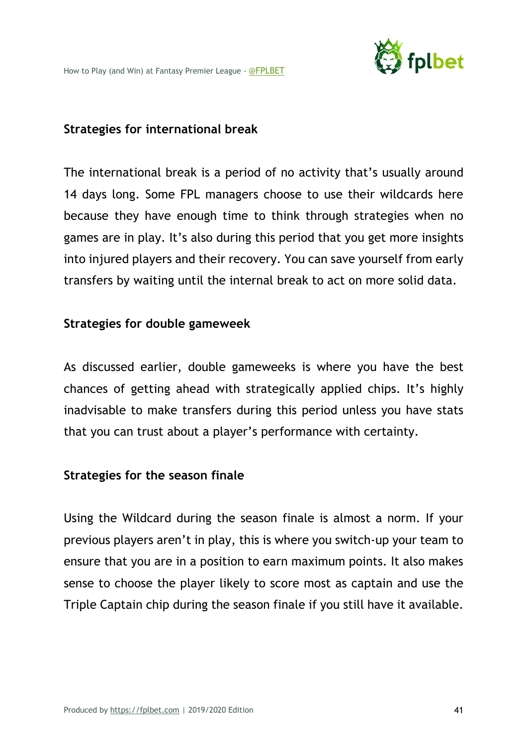### Strategies for international break

The international break is a period of no activity that's usually around 14 days long. Some FPL managers choose to use their wildcards here because they have enough time to think through strategies when no games are in play. It's also during this period that you get more insights into injured players and their recovery. You can save yourself from early transfers by waiting until the internal break to act on more solid data.

### Strategies for double gameweek

As discussed earlier, double gameweeks is where you have the best chances of getting ahead with strategically applied chips. It's highly inadvisable to make transfers during this period unless you have stats that you can trust about a player's performance with certainty.

### Strategies for the season finale

Using the Wildcard during the season finale is almost a norm. If your previous players aren't in play, this is where you switch-up your team to ensure that you are in a position to earn maximum points. It also makes sense to choose the player likely to score most as captain and use the Triple Captain chip during the season finale if you still have it available.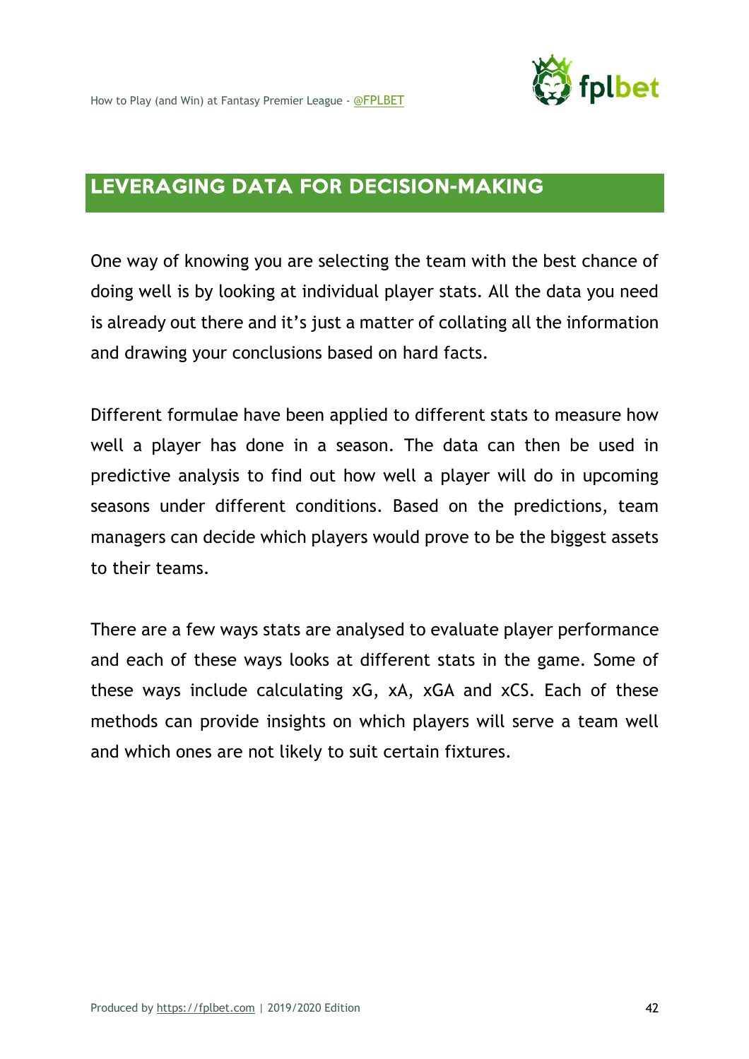## LEVERAGING DATA FOR DECISION-MAKING

One way of knowing you are selecting the team with the best chance of doing well is by looking at individual player stats. All the data you need is already out there and it's just a matter of collating all the information and drawing your conclusions based on hard facts.

Different formulae have been applied to different stats to measure how well a player has done in a season. The data can then be used in predictive analysis to find out how well a player will do in upcoming seasons under different conditions. Based on the predictions, team managers can decide which players would prove to be the biggest assets to their teams.

There are a few ways stats are analysed to evaluate player performance and each of these ways looks at different stats in the game. Some of these ways include calculating xG, xA, xGA and xCS. Each of these methods can provide insights on which players will serve a team well and which ones are not likely to suit certain fixtures.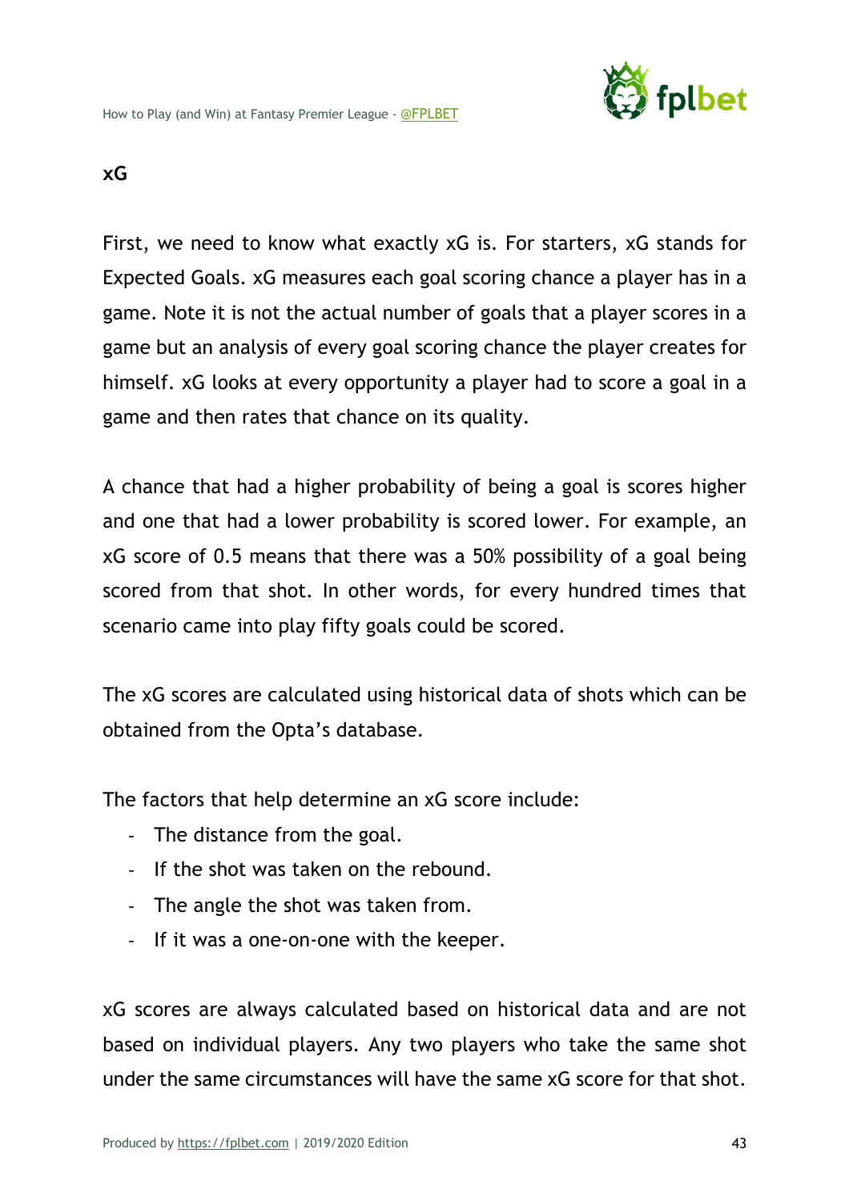## xG

First, we need to know what exactly xG is. For starters, xG stands for Expected Goals. xG measures each goal scoring chance a player has in a game. Note it is not the actual number of goals that a player scores in a game but an analysis of every goal scoring chance the player creates for himself. xG looks at every opportunity a player had to score a goal in a game and then rates that chance on its quality.

A chance that had a higher probability of being a goal is scores higher and one that had a lower probability is scored lower. For example, an xG score of 0.5 means that there was a 50% possibility of a goal being scored from that shot. In other words, for every hundred times that scenario came into play fifty goals could be scored.

The xG scores are calculated using historical data of shots which can be obtained from the Opta's database.

The factors that help determine an xG score include:

- The distance from the goal.
- If the shot was taken on the rebound.
- The angle the shot was taken from.
- If it was a one-on-one with the keeper.

xG scores are always calculated based on historical data and are not based on individual players. Any two players who take the same shot under the same circumstances will have the same xG score for that shot.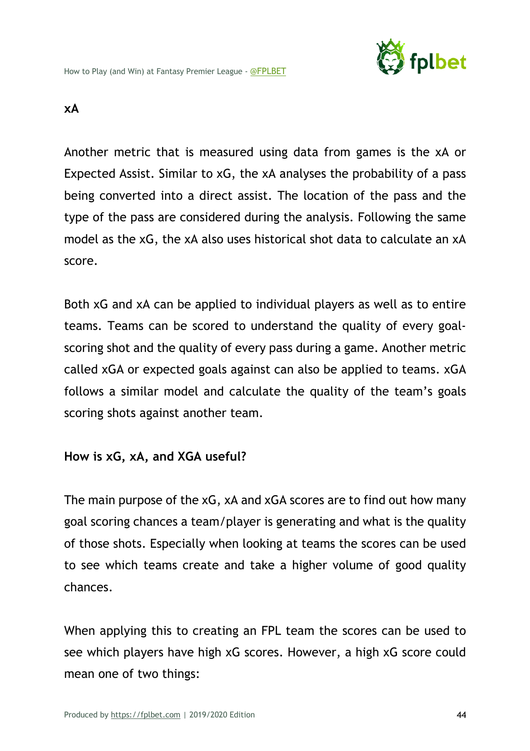**xA**

Another metric that is measured using data from games is the xA or Expected Assist. Similar to xG, the xA analyses the probability of a pass being converted into a direct assist. The location of the pass and the type of the pass are considered during the analysis. Following the same model as the xG, the xA also uses historical shot data to calculate an xA score.

Both xG and xA can be applied to individual players as well as to entire teams. Teams can be scored to understand the quality of every goal-scoring shot and the quality of every pass during a game. Another metric called xGA or expected goals against can also be applied to teams. xGA follows a similar model and calculate the quality of the team's goals scoring shots against another team.

**How is xG, xA, and XGA useful?**

The main purpose of the xG, xA and xGA scores are to find out how many goal scoring chances a team/player is generating and what is the quality of those shots. Especially when looking at teams the scores can be used to see which teams create and take a higher volume of good quality chances.

When applying this to creating an FPL team the scores can be used to see which players have high xG scores. However, a high xG score could mean one of two things: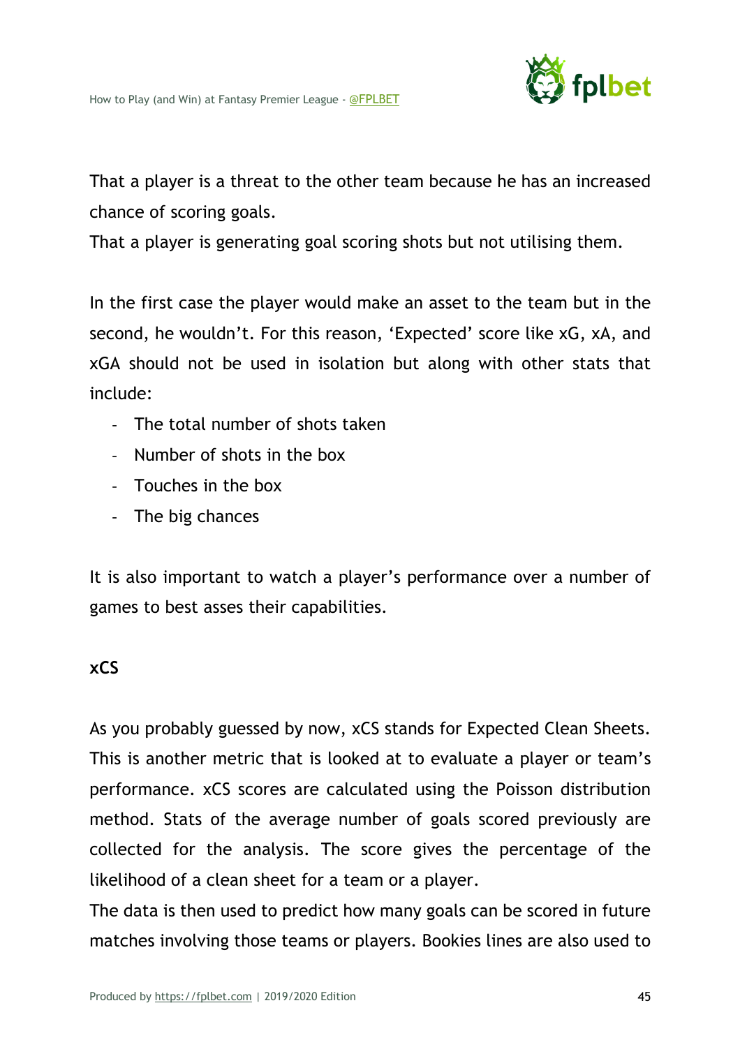That a player is a threat to the other team because he has an increased chance of scoring goals.
That a player is generating goal scoring shots but not utilising them.

In the first case the player would make an asset to the team but in the second, he wouldn't. For this reason, 'Expected' score like xG, xA, and xGA should not be used in isolation but along with other stats that include:

- The total number of shots taken
- Number of shots in the box
- Touches in the box
- The big chances

It is also important to watch a player's performance over a number of games to best asses their capabilities.

**xCS**

As you probably guessed by now, xCS stands for Expected Clean Sheets. This is another metric that is looked at to evaluate a player or team's performance. xCS scores are calculated using the Poisson distribution method. Stats of the average number of goals scored previously are collected for the analysis. The score gives the percentage of the likelihood of a clean sheet for a team or a player.
The data is then used to predict how many goals can be scored in future matches involving those teams or players. Bookies lines are also used to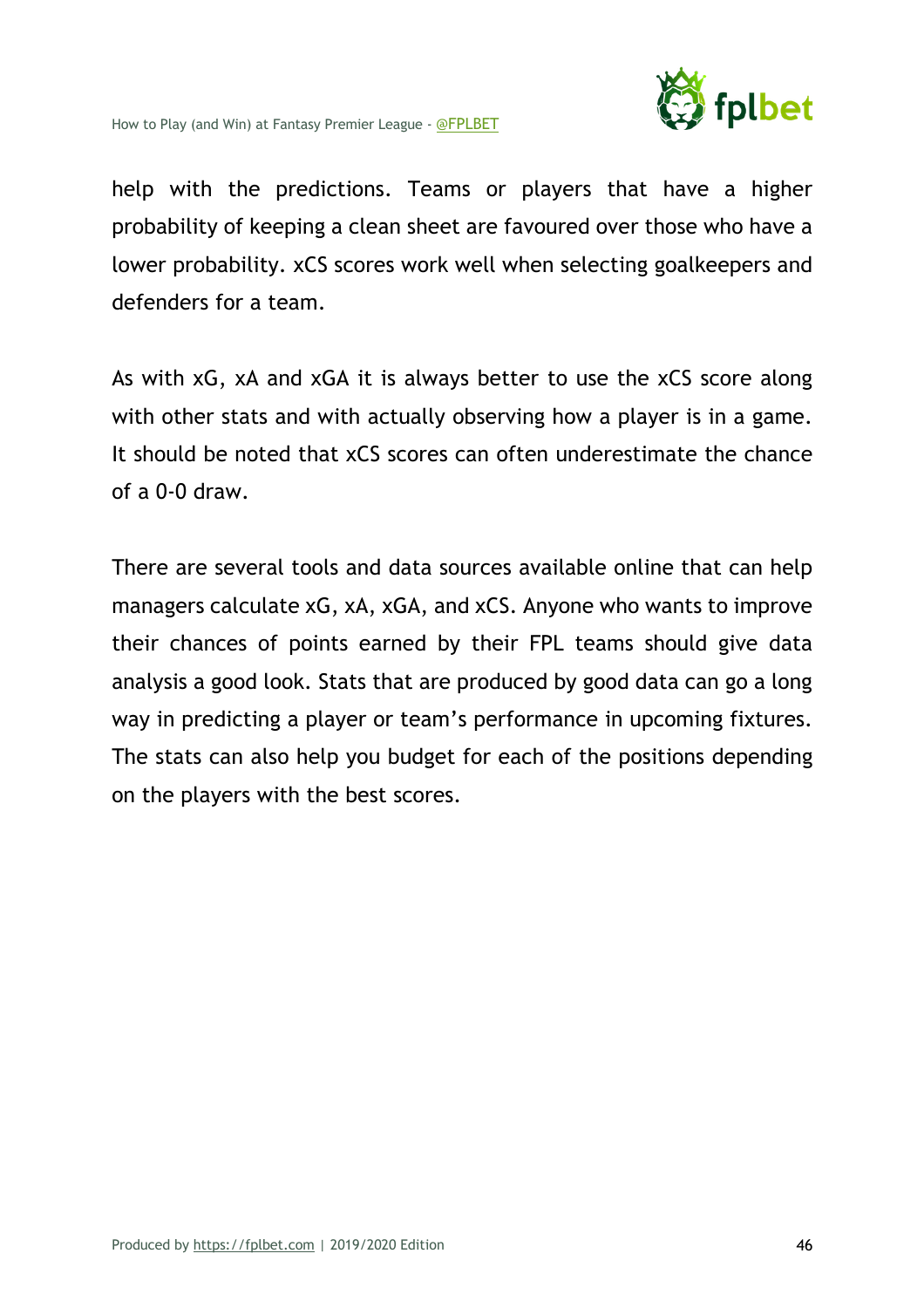help with the predictions. Teams or players that have a higher probability of keeping a clean sheet are favoured over those who have a lower probability. xCS scores work well when selecting goalkeepers and defenders for a team.

As with xG, xA and xGA it is always better to use the xCS score along with other stats and with actually observing how a player is in a game. It should be noted that xCS scores can often underestimate the chance of a 0-0 draw.

There are several tools and data sources available online that can help managers calculate xG, xA, xGA, and xCS. Anyone who wants to improve their chances of points earned by their FPL teams should give data analysis a good look. Stats that are produced by good data can go a long way in predicting a player or team's performance in upcoming fixtures. The stats can also help you budget for each of the positions depending on the players with the best scores.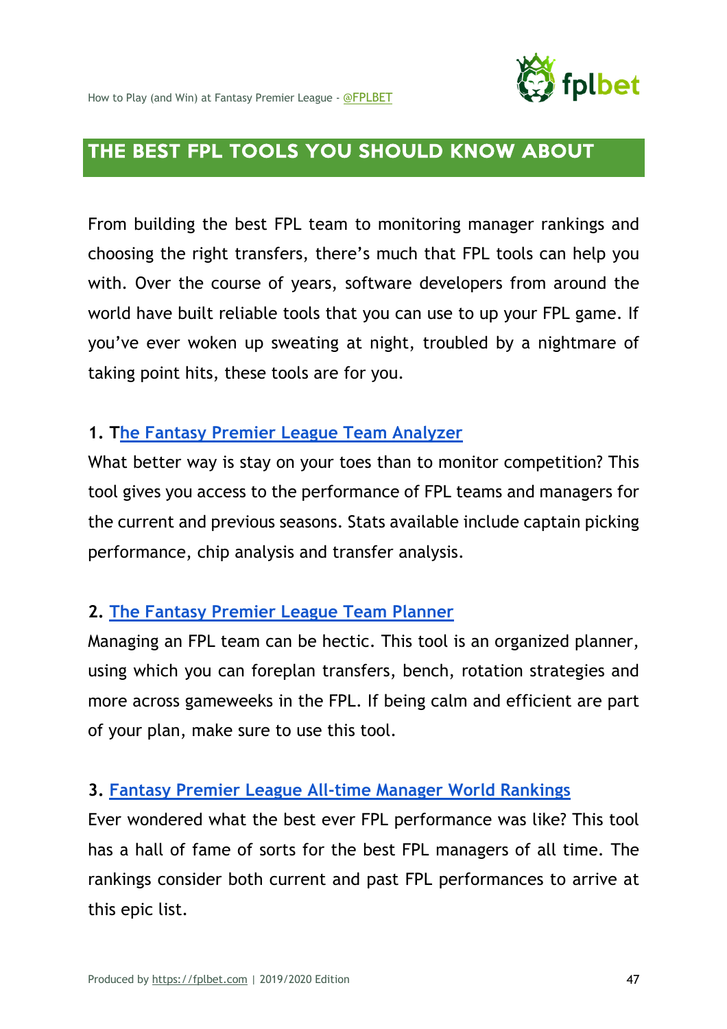## THE BEST FPL TOOLS YOU SHOULD KNOW ABOUT

From building the best FPL team to monitoring manager rankings and choosing the right transfers, there's much that FPL tools can help you with. Over the course of years, software developers from around the world have built reliable tools that you can use to up your FPL game. If you've ever woken up sweating at night, troubled by a nightmare of taking point hits, these tools are for you.

**1. The Fantasy Premier League Team Analyzer**

What better way is stay on your toes than to monitor competition? This tool gives you access to the performance of FPL teams and managers for the current and previous seasons. Stats available include captain picking performance, chip analysis and transfer analysis.

**2. The Fantasy Premier League Team Planner**

Managing an FPL team can be hectic. This tool is an organized planner, using which you can foreplan transfers, bench, rotation strategies and more across gameweeks in the FPL. If being calm and efficient are part of your plan, make sure to use this tool.

**3. Fantasy Premier League All-time Manager World Rankings**

Ever wondered what the best ever FPL performance was like? This tool has a hall of fame of sorts for the best FPL managers of all time. The rankings consider both current and past FPL performances to arrive at this epic list.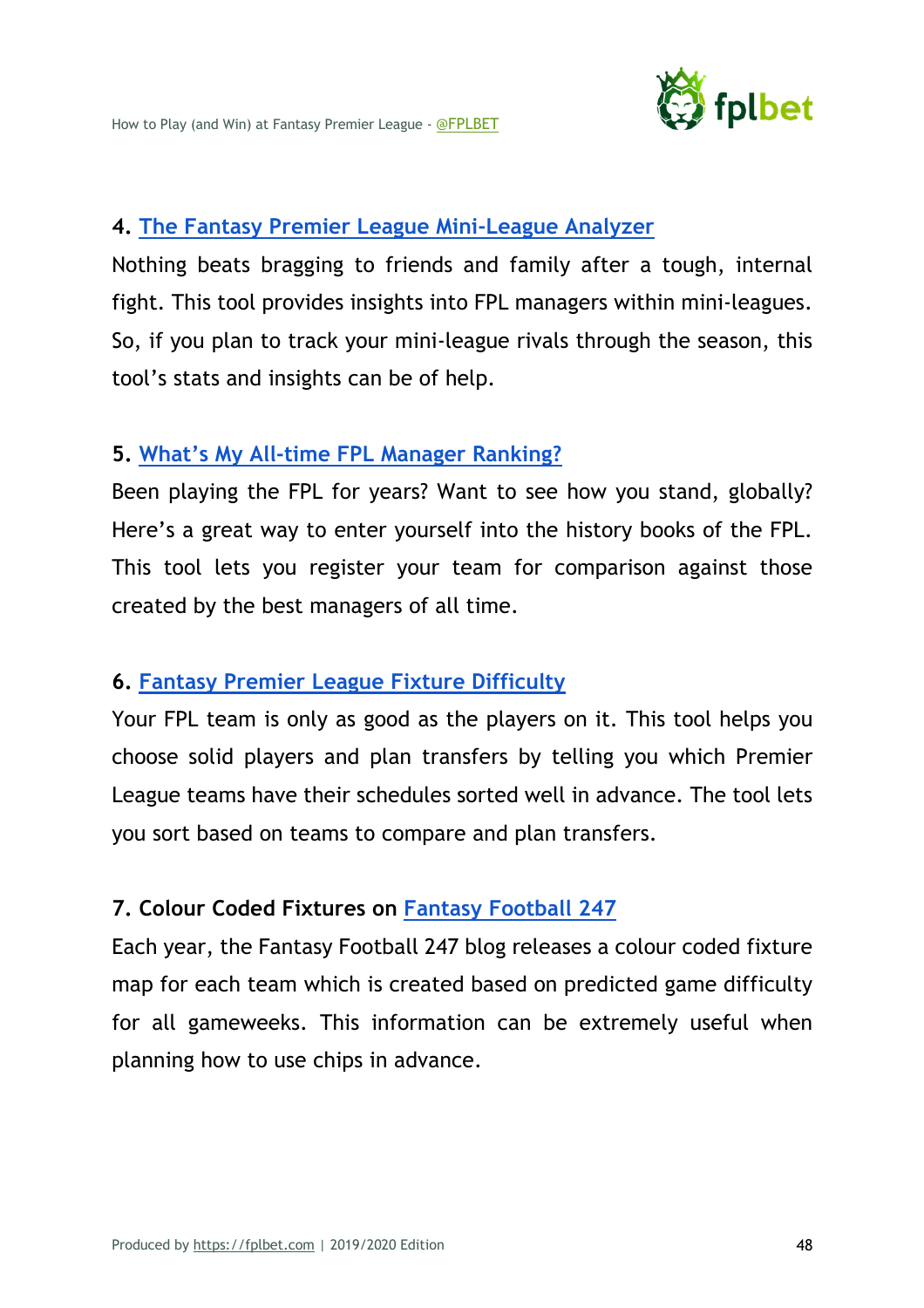**4. The Fantasy Premier League Mini-League Analyzer**

Nothing beats bragging to friends and family after a tough, internal fight. This tool provides insights into FPL managers within mini-leagues. So, if you plan to track your mini-league rivals through the season, this tool's stats and insights can be of help.

**5. What's My All-time FPL Manager Ranking?**

Been playing the FPL for years? Want to see how you stand, globally? Here's a great way to enter yourself into the history books of the FPL. This tool lets you register your team for comparison against those created by the best managers of all time.

**6. Fantasy Premier League Fixture Difficulty**

Your FPL team is only as good as the players on it. This tool helps you choose solid players and plan transfers by telling you which Premier League teams have their schedules sorted well in advance. The tool lets you sort based on teams to compare and plan transfers.

**7. Colour Coded Fixtures on Fantasy Football 247**

Each year, the Fantasy Football 247 blog releases a colour coded fixture map for each team which is created based on predicted game difficulty for all gameweeks. This information can be extremely useful when planning how to use chips in advance.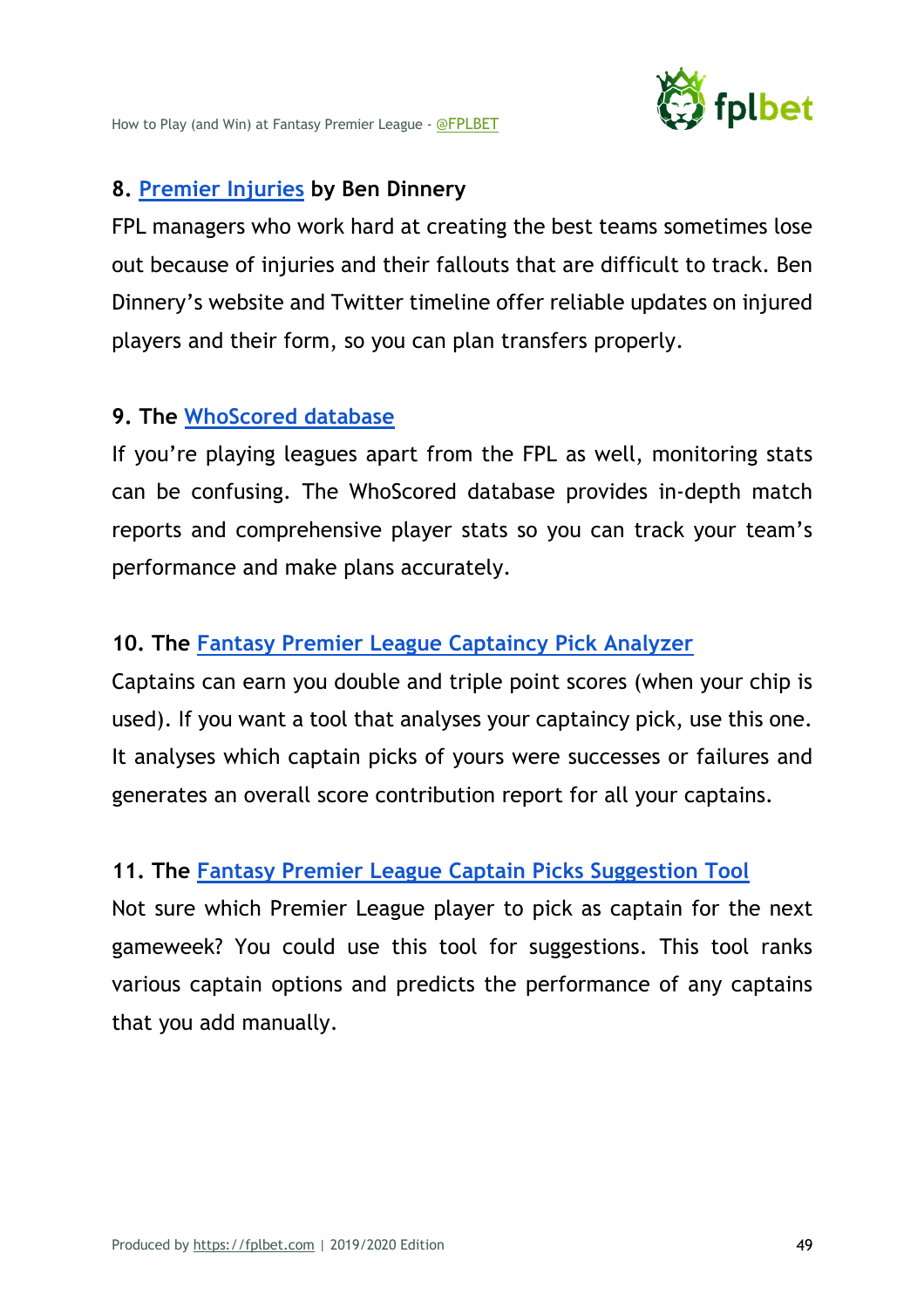### 8. Premier Injuries by Ben Dinnery

FPL managers who work hard at creating the best teams sometimes lose out because of injuries and their fallouts that are difficult to track. Ben Dinnery's website and Twitter timeline offer reliable updates on injured players and their form, so you can plan transfers properly.

### 9. The WhoScored database

If you're playing leagues apart from the FPL as well, monitoring stats can be confusing. The WhoScored database provides in-depth match reports and comprehensive player stats so you can track your team's performance and make plans accurately.

### 10. The Fantasy Premier League Captaincy Pick Analyzer

Captains can earn you double and triple point scores (when your chip is used). If you want a tool that analyses your captaincy pick, use this one. It analyses which captain picks of yours were successes or failures and generates an overall score contribution report for all your captains.

### 11. The Fantasy Premier League Captain Picks Suggestion Tool

Not sure which Premier League player to pick as captain for the next gameweek? You could use this tool for suggestions. This tool ranks various captain options and predicts the performance of any captains that you add manually.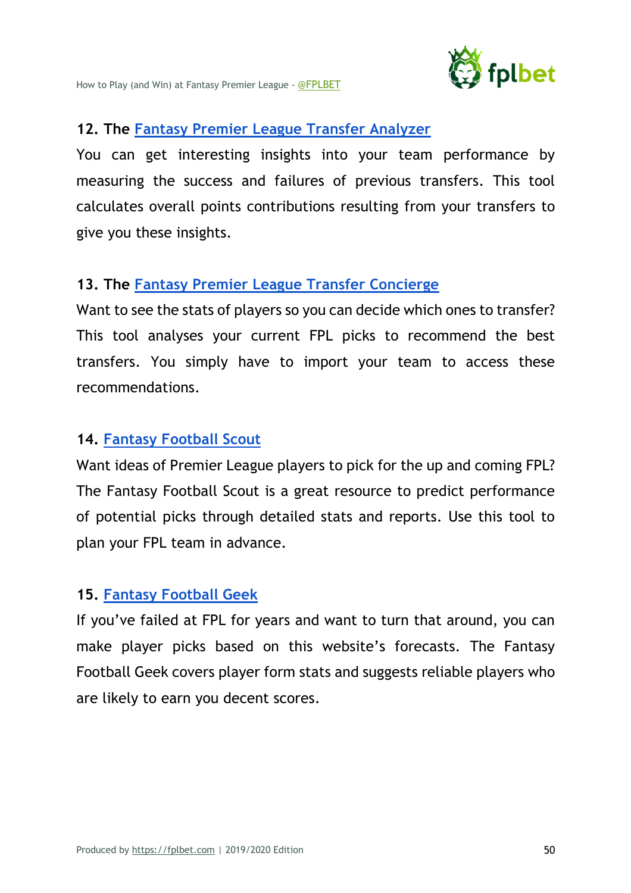### 12. The Fantasy Premier League Transfer Analyzer

You can get interesting insights into your team performance by measuring the success and failures of previous transfers. This tool calculates overall points contributions resulting from your transfers to give you these insights.

### 13. The Fantasy Premier League Transfer Concierge

Want to see the stats of players so you can decide which ones to transfer? This tool analyses your current FPL picks to recommend the best transfers. You simply have to import your team to access these recommendations.

### 14. Fantasy Football Scout

Want ideas of Premier League players to pick for the up and coming FPL? The Fantasy Football Scout is a great resource to predict performance of potential picks through detailed stats and reports. Use this tool to plan your FPL team in advance.

### 15. Fantasy Football Geek

If you've failed at FPL for years and want to turn that around, you can make player picks based on this website's forecasts. The Fantasy Football Geek covers player form stats and suggests reliable players who are likely to earn you decent scores.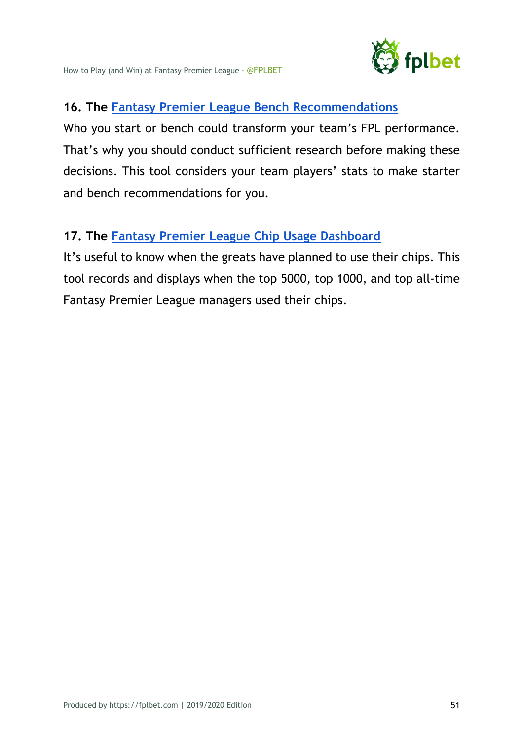### 16. The Fantasy Premier League Bench Recommendations

Who you start or bench could transform your team's FPL performance. That's why you should conduct sufficient research before making these decisions. This tool considers your team players' stats to make starter and bench recommendations for you.

### 17. The Fantasy Premier League Chip Usage Dashboard

It's useful to know when the greats have planned to use their chips. This tool records and displays when the top 5000, top 1000, and top all-time Fantasy Premier League managers used their chips.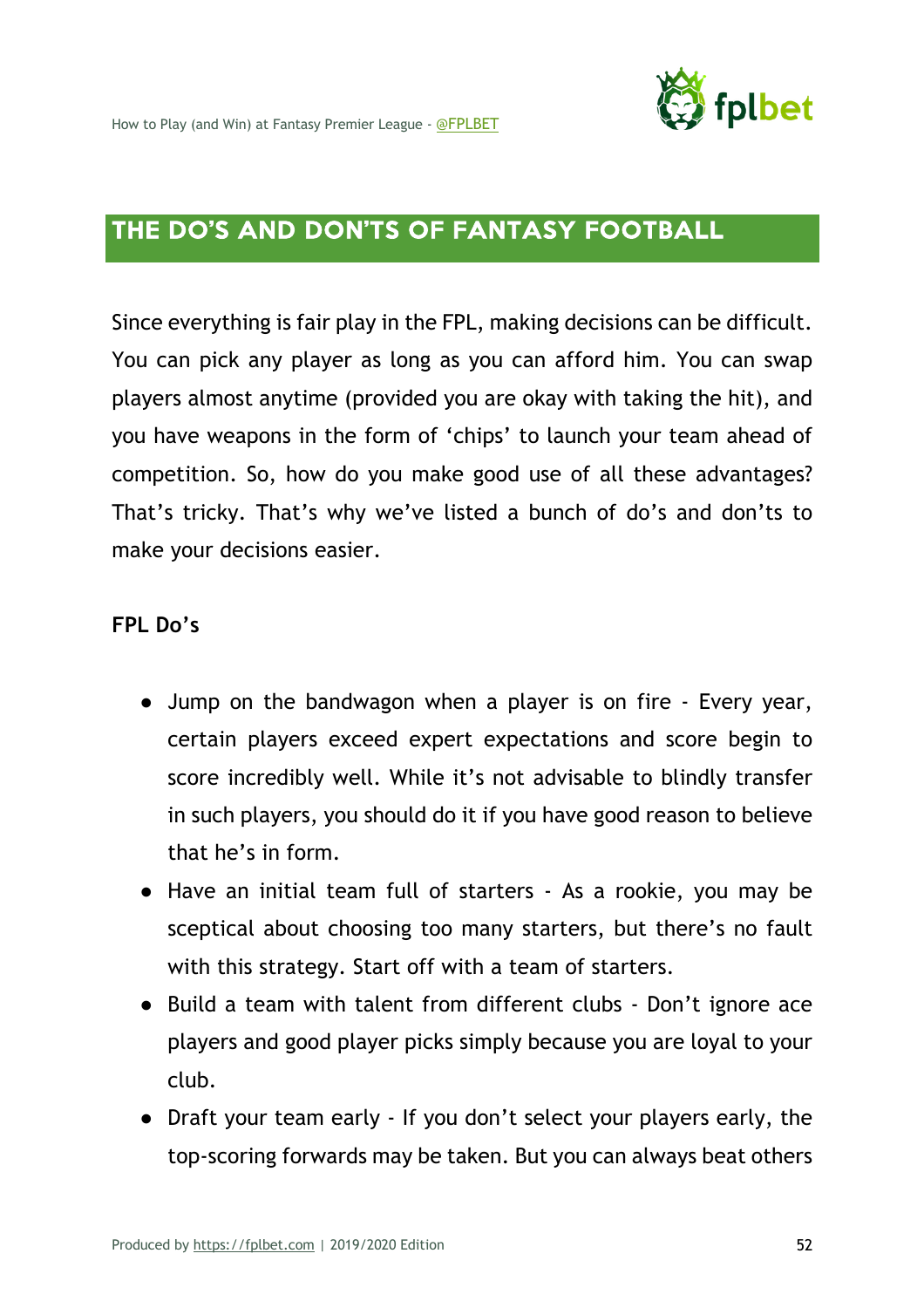## THE DO'S AND DON'TS OF FANTASY FOOTBALL

Since everything is fair play in the FPL, making decisions can be difficult. You can pick any player as long as you can afford him. You can swap players almost anytime (provided you are okay with taking the hit), and you have weapons in the form of 'chips' to launch your team ahead of competition. So, how do you make good use of all these advantages? That's tricky. That's why we've listed a bunch of do's and don'ts to make your decisions easier.

**FPL Do's**

- Jump on the bandwagon when a player is on fire - Every year, certain players exceed expert expectations and score begin to score incredibly well. While it's not advisable to blindly transfer in such players, you should do it if you have good reason to believe that he's in form.
- Have an initial team full of starters - As a rookie, you may be sceptical about choosing too many starters, but there's no fault with this strategy. Start off with a team of starters.
- Build a team with talent from different clubs - Don't ignore ace players and good player picks simply because you are loyal to your club.
- Draft your team early - If you don't select your players early, the top-scoring forwards may be taken. But you can always beat others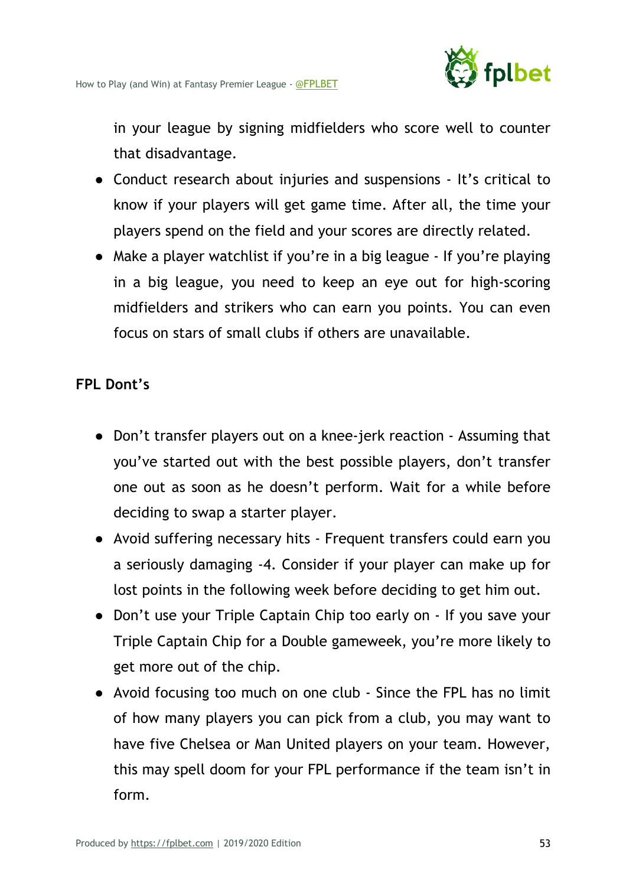in your league by signing midfielders who score well to counter that disadvantage.

- Conduct research about injuries and suspensions - It's critical to know if your players will get game time. After all, the time your players spend on the field and your scores are directly related.
- Make a player watchlist if you're in a big league - If you're playing in a big league, you need to keep an eye out for high-scoring midfielders and strikers who can earn you points. You can even focus on stars of small clubs if others are unavailable.

**FPL Dont's**

- Don't transfer players out on a knee-jerk reaction - Assuming that you've started out with the best possible players, don't transfer one out as soon as he doesn't perform. Wait for a while before deciding to swap a starter player.
- Avoid suffering necessary hits - Frequent transfers could earn you a seriously damaging -4. Consider if your player can make up for lost points in the following week before deciding to get him out.
- Don't use your Triple Captain Chip too early on - If you save your Triple Captain Chip for a Double gameweek, you're more likely to get more out of the chip.
- Avoid focusing too much on one club - Since the FPL has no limit of how many players you can pick from a club, you may want to have five Chelsea or Man United players on your team. However, this may spell doom for your FPL performance if the team isn't in form.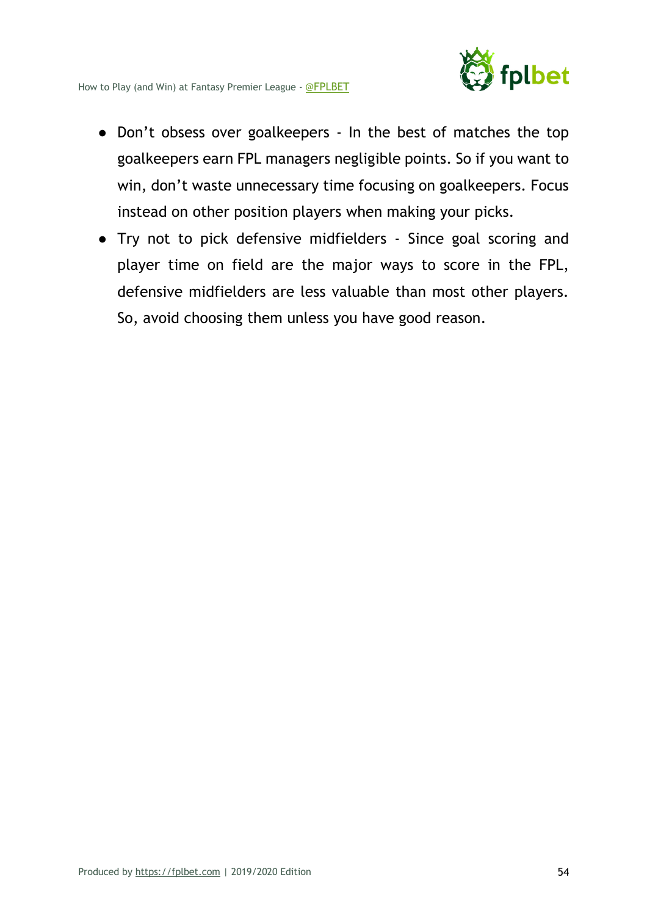- Don't obsess over goalkeepers - In the best of matches the top goalkeepers earn FPL managers negligible points. So if you want to win, don't waste unnecessary time focusing on goalkeepers. Focus instead on other position players when making your picks.
- Try not to pick defensive midfielders - Since goal scoring and player time on field are the major ways to score in the FPL, defensive midfielders are less valuable than most other players. So, avoid choosing them unless you have good reason.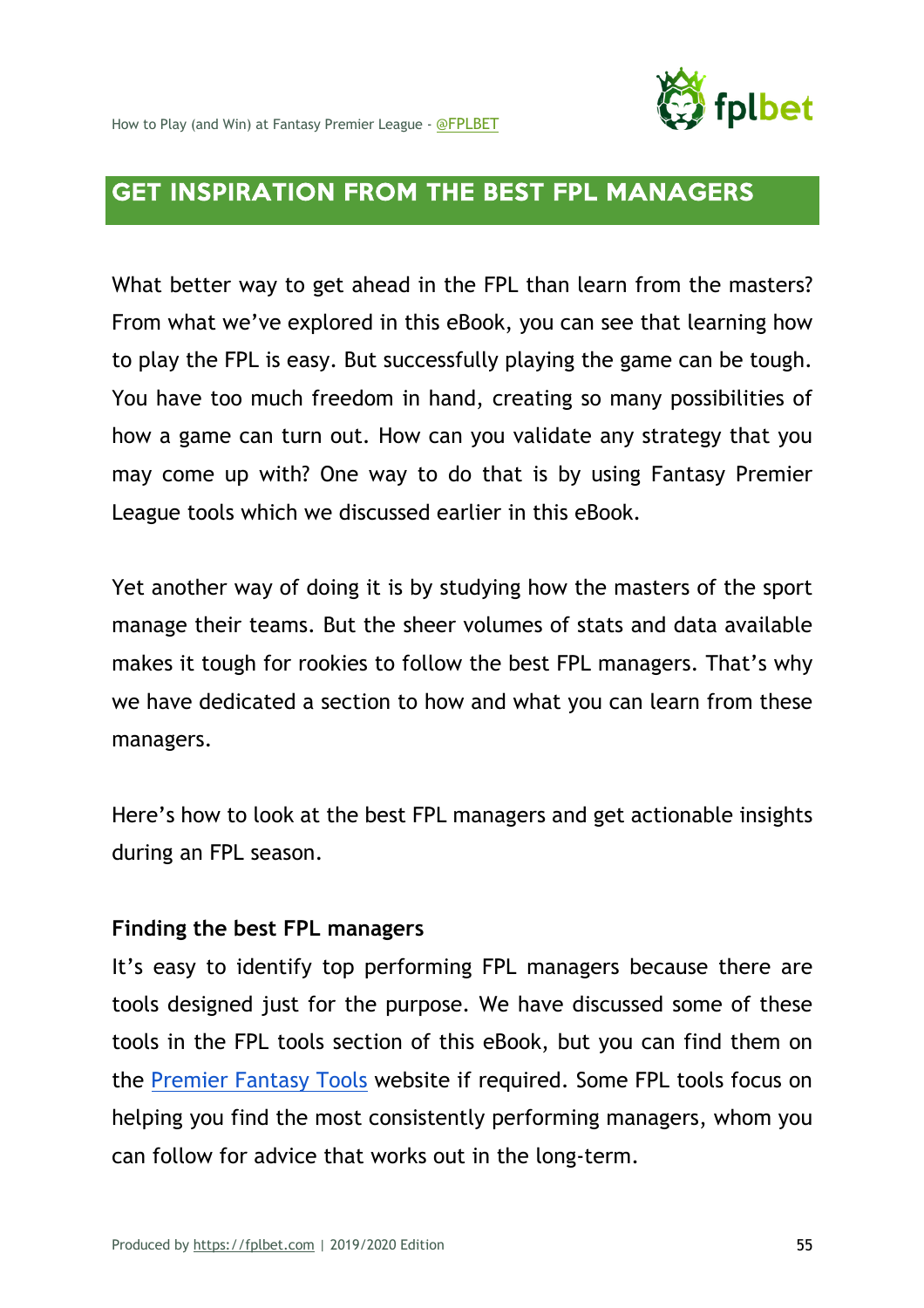## GET INSPIRATION FROM THE BEST FPL MANAGERS

What better way to get ahead in the FPL than learn from the masters? From what we've explored in this eBook, you can see that learning how to play the FPL is easy. But successfully playing the game can be tough. You have too much freedom in hand, creating so many possibilities of how a game can turn out. How can you validate any strategy that you may come up with? One way to do that is by using Fantasy Premier League tools which we discussed earlier in this eBook.

Yet another way of doing it is by studying how the masters of the sport manage their teams. But the sheer volumes of stats and data available makes it tough for rookies to follow the best FPL managers. That's why we have dedicated a section to how and what you can learn from these managers.

Here's how to look at the best FPL managers and get actionable insights during an FPL season.

**Finding the best FPL managers**

It's easy to identify top performing FPL managers because there are tools designed just for the purpose. We have discussed some of these tools in the FPL tools section of this eBook, but you can find them on the [Premier Fantasy Tools](https://www.premierfantasytools.com) website if required. Some FPL tools focus on helping you find the most consistently performing managers, whom you can follow for advice that works out in the long-term.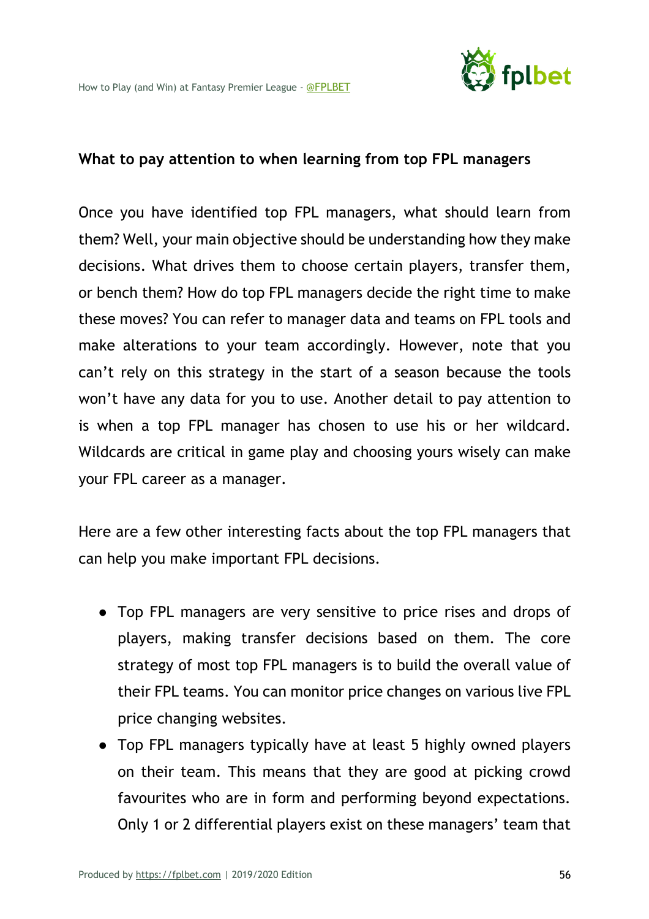### What to pay attention to when learning from top FPL managers

Once you have identified top FPL managers, what should learn from them? Well, your main objective should be understanding how they make decisions. What drives them to choose certain players, transfer them, or bench them? How do top FPL managers decide the right time to make these moves? You can refer to manager data and teams on FPL tools and make alterations to your team accordingly. However, note that you can't rely on this strategy in the start of a season because the tools won't have any data for you to use. Another detail to pay attention to is when a top FPL manager has chosen to use his or her wildcard. Wildcards are critical in game play and choosing yours wisely can make your FPL career as a manager.

Here are a few other interesting facts about the top FPL managers that can help you make important FPL decisions.

- Top FPL managers are very sensitive to price rises and drops of players, making transfer decisions based on them. The core strategy of most top FPL managers is to build the overall value of their FPL teams. You can monitor price changes on various live FPL price changing websites.
- Top FPL managers typically have at least 5 highly owned players on their team. This means that they are good at picking crowd favourites who are in form and performing beyond expectations. Only 1 or 2 differential players exist on these managers' team that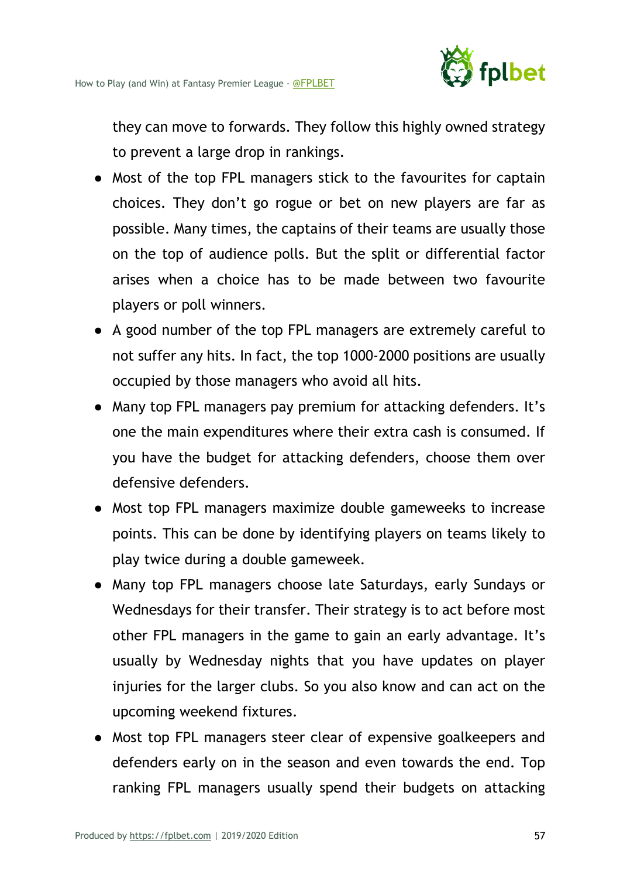they can move to forwards. They follow this highly owned strategy to prevent a large drop in rankings.

- Most of the top FPL managers stick to the favourites for captain choices. They don't go rogue or bet on new players are far as possible. Many times, the captains of their teams are usually those on the top of audience polls. But the split or differential factor arises when a choice has to be made between two favourite players or poll winners.
- A good number of the top FPL managers are extremely careful to not suffer any hits. In fact, the top 1000-2000 positions are usually occupied by those managers who avoid all hits.
- Many top FPL managers pay premium for attacking defenders. It's one the main expenditures where their extra cash is consumed. If you have the budget for attacking defenders, choose them over defensive defenders.
- Most top FPL managers maximize double gameweeks to increase points. This can be done by identifying players on teams likely to play twice during a double gameweek.
- Many top FPL managers choose late Saturdays, early Sundays or Wednesdays for their transfer. Their strategy is to act before most other FPL managers in the game to gain an early advantage. It's usually by Wednesday nights that you have updates on player injuries for the larger clubs. So you also know and can act on the upcoming weekend fixtures.
- Most top FPL managers steer clear of expensive goalkeepers and defenders early on in the season and even towards the end. Top ranking FPL managers usually spend their budgets on attacking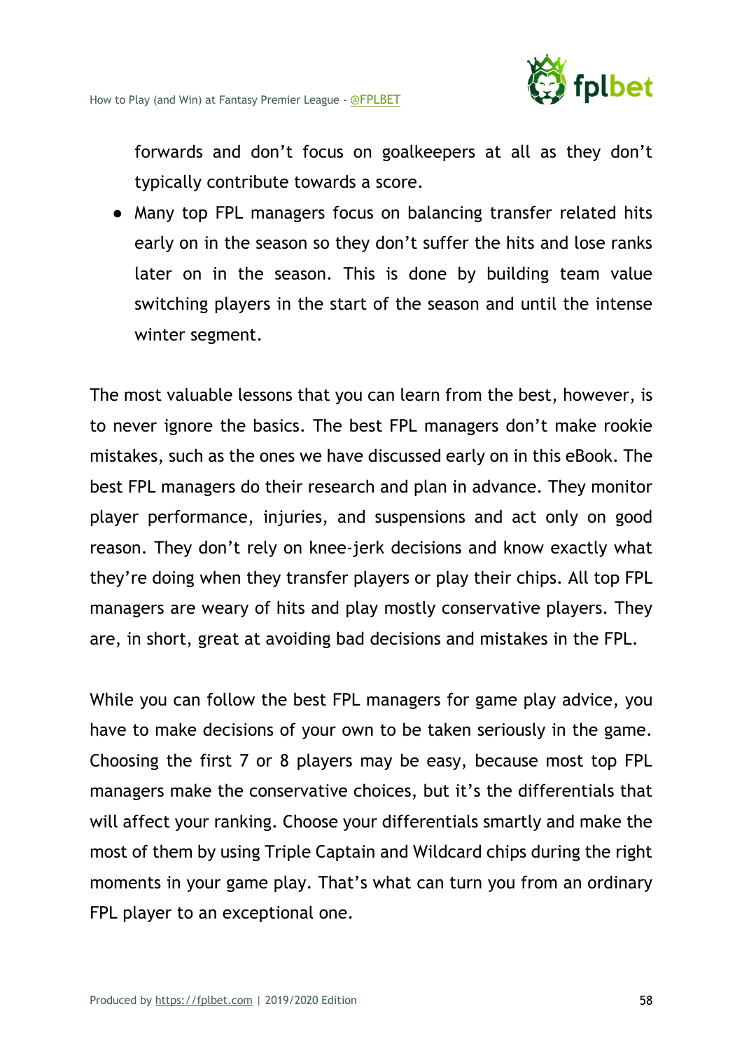forwards and don't focus on goalkeepers at all as they don't typically contribute towards a score.

- Many top FPL managers focus on balancing transfer related hits early on in the season so they don't suffer the hits and lose ranks later on in the season. This is done by building team value switching players in the start of the season and until the intense winter segment.

The most valuable lessons that you can learn from the best, however, is to never ignore the basics. The best FPL managers don't make rookie mistakes, such as the ones we have discussed early on in this eBook. The best FPL managers do their research and plan in advance. They monitor player performance, injuries, and suspensions and act only on good reason. They don't rely on knee-jerk decisions and know exactly what they're doing when they transfer players or play their chips. All top FPL managers are weary of hits and play mostly conservative players. They are, in short, great at avoiding bad decisions and mistakes in the FPL.

While you can follow the best FPL managers for game play advice, you have to make decisions of your own to be taken seriously in the game. Choosing the first 7 or 8 players may be easy, because most top FPL managers make the conservative choices, but it's the differentials that will affect your ranking. Choose your differentials smartly and make the most of them by using Triple Captain and Wildcard chips during the right moments in your game play. That's what can turn you from an ordinary FPL player to an exceptional one.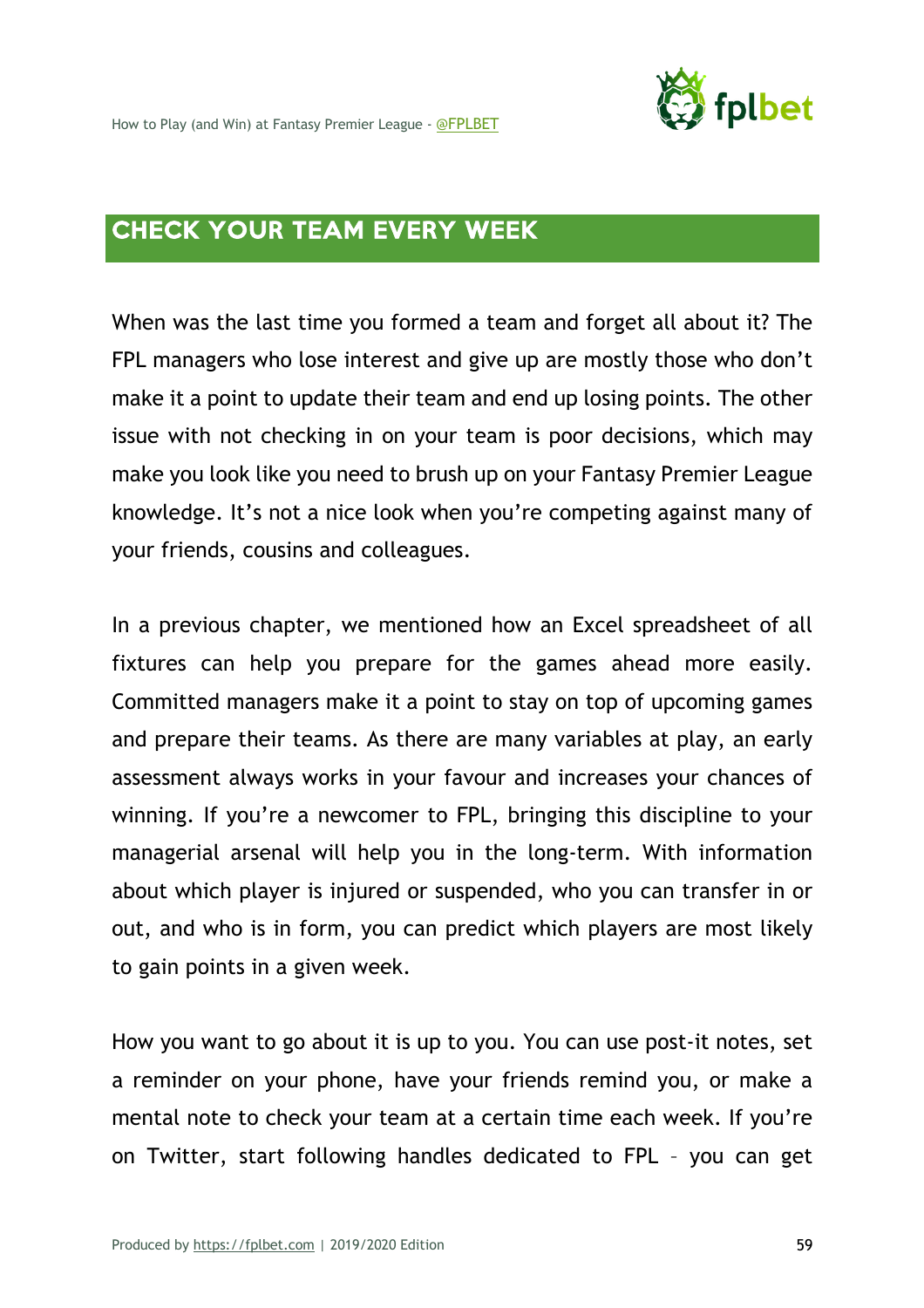## CHECK YOUR TEAM EVERY WEEK

When was the last time you formed a team and forget all about it? The FPL managers who lose interest and give up are mostly those who don't make it a point to update their team and end up losing points. The other issue with not checking in on your team is poor decisions, which may make you look like you need to brush up on your Fantasy Premier League knowledge. It's not a nice look when you're competing against many of your friends, cousins and colleagues.

In a previous chapter, we mentioned how an Excel spreadsheet of all fixtures can help you prepare for the games ahead more easily. Committed managers make it a point to stay on top of upcoming games and prepare their teams. As there are many variables at play, an early assessment always works in your favour and increases your chances of winning. If you're a newcomer to FPL, bringing this discipline to your managerial arsenal will help you in the long-term. With information about which player is injured or suspended, who you can transfer in or out, and who is in form, you can predict which players are most likely to gain points in a given week.

How you want to go about it is up to you. You can use post-it notes, set a reminder on your phone, have your friends remind you, or make a mental note to check your team at a certain time each week. If you're on Twitter, start following handles dedicated to FPL – you can get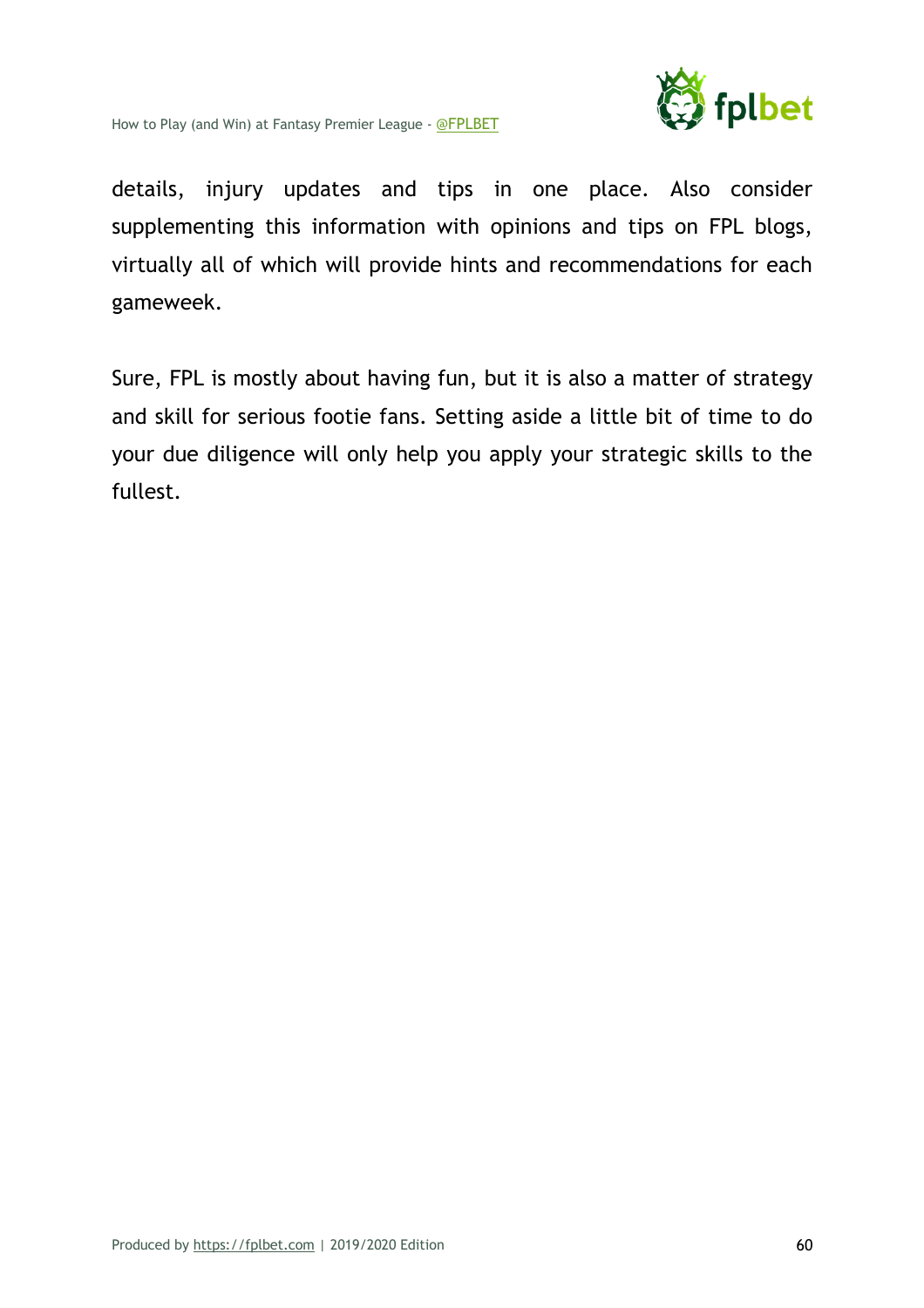details, injury updates and tips in one place. Also consider supplementing this information with opinions and tips on FPL blogs, virtually all of which will provide hints and recommendations for each gameweek.

Sure, FPL is mostly about having fun, but it is also a matter of strategy and skill for serious footie fans. Setting aside a little bit of time to do your due diligence will only help you apply your strategic skills to the fullest.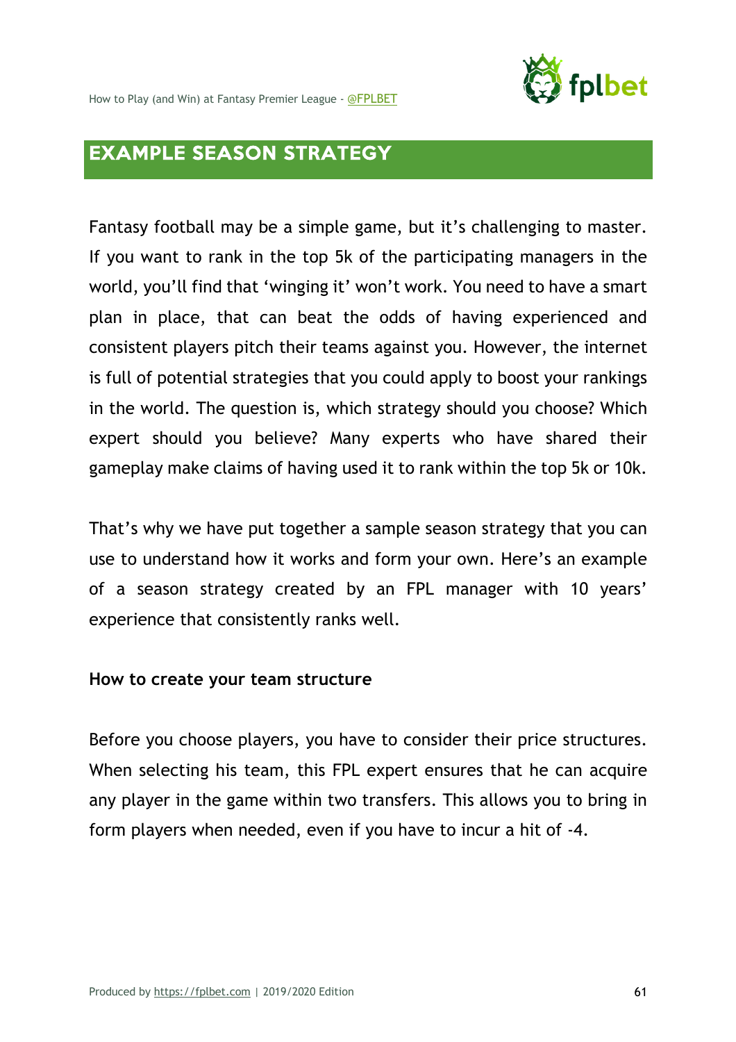## EXAMPLE SEASON STRATEGY

Fantasy football may be a simple game, but it's challenging to master. If you want to rank in the top 5k of the participating managers in the world, you'll find that 'winging it' won't work. You need to have a smart plan in place, that can beat the odds of having experienced and consistent players pitch their teams against you. However, the internet is full of potential strategies that you could apply to boost your rankings in the world. The question is, which strategy should you choose? Which expert should you believe? Many experts who have shared their gameplay make claims of having used it to rank within the top 5k or 10k.

That's why we have put together a sample season strategy that you can use to understand how it works and form your own. Here's an example of a season strategy created by an FPL manager with 10 years' experience that consistently ranks well.

**How to create your team structure**

Before you choose players, you have to consider their price structures. When selecting his team, this FPL expert ensures that he can acquire any player in the game within two transfers. This allows you to bring in form players when needed, even if you have to incur a hit of -4.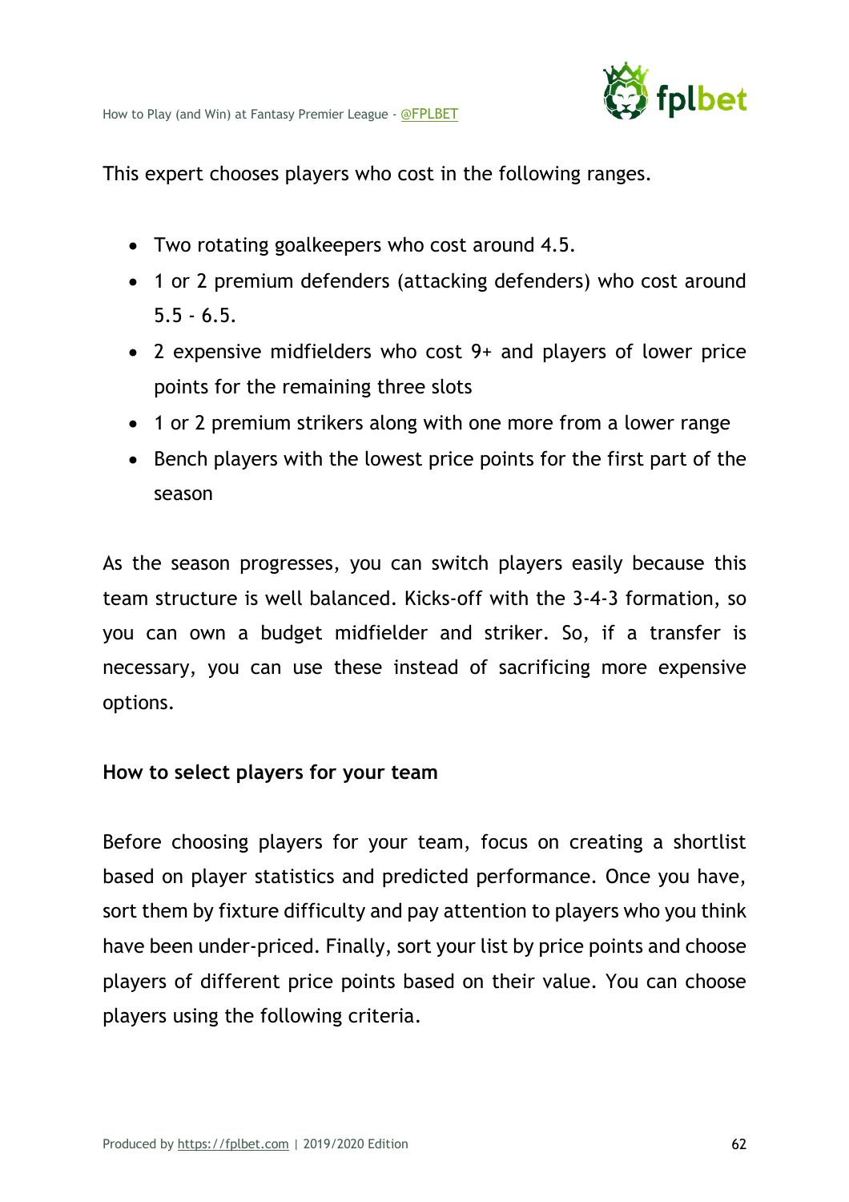This expert chooses players who cost in the following ranges.

- Two rotating goalkeepers who cost around 4.5.
- 1 or 2 premium defenders (attacking defenders) who cost around 5.5 - 6.5.
- 2 expensive midfielders who cost 9+ and players of lower price points for the remaining three slots
- 1 or 2 premium strikers along with one more from a lower range
- Bench players with the lowest price points for the first part of the season

As the season progresses, you can switch players easily because this team structure is well balanced. Kicks-off with the 3-4-3 formation, so you can own a budget midfielder and striker. So, if a transfer is necessary, you can use these instead of sacrificing more expensive options.

**How to select players for your team**

Before choosing players for your team, focus on creating a shortlist based on player statistics and predicted performance. Once you have, sort them by fixture difficulty and pay attention to players who you think have been under-priced. Finally, sort your list by price points and choose players of different price points based on their value. You can choose players using the following criteria.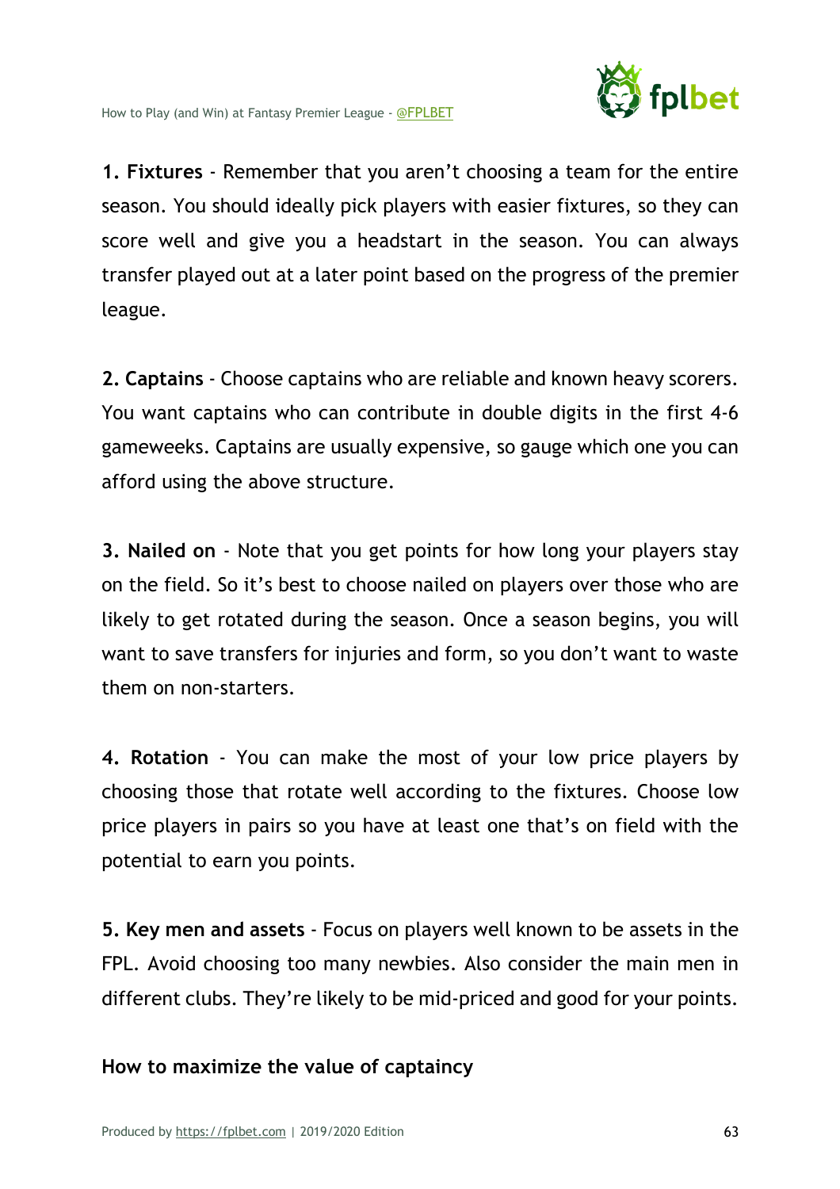**1. Fixtures** - Remember that you aren't choosing a team for the entire season. You should ideally pick players with easier fixtures, so they can score well and give you a headstart in the season. You can always transfer played out at a later point based on the progress of the premier league.

**2. Captains** - Choose captains who are reliable and known heavy scorers. You want captains who can contribute in double digits in the first 4-6 gameweeks. Captains are usually expensive, so gauge which one you can afford using the above structure.

**3. Nailed on** - Note that you get points for how long your players stay on the field. So it's best to choose nailed on players over those who are likely to get rotated during the season. Once a season begins, you will want to save transfers for injuries and form, so you don't want to waste them on non-starters.

**4. Rotation** - You can make the most of your low price players by choosing those that rotate well according to the fixtures. Choose low price players in pairs so you have at least one that's on field with the potential to earn you points.

**5. Key men and assets** - Focus on players well known to be assets in the FPL. Avoid choosing too many newbies. Also consider the main men in different clubs. They're likely to be mid-priced and good for your points.

### How to maximize the value of captaincy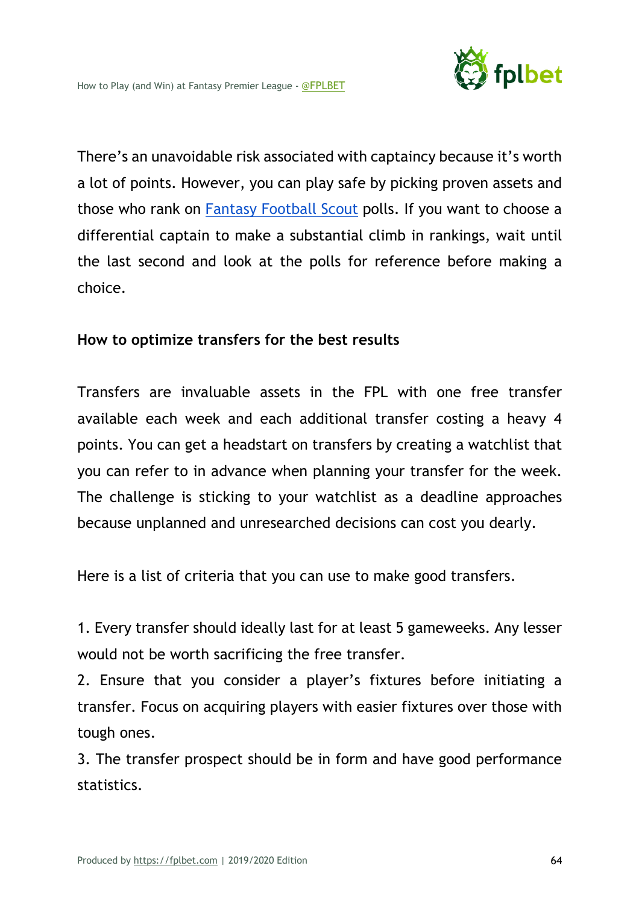There's an unavoidable risk associated with captaincy because it's worth a lot of points. However, you can play safe by picking proven assets and those who rank on [Fantasy Football Scout](https://www.fantasyfootballscout.co.uk) polls. If you want to choose a differential captain to make a substantial climb in rankings, wait until the last second and look at the polls for reference before making a choice.

**How to optimize transfers for the best results**

Transfers are invaluable assets in the FPL with one free transfer available each week and each additional transfer costing a heavy 4 points. You can get a headstart on transfers by creating a watchlist that you can refer to in advance when planning your transfer for the week. The challenge is sticking to your watchlist as a deadline approaches because unplanned and unresearched decisions can cost you dearly.

Here is a list of criteria that you can use to make good transfers.

1. Every transfer should ideally last for at least 5 gameweeks. Any lesser would not be worth sacrificing the free transfer.
2. Ensure that you consider a player's fixtures before initiating a transfer. Focus on acquiring players with easier fixtures over those with tough ones.
3. The transfer prospect should be in form and have good performance statistics.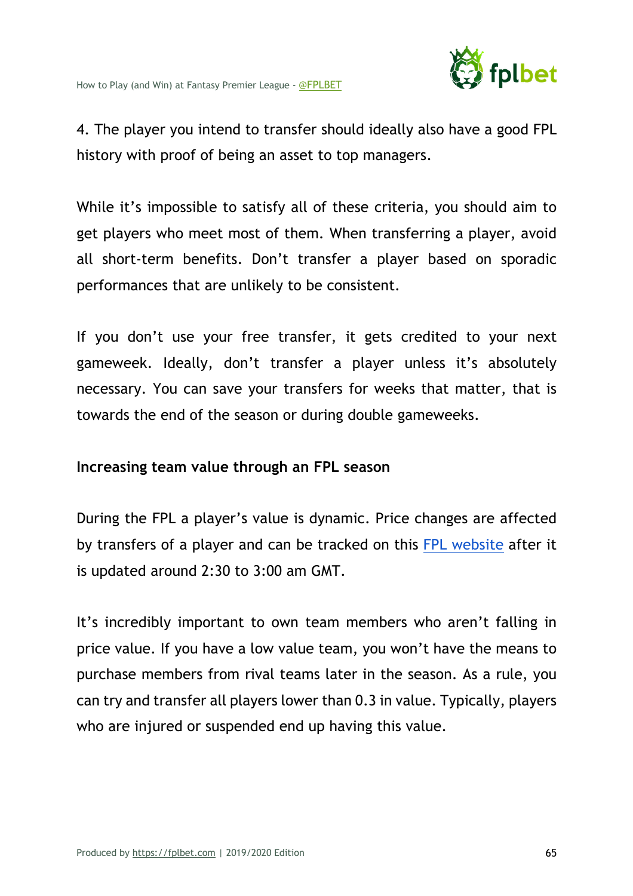4. The player you intend to transfer should ideally also have a good FPL history with proof of being an asset to top managers.

While it's impossible to satisfy all of these criteria, you should aim to get players who meet most of them. When transferring a player, avoid all short-term benefits. Don't transfer a player based on sporadic performances that are unlikely to be consistent.

If you don't use your free transfer, it gets credited to your next gameweek. Ideally, don't transfer a player unless it's absolutely necessary. You can save your transfers for weeks that matter, that is towards the end of the season or during double gameweeks.

**Increasing team value through an FPL season**

During the FPL a player's value is dynamic. Price changes are affected by transfers of a player and can be tracked on this [FPL website]() after it is updated around 2:30 to 3:00 am GMT.

It's incredibly important to own team members who aren't falling in price value. If you have a low value team, you won't have the means to purchase members from rival teams later in the season. As a rule, you can try and transfer all players lower than 0.3 in value. Typically, players who are injured or suspended end up having this value.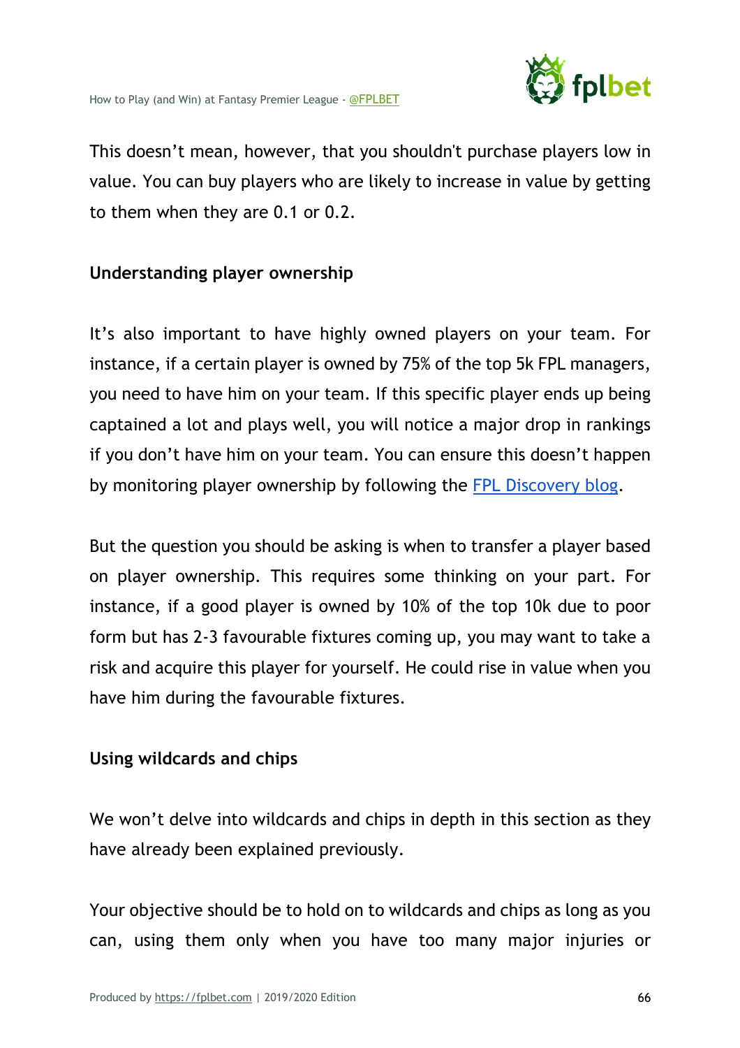This doesn't mean, however, that you shouldn't purchase players low in value. You can buy players who are likely to increase in value by getting to them when they are 0.1 or 0.2.

## Understanding player ownership

It's also important to have highly owned players on your team. For instance, if a certain player is owned by 75% of the top 5k FPL managers, you need to have him on your team. If this specific player ends up being captained a lot and plays well, you will notice a major drop in rankings if you don't have him on your team. You can ensure this doesn't happen by monitoring player ownership by following the [FPL Discovery blog](https://fpldiscovery.blogspot.com).

But the question you should be asking is when to transfer a player based on player ownership. This requires some thinking on your part. For instance, if a good player is owned by 10% of the top 10k due to poor form but has 2-3 favourable fixtures coming up, you may want to take a risk and acquire this player for yourself. He could rise in value when you have him during the favourable fixtures.

## Using wildcards and chips

We won't delve into wildcards and chips in depth in this section as they have already been explained previously.

Your objective should be to hold on to wildcards and chips as long as you can, using them only when you have too many major injuries or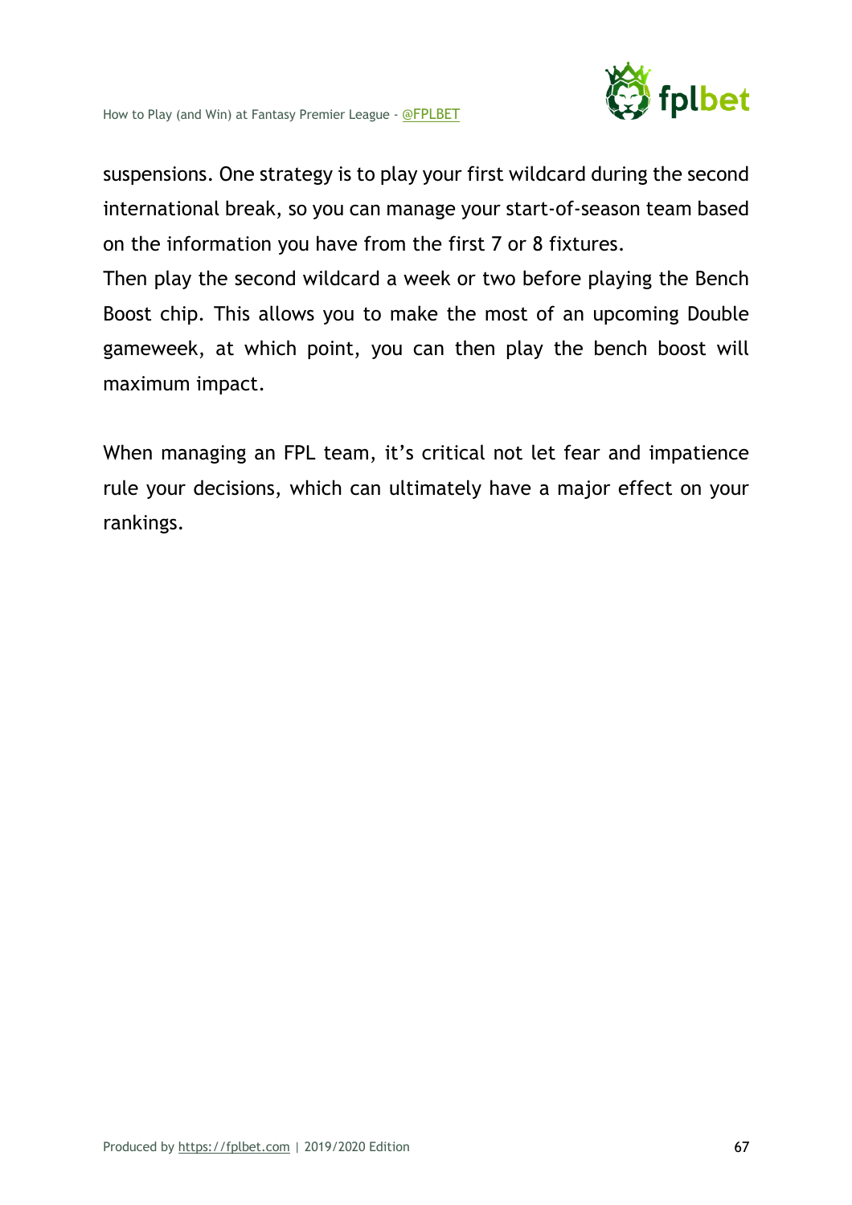suspensions. One strategy is to play your first wildcard during the second international break, so you can manage your start-of-season team based on the information you have from the first 7 or 8 fixtures.

Then play the second wildcard a week or two before playing the Bench Boost chip. This allows you to make the most of an upcoming Double gameweek, at which point, you can then play the bench boost will maximum impact.

When managing an FPL team, it's critical not let fear and impatience rule your decisions, which can ultimately have a major effect on your rankings.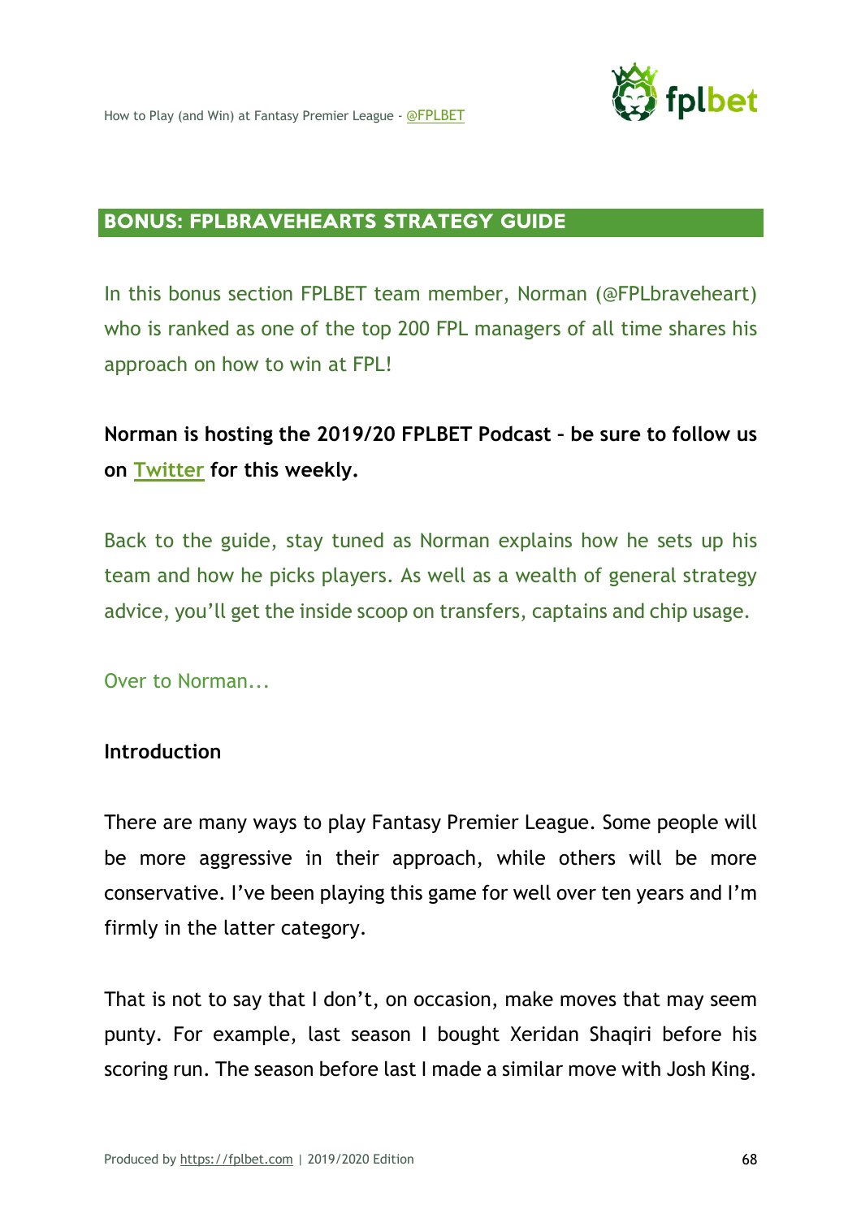## BONUS: FPLBRAVEHEARTS STRATEGY GUIDE

In this bonus section FPLBET team member, Norman (@FPLbraveheart) who is ranked as one of the top 200 FPL managers of all time shares his approach on how to win at FPL!

**Norman is hosting the 2019/20 FPLBET Podcast – be sure to follow us on [Twitter](#) for this weekly.**

Back to the guide, stay tuned as Norman explains how he sets up his team and how he picks players. As well as a wealth of general strategy advice, you'll get the inside scoop on transfers, captains and chip usage.

Over to Norman...

### Introduction

There are many ways to play Fantasy Premier League. Some people will be more aggressive in their approach, while others will be more conservative. I've been playing this game for well over ten years and I'm firmly in the latter category.

That is not to say that I don't, on occasion, make moves that may seem punty. For example, last season I bought Xeridan Shaqiri before his scoring run. The season before last I made a similar move with Josh King.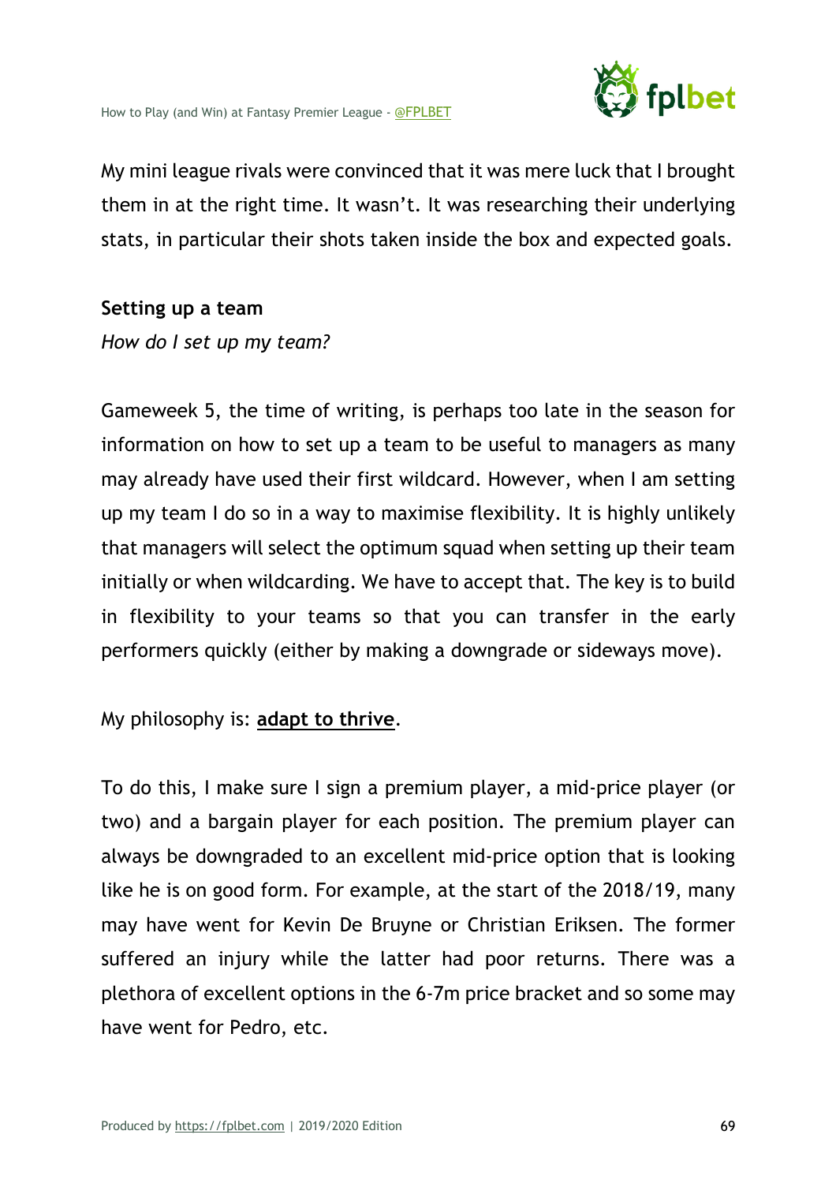My mini league rivals were convinced that it was mere luck that I brought them in at the right time. It wasn't. It was researching their underlying stats, in particular their shots taken inside the box and expected goals.

**Setting up a team**

*How do I set up my team?*

Gameweek 5, the time of writing, is perhaps too late in the season for information on how to set up a team to be useful to managers as many may already have used their first wildcard. However, when I am setting up my team I do so in a way to maximise flexibility. It is highly unlikely that managers will select the optimum squad when setting up their team initially or when wildcarding. We have to accept that. The key is to build in flexibility to your teams so that you can transfer in the early performers quickly (either by making a downgrade or sideways move).

My philosophy is: **adapt to thrive**.

To do this, I make sure I sign a premium player, a mid-price player (or two) and a bargain player for each position. The premium player can always be downgraded to an excellent mid-price option that is looking like he is on good form. For example, at the start of the 2018/19, many may have went for Kevin De Bruyne or Christian Eriksen. The former suffered an injury while the latter had poor returns. There was a plethora of excellent options in the 6-7m price bracket and so some may have went for Pedro, etc.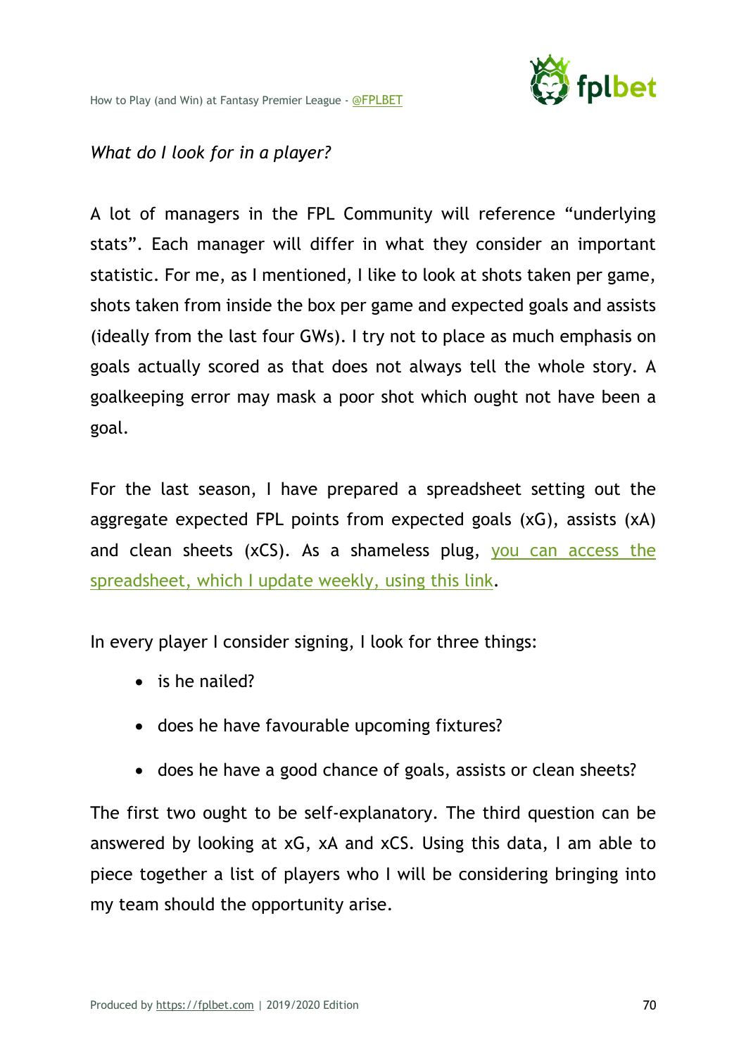*What do I look for in a player?*

A lot of managers in the FPL Community will reference "underlying stats". Each manager will differ in what they consider an important statistic. For me, as I mentioned, I like to look at shots taken per game, shots taken from inside the box per game and expected goals and assists (ideally from the last four GWs). I try not to place as much emphasis on goals actually scored as that does not always tell the whole story. A goalkeeping error may mask a poor shot which ought not have been a goal.

For the last season, I have prepared a spreadsheet setting out the aggregate expected FPL points from expected goals (xG), assists (xA) and clean sheets (xCS). As a shameless plug, you can access the spreadsheet, which I update weekly, using this link.

In every player I consider signing, I look for three things:

- is he nailed?
- does he have favourable upcoming fixtures?
- does he have a good chance of goals, assists or clean sheets?

The first two ought to be self-explanatory. The third question can be answered by looking at xG, xA and xCS. Using this data, I am able to piece together a list of players who I will be considering bringing into my team should the opportunity arise.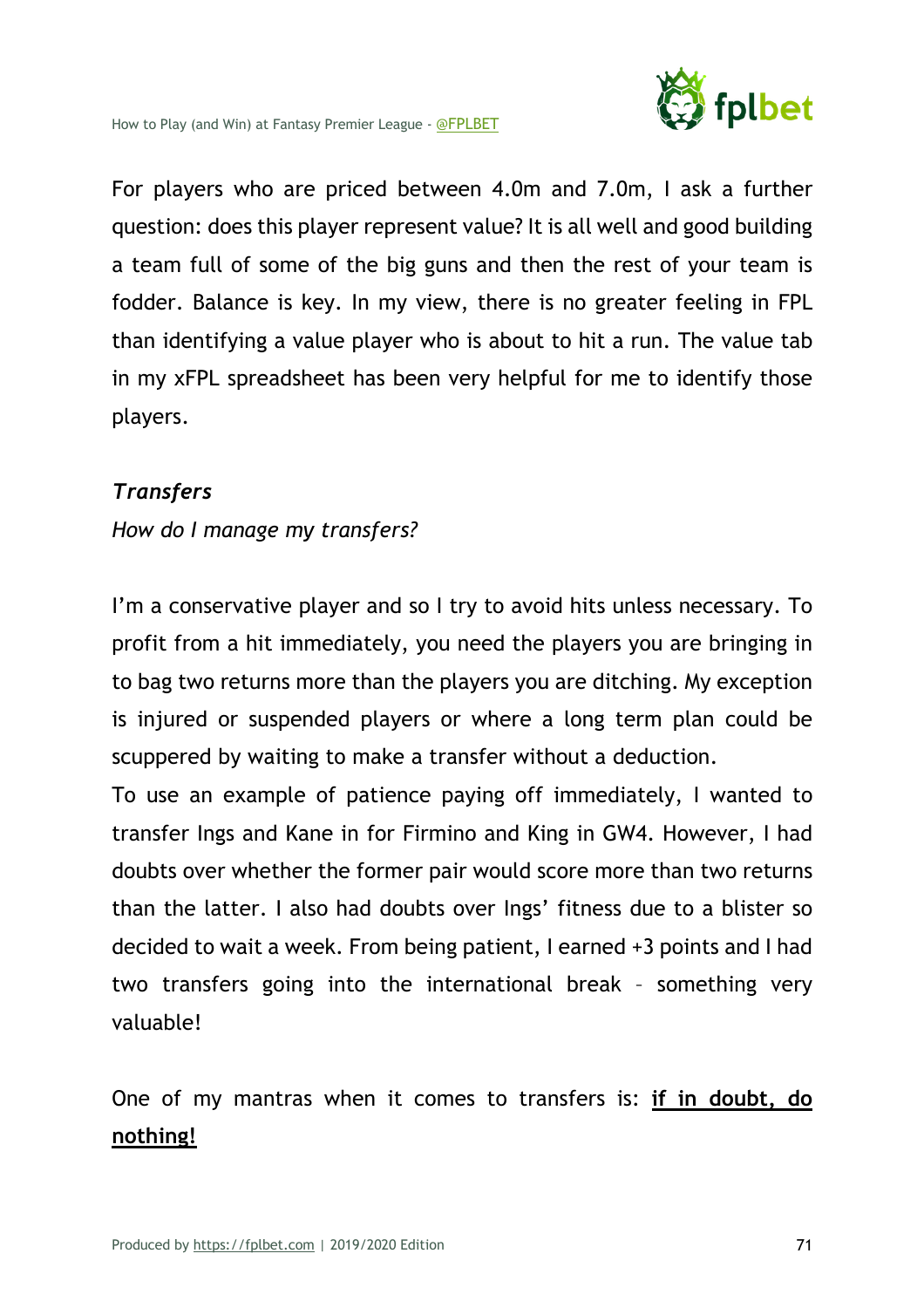For players who are priced between 4.0m and 7.0m, I ask a further question: does this player represent value? It is all well and good building a team full of some of the big guns and then the rest of your team is fodder. Balance is key. In my view, there is no greater feeling in FPL than identifying a value player who is about to hit a run. The value tab in my xFPL spreadsheet has been very helpful for me to identify those players.

### *Transfers*

*How do I manage my transfers?*

I'm a conservative player and so I try to avoid hits unless necessary. To profit from a hit immediately, you need the players you are bringing in to bag two returns more than the players you are ditching. My exception is injured or suspended players or where a long term plan could be scuppered by waiting to make a transfer without a deduction.

To use an example of patience paying off immediately, I wanted to transfer Ings and Kane in for Firmino and King in GW4. However, I had doubts over whether the former pair would score more than two returns than the latter. I also had doubts over Ings' fitness due to a blister so decided to wait a week. From being patient, I earned +3 points and I had two transfers going into the international break – something very valuable!

One of my mantras when it comes to transfers is: **if in doubt, do nothing!**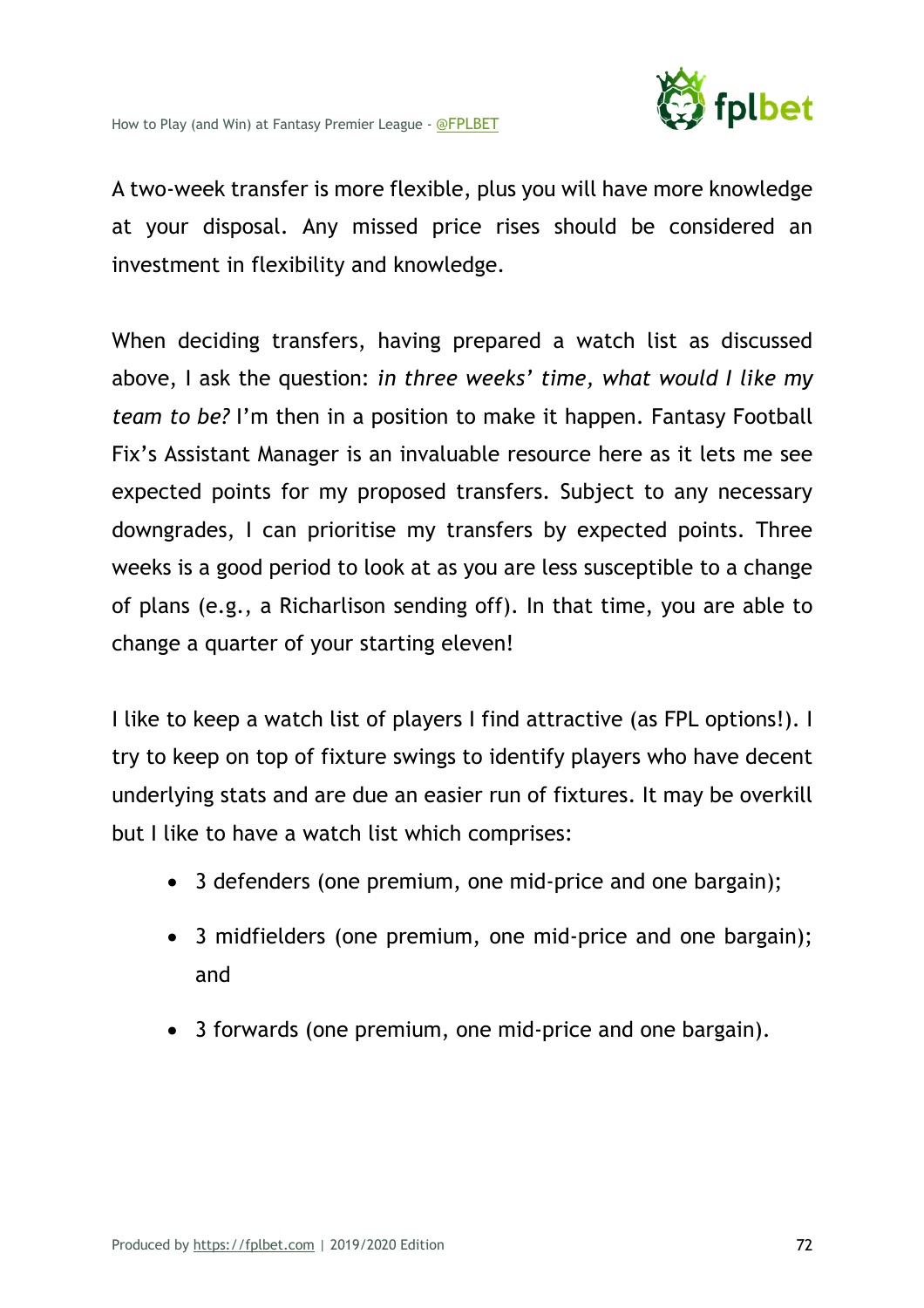A two-week transfer is more flexible, plus you will have more knowledge at your disposal. Any missed price rises should be considered an investment in flexibility and knowledge.

When deciding transfers, having prepared a watch list as discussed above, I ask the question: *in three weeks' time, what would I like my team to be?* I'm then in a position to make it happen. Fantasy Football Fix's Assistant Manager is an invaluable resource here as it lets me see expected points for my proposed transfers. Subject to any necessary downgrades, I can prioritise my transfers by expected points. Three weeks is a good period to look at as you are less susceptible to a change of plans (e.g., a Richarlison sending off). In that time, you are able to change a quarter of your starting eleven!

I like to keep a watch list of players I find attractive (as FPL options!). I try to keep on top of fixture swings to identify players who have decent underlying stats and are due an easier run of fixtures. It may be overkill but I like to have a watch list which comprises:

- 3 defenders (one premium, one mid-price and one bargain);
- 3 midfielders (one premium, one mid-price and one bargain); and
- 3 forwards (one premium, one mid-price and one bargain).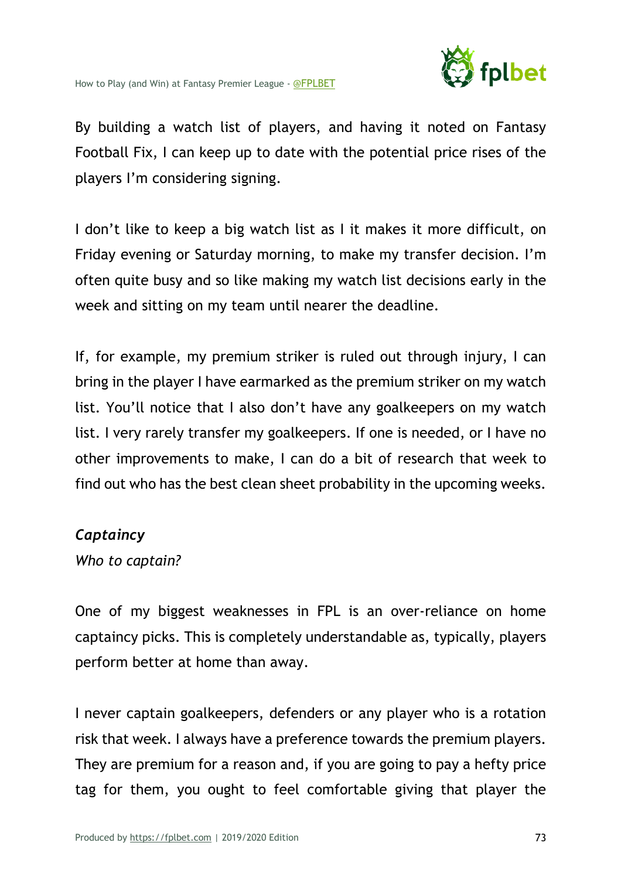By building a watch list of players, and having it noted on Fantasy Football Fix, I can keep up to date with the potential price rises of the players I'm considering signing.

I don't like to keep a big watch list as I it makes it more difficult, on Friday evening or Saturday morning, to make my transfer decision. I'm often quite busy and so like making my watch list decisions early in the week and sitting on my team until nearer the deadline.

If, for example, my premium striker is ruled out through injury, I can bring in the player I have earmarked as the premium striker on my watch list. You'll notice that I also don't have any goalkeepers on my watch list. I very rarely transfer my goalkeepers. If one is needed, or I have no other improvements to make, I can do a bit of research that week to find out who has the best clean sheet probability in the upcoming weeks.

***Captaincy***

*Who to captain?*

One of my biggest weaknesses in FPL is an over-reliance on home captaincy picks. This is completely understandable as, typically, players perform better at home than away.

I never captain goalkeepers, defenders or any player who is a rotation risk that week. I always have a preference towards the premium players. They are premium for a reason and, if you are going to pay a hefty price tag for them, you ought to feel comfortable giving that player the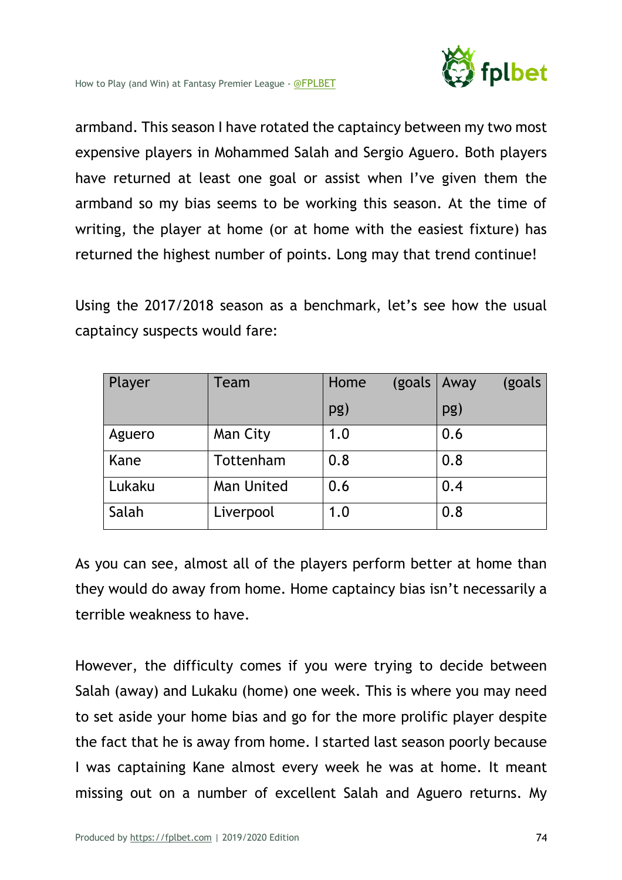armband. This season I have rotated the captaincy between my two most expensive players in Mohammed Salah and Sergio Aguero. Both players have returned at least one goal or assist when I've given them the armband so my bias seems to be working this season. At the time of writing, the player at home (or at home with the easiest fixture) has returned the highest number of points. Long may that trend continue!

Using the 2017/2018 season as a benchmark, let's see how the usual captaincy suspects would fare:

| Player | Team | Home (goals pg) | Away (goals pg) |
|---|---|---|---|
| Aguero | Man City | 1.0 | 0.6 |
| Kane | Tottenham | 0.8 | 0.8 |
| Lukaku | Man United | 0.6 | 0.4 |
| Salah | Liverpool | 1.0 | 0.8 |

As you can see, almost all of the players perform better at home than they would do away from home. Home captaincy bias isn't necessarily a terrible weakness to have.

However, the difficulty comes if you were trying to decide between Salah (away) and Lukaku (home) one week. This is where you may need to set aside your home bias and go for the more prolific player despite the fact that he is away from home. I started last season poorly because I was captaining Kane almost every week he was at home. It meant missing out on a number of excellent Salah and Aguero returns. My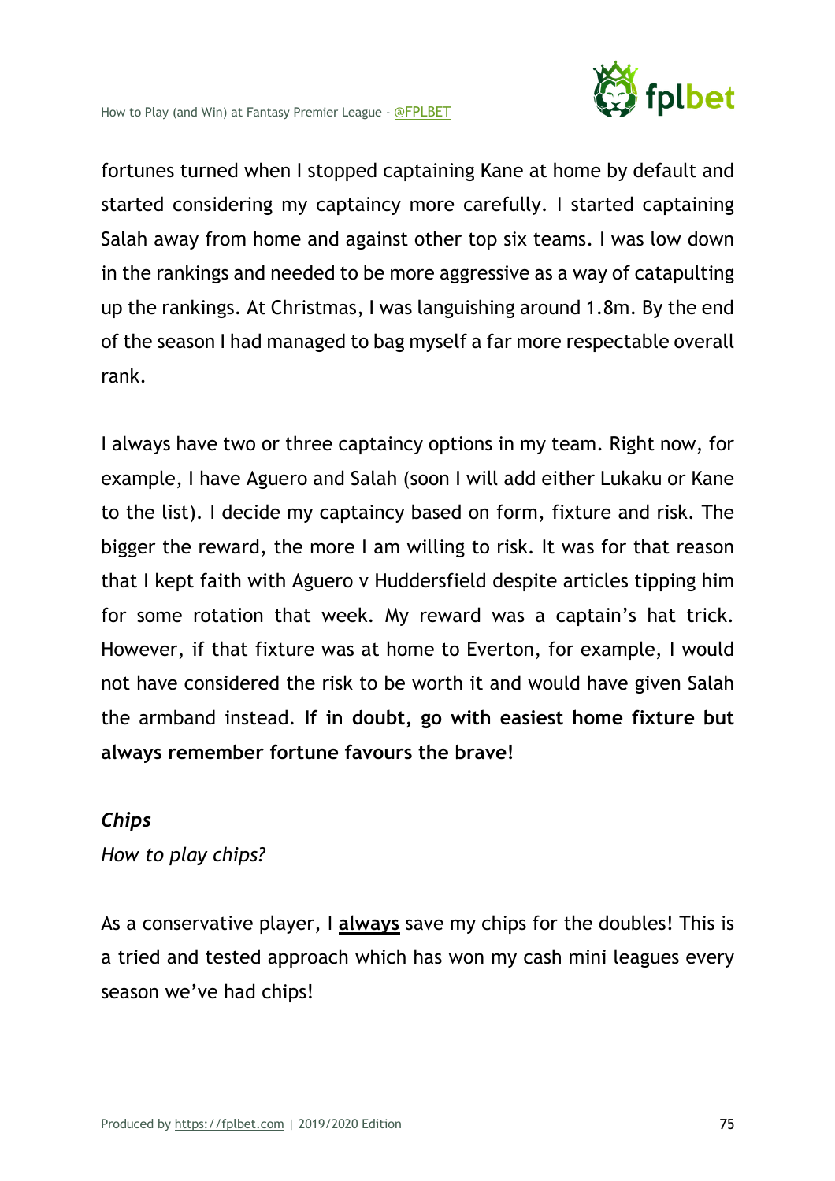fortunes turned when I stopped captaining Kane at home by default and started considering my captaincy more carefully. I started captaining Salah away from home and against other top six teams. I was low down in the rankings and needed to be more aggressive as a way of catapulting up the rankings. At Christmas, I was languishing around 1.8m. By the end of the season I had managed to bag myself a far more respectable overall rank.

I always have two or three captaincy options in my team. Right now, for example, I have Aguero and Salah (soon I will add either Lukaku or Kane to the list). I decide my captaincy based on form, fixture and risk. The bigger the reward, the more I am willing to risk. It was for that reason that I kept faith with Aguero v Huddersfield despite articles tipping him for some rotation that week. My reward was a captain's hat trick. However, if that fixture was at home to Everton, for example, I would not have considered the risk to be worth it and would have given Salah the armband instead. **If in doubt, go with easiest home fixture but always remember fortune favours the brave!**

### *Chips*

*How to play chips?*

As a conservative player, I <u>**always**</u> save my chips for the doubles! This is a tried and tested approach which has won my cash mini leagues every season we've had chips!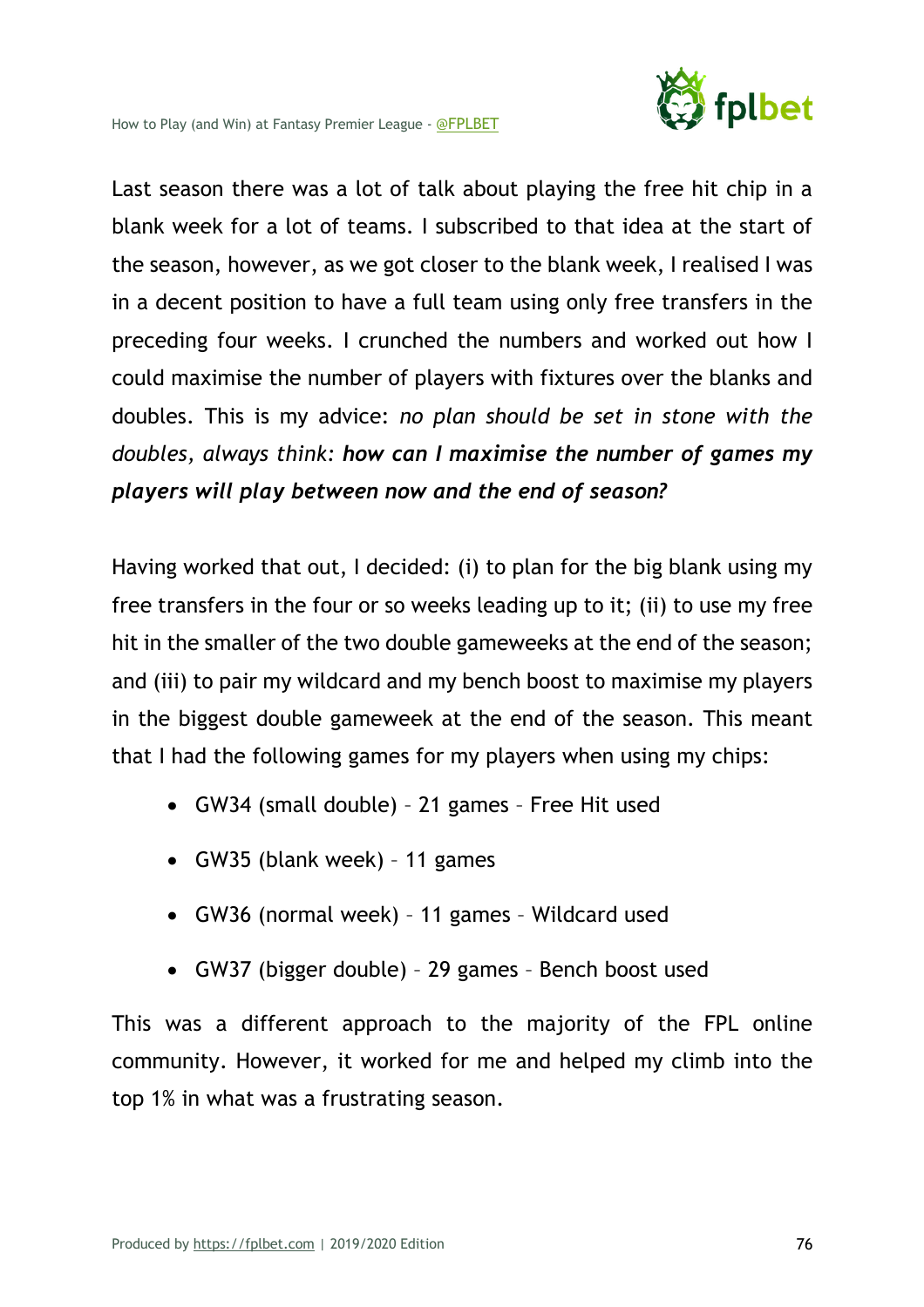Last season there was a lot of talk about playing the free hit chip in a blank week for a lot of teams. I subscribed to that idea at the start of the season, however, as we got closer to the blank week, I realised I was in a decent position to have a full team using only free transfers in the preceding four weeks. I crunched the numbers and worked out how I could maximise the number of players with fixtures over the blanks and doubles. This is my advice: *no plan should be set in stone with the doubles, always think:* ***how can I maximise the number of games my players will play between now and the end of season?***

Having worked that out, I decided: (i) to plan for the big blank using my free transfers in the four or so weeks leading up to it; (ii) to use my free hit in the smaller of the two double gameweeks at the end of the season; and (iii) to pair my wildcard and my bench boost to maximise my players in the biggest double gameweek at the end of the season. This meant that I had the following games for my players when using my chips:

- GW34 (small double) – 21 games – Free Hit used
- GW35 (blank week) – 11 games
- GW36 (normal week) – 11 games – Wildcard used
- GW37 (bigger double) – 29 games – Bench boost used

This was a different approach to the majority of the FPL online community. However, it worked for me and helped my climb into the top 1% in what was a frustrating season.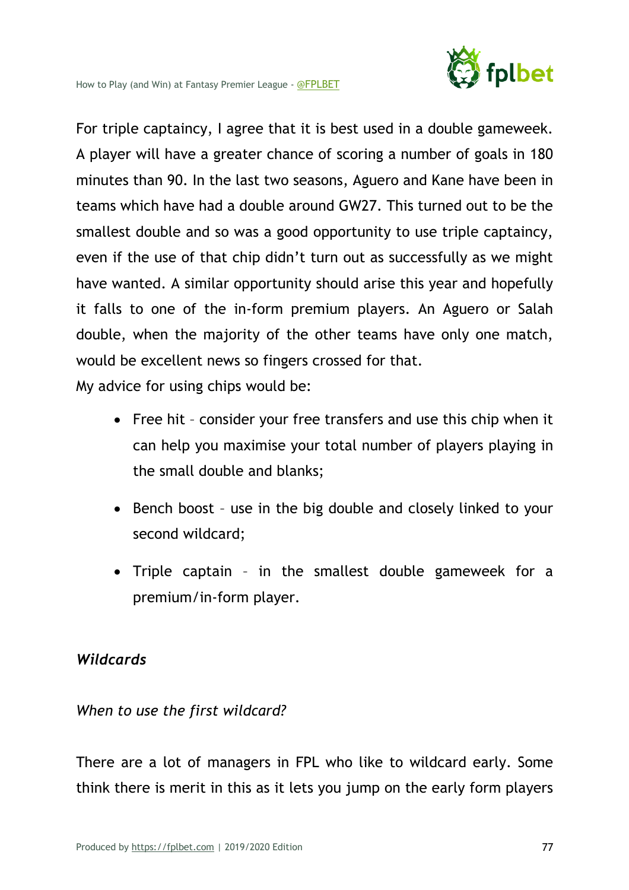For triple captaincy, I agree that it is best used in a double gameweek. A player will have a greater chance of scoring a number of goals in 180 minutes than 90. In the last two seasons, Aguero and Kane have been in teams which have had a double around GW27. This turned out to be the smallest double and so was a good opportunity to use triple captaincy, even if the use of that chip didn't turn out as successfully as we might have wanted. A similar opportunity should arise this year and hopefully it falls to one of the in-form premium players. An Aguero or Salah double, when the majority of the other teams have only one match, would be excellent news so fingers crossed for that.

My advice for using chips would be:

- Free hit – consider your free transfers and use this chip when it can help you maximise your total number of players playing in the small double and blanks;
- Bench boost – use in the big double and closely linked to your second wildcard;
- Triple captain – in the smallest double gameweek for a premium/in-form player.

### *Wildcards*

#### *When to use the first wildcard?*

There are a lot of managers in FPL who like to wildcard early. Some think there is merit in this as it lets you jump on the early form players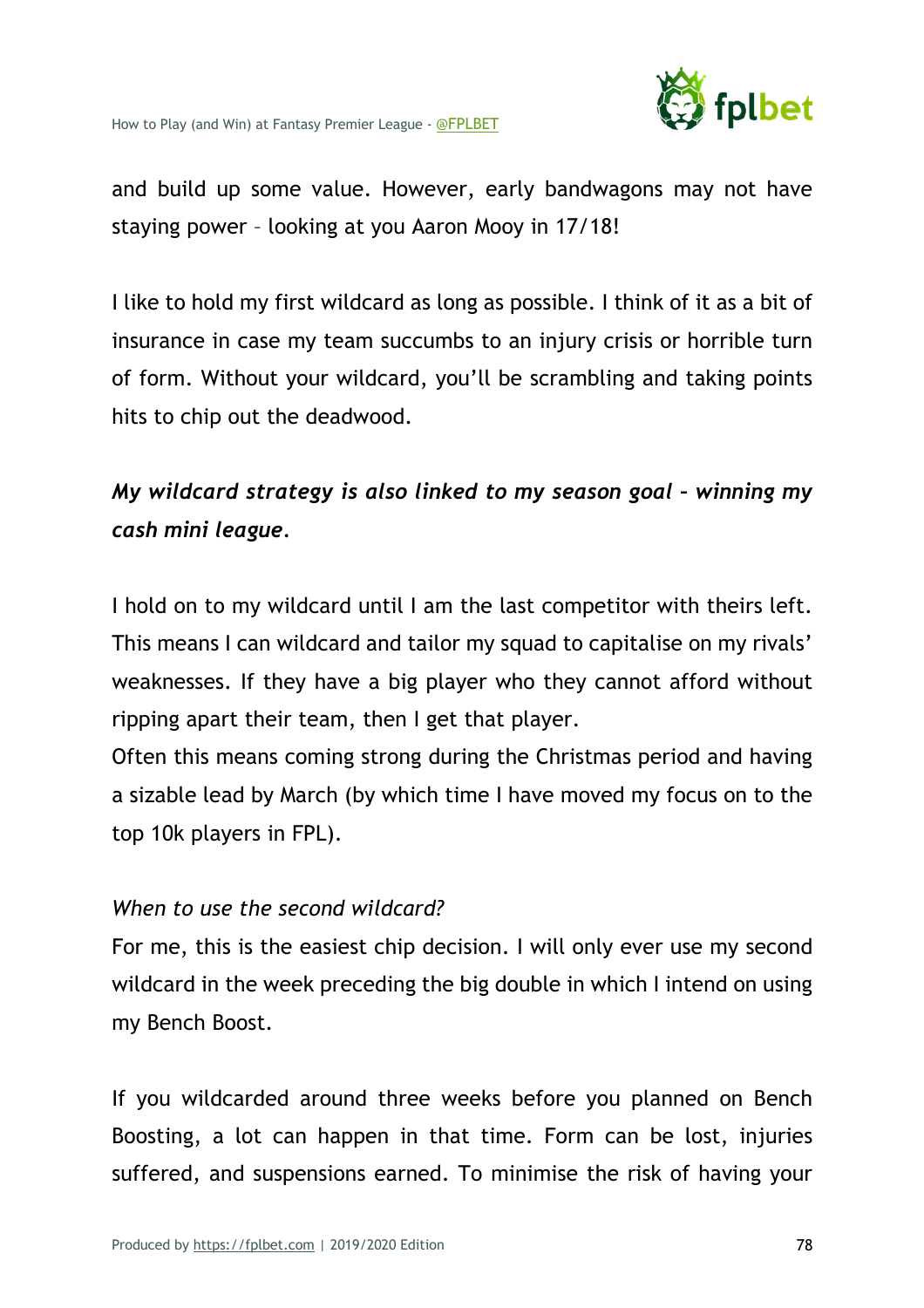and build up some value. However, early bandwagons may not have staying power – looking at you Aaron Mooy in 17/18!

I like to hold my first wildcard as long as possible. I think of it as a bit of insurance in case my team succumbs to an injury crisis or horrible turn of form. Without your wildcard, you'll be scrambling and taking points hits to chip out the deadwood.

***My wildcard strategy is also linked to my season goal – winning my cash mini league.***

I hold on to my wildcard until I am the last competitor with theirs left. This means I can wildcard and tailor my squad to capitalise on my rivals' weaknesses. If they have a big player who they cannot afford without ripping apart their team, then I get that player.
Often this means coming strong during the Christmas period and having a sizable lead by March (by which time I have moved my focus on to the top 10k players in FPL).

*When to use the second wildcard?*
For me, this is the easiest chip decision. I will only ever use my second wildcard in the week preceding the big double in which I intend on using my Bench Boost.

If you wildcarded around three weeks before you planned on Bench Boosting, a lot can happen in that time. Form can be lost, injuries suffered, and suspensions earned. To minimise the risk of having your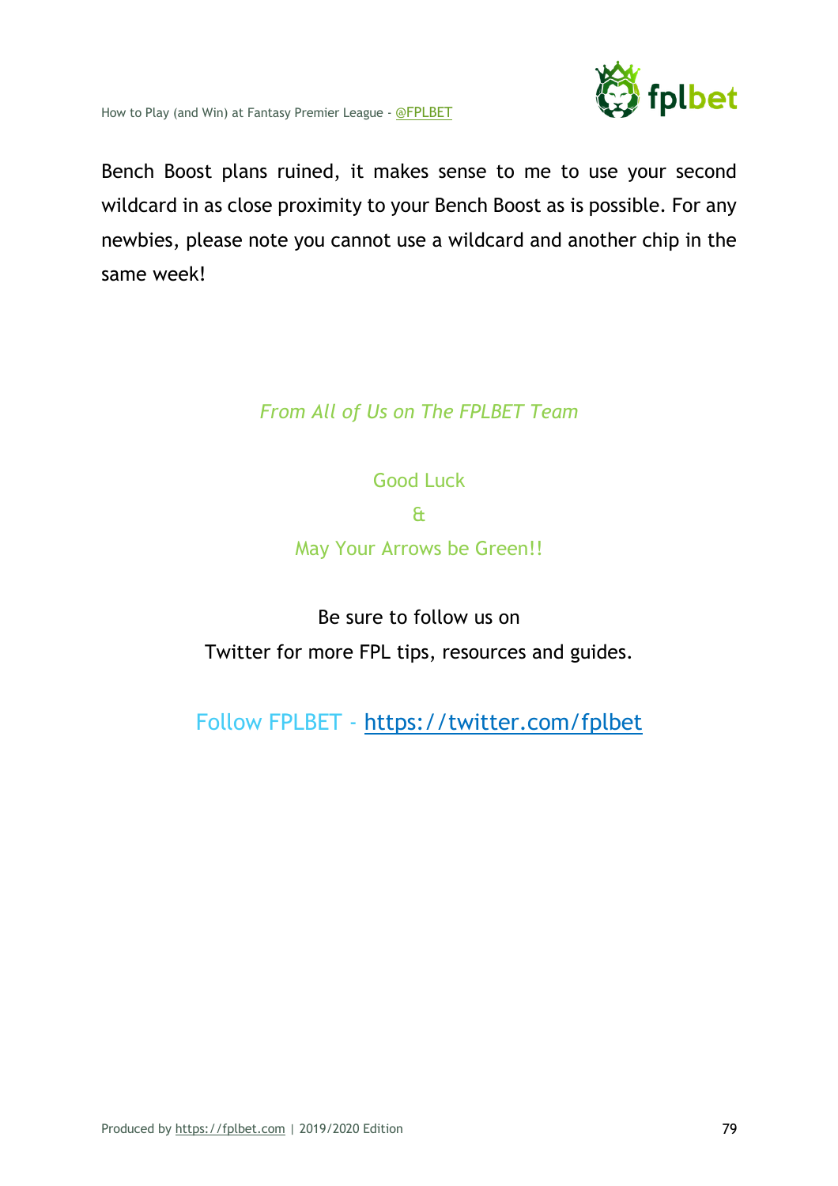Bench Boost plans ruined, it makes sense to me to use your second wildcard in as close proximity to your Bench Boost as is possible. For any newbies, please note you cannot use a wildcard and another chip in the same week!

*From All of Us on The FPLBET Team*

Good Luck

&

May Your Arrows be Green!!

Be sure to follow us on

Twitter for more FPL tips, resources and guides.

Follow FPLBET - https://twitter.com/fplbet